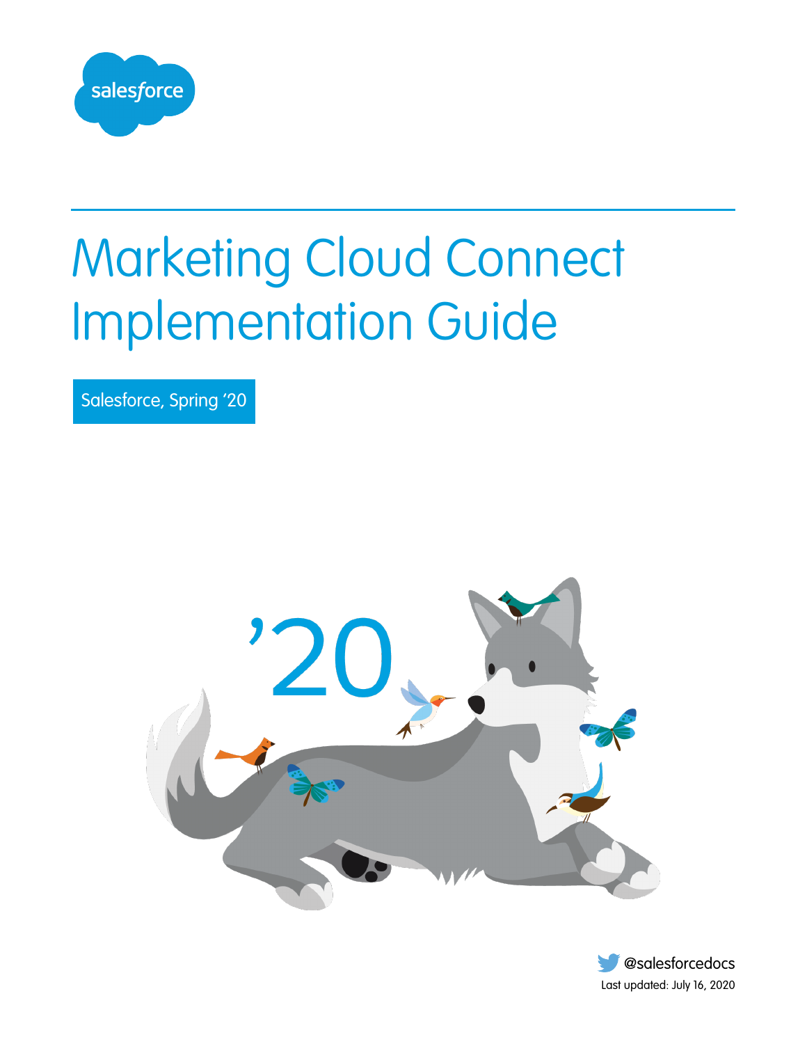salesforce

# Marketing Cloud Connect Implementation Guide

Salesforce, Spring '20

@salesforcedocs

Last updated: July 16, 2020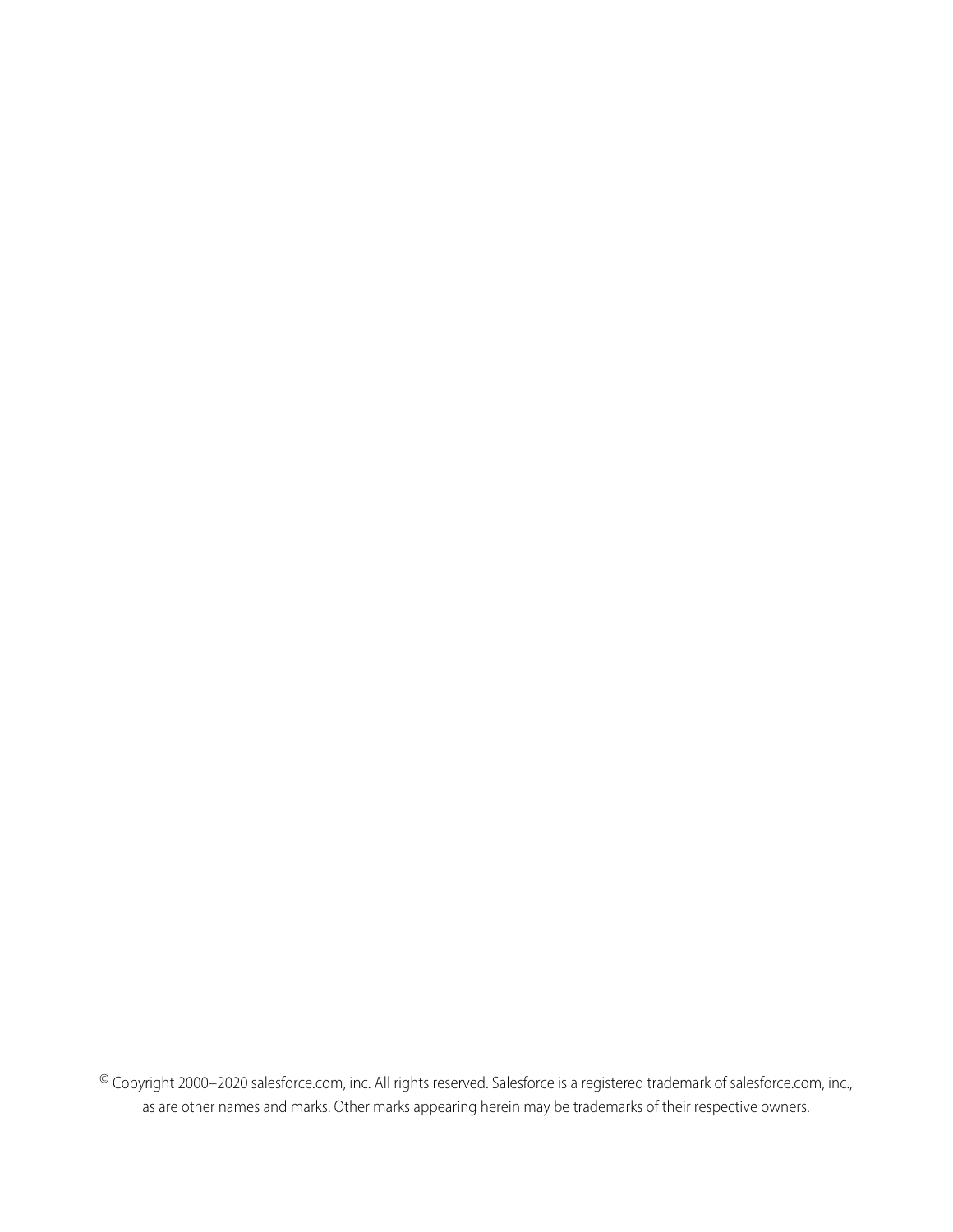© Copyright 2000–2020 salesforce.com, inc. All rights reserved. Salesforce is a registered trademark of salesforce.com, inc., as are other names and marks. Other marks appearing herein may be trademarks of their respective owners.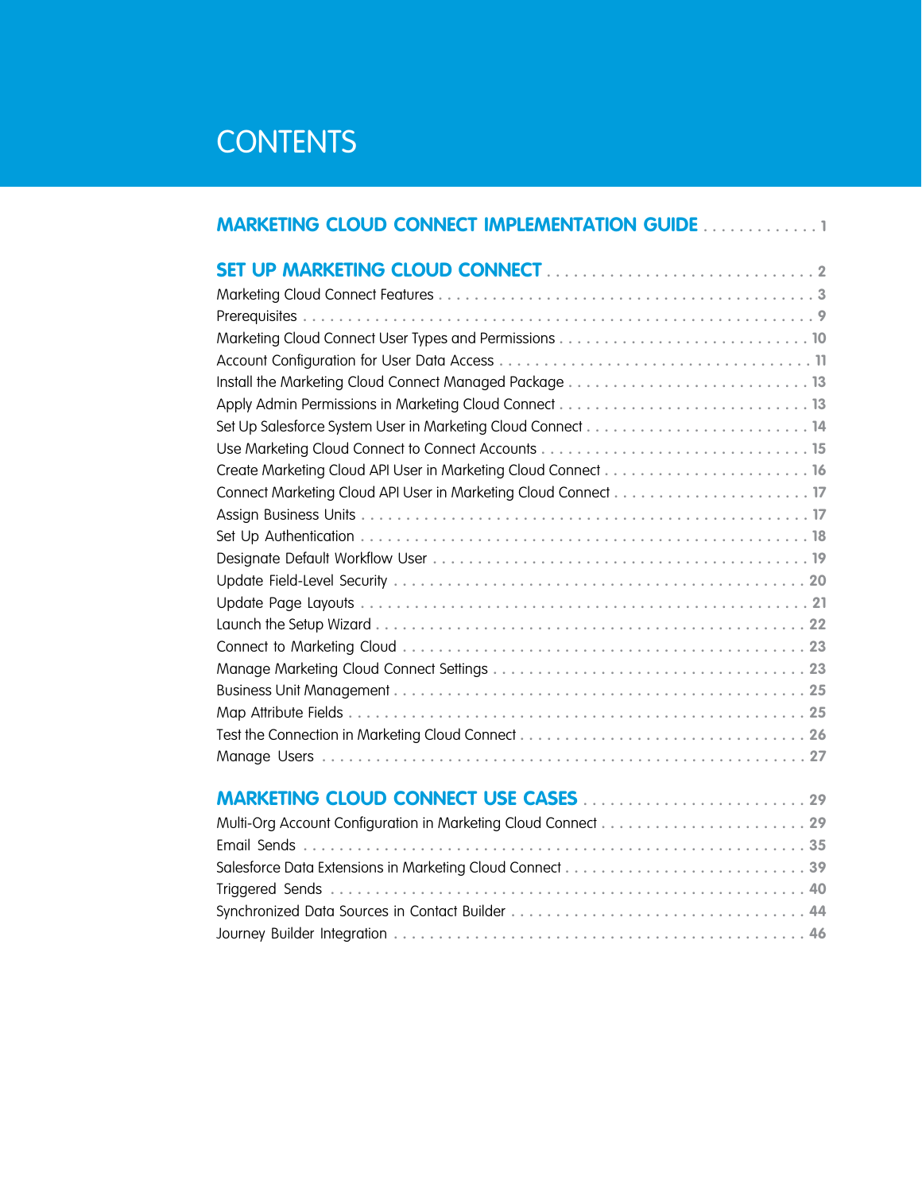# CONTENTS

**MARKETING CLOUD CONNECT IMPLEMENTATION GUIDE** . . . . . . . . . . . . . 1

**SET UP MARKETING CLOUD CONNECT** . . . . . . . . . . . . . . . . . . . . . . . . . . . . . 2

Marketing Cloud Connect Features . . . . . . . . . . . . . . . . . . . . . . . . . . . . . . . . . . . . . . . . 3
Prerequisites . . . . . . . . . . . . . . . . . . . . . . . . . . . . . . . . . . . . . . . . . . . . . . . . . . . . . . . 9
Marketing Cloud Connect User Types and Permissions . . . . . . . . . . . . . . . . . . . . . . . . . . . . 10
Account Configuration for User Data Access . . . . . . . . . . . . . . . . . . . . . . . . . . . . . . . . . . 11
Install the Marketing Cloud Connect Managed Package . . . . . . . . . . . . . . . . . . . . . . . . . . . 13
Apply Admin Permissions in Marketing Cloud Connect . . . . . . . . . . . . . . . . . . . . . . . . . . . . 13
Set Up Salesforce System User in Marketing Cloud Connect . . . . . . . . . . . . . . . . . . . . . . . . . 14
Use Marketing Cloud Connect to Connect Accounts . . . . . . . . . . . . . . . . . . . . . . . . . . . . . . 15
Create Marketing Cloud API User in Marketing Cloud Connect . . . . . . . . . . . . . . . . . . . . . . . 16
Connect Marketing Cloud API User in Marketing Cloud Connect . . . . . . . . . . . . . . . . . . . . . . 17
Assign Business Units . . . . . . . . . . . . . . . . . . . . . . . . . . . . . . . . . . . . . . . . . . . . . . . . . 17
Set Up Authentication . . . . . . . . . . . . . . . . . . . . . . . . . . . . . . . . . . . . . . . . . . . . . . . . . 18
Designate Default Workflow User . . . . . . . . . . . . . . . . . . . . . . . . . . . . . . . . . . . . . . . . . . 19
Update Field-Level Security . . . . . . . . . . . . . . . . . . . . . . . . . . . . . . . . . . . . . . . . . . . . . . 20
Update Page Layouts . . . . . . . . . . . . . . . . . . . . . . . . . . . . . . . . . . . . . . . . . . . . . . . . . . 21
Launch the Setup Wizard . . . . . . . . . . . . . . . . . . . . . . . . . . . . . . . . . . . . . . . . . . . . . . . 22
Connect to Marketing Cloud . . . . . . . . . . . . . . . . . . . . . . . . . . . . . . . . . . . . . . . . . . . . . 23
Manage Marketing Cloud Connect Settings . . . . . . . . . . . . . . . . . . . . . . . . . . . . . . . . . . . 23
Business Unit Management . . . . . . . . . . . . . . . . . . . . . . . . . . . . . . . . . . . . . . . . . . . . . . 25
Map Attribute Fields . . . . . . . . . . . . . . . . . . . . . . . . . . . . . . . . . . . . . . . . . . . . . . . . . . . 25
Test the Connection in Marketing Cloud Connect . . . . . . . . . . . . . . . . . . . . . . . . . . . . . . . . 26
Manage Users . . . . . . . . . . . . . . . . . . . . . . . . . . . . . . . . . . . . . . . . . . . . . . . . . . . . . . . 27

**MARKETING CLOUD CONNECT USE CASES** . . . . . . . . . . . . . . . . . . . . . . . . . 29

Multi-Org Account Configuration in Marketing Cloud Connect . . . . . . . . . . . . . . . . . . . . . . . 29
Email Sends . . . . . . . . . . . . . . . . . . . . . . . . . . . . . . . . . . . . . . . . . . . . . . . . . . . . . . . . 35
Salesforce Data Extensions in Marketing Cloud Connect . . . . . . . . . . . . . . . . . . . . . . . . . . . 39
Triggered Sends . . . . . . . . . . . . . . . . . . . . . . . . . . . . . . . . . . . . . . . . . . . . . . . . . . . . . . 40
Synchronized Data Sources in Contact Builder . . . . . . . . . . . . . . . . . . . . . . . . . . . . . . . . . 44
Journey Builder Integration . . . . . . . . . . . . . . . . . . . . . . . . . . . . . . . . . . . . . . . . . . . . . . 46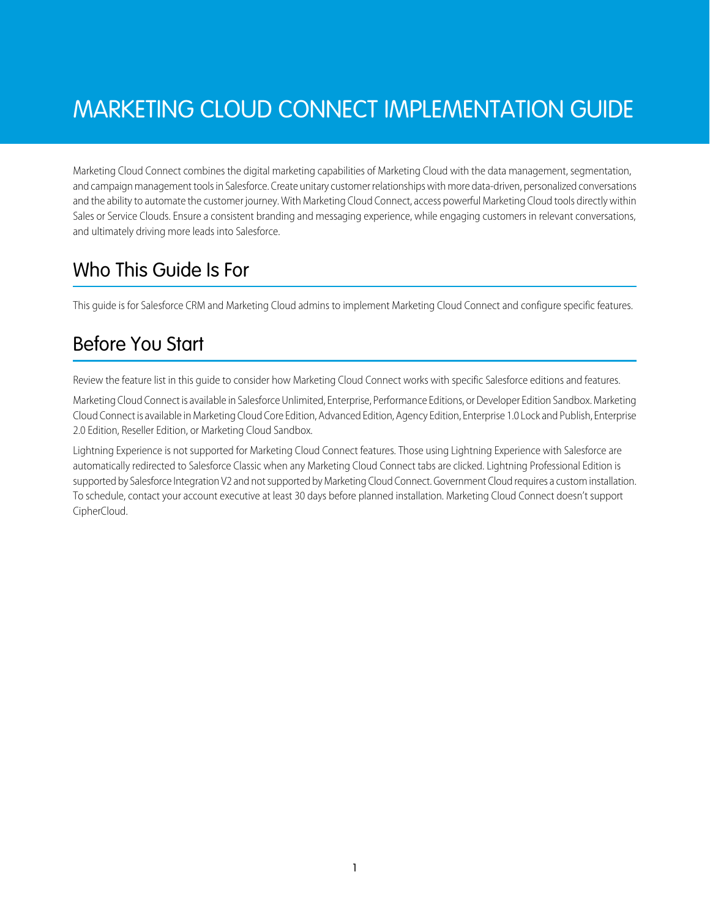# MARKETING CLOUD CONNECT IMPLEMENTATION GUIDE

Marketing Cloud Connect combines the digital marketing capabilities of Marketing Cloud with the data management, segmentation, and campaign management tools in Salesforce. Create unitary customer relationships with more data-driven, personalized conversations and the ability to automate the customer journey. With Marketing Cloud Connect, access powerful Marketing Cloud tools directly within Sales or Service Clouds. Ensure a consistent branding and messaging experience, while engaging customers in relevant conversations, and ultimately driving more leads into Salesforce.

## Who This Guide Is For

This guide is for Salesforce CRM and Marketing Cloud admins to implement Marketing Cloud Connect and configure specific features.

## Before You Start

Review the feature list in this guide to consider how Marketing Cloud Connect works with specific Salesforce editions and features.

Marketing Cloud Connect is available in Salesforce Unlimited, Enterprise, Performance Editions, or Developer Edition Sandbox. Marketing Cloud Connect is available in Marketing Cloud Core Edition, Advanced Edition, Agency Edition, Enterprise 1.0 Lock and Publish, Enterprise 2.0 Edition, Reseller Edition, or Marketing Cloud Sandbox.

Lightning Experience is not supported for Marketing Cloud Connect features. Those using Lightning Experience with Salesforce are automatically redirected to Salesforce Classic when any Marketing Cloud Connect tabs are clicked. Lightning Professional Edition is supported by Salesforce Integration V2 and not supported by Marketing Cloud Connect. Government Cloud requires a custom installation. To schedule, contact your account executive at least 30 days before planned installation. Marketing Cloud Connect doesn't support CipherCloud.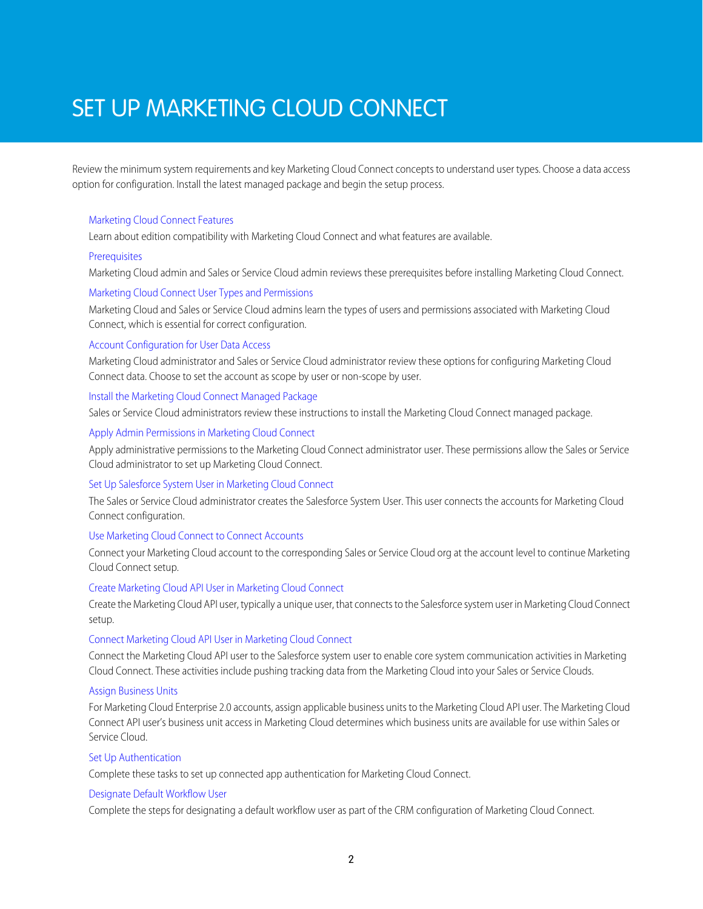# SET UP MARKETING CLOUD CONNECT

Review the minimum system requirements and key Marketing Cloud Connect concepts to understand user types. Choose a data access option for configuration. Install the latest managed package and begin the setup process.

Marketing Cloud Connect Features

Learn about edition compatibility with Marketing Cloud Connect and what features are available.

Prerequisites

Marketing Cloud admin and Sales or Service Cloud admin reviews these prerequisites before installing Marketing Cloud Connect.

Marketing Cloud Connect User Types and Permissions

Marketing Cloud and Sales or Service Cloud admins learn the types of users and permissions associated with Marketing Cloud Connect, which is essential for correct configuration.

Account Configuration for User Data Access

Marketing Cloud administrator and Sales or Service Cloud administrator review these options for configuring Marketing Cloud Connect data. Choose to set the account as scope by user or non-scope by user.

Install the Marketing Cloud Connect Managed Package

Sales or Service Cloud administrators review these instructions to install the Marketing Cloud Connect managed package.

Apply Admin Permissions in Marketing Cloud Connect

Apply administrative permissions to the Marketing Cloud Connect administrator user. These permissions allow the Sales or Service Cloud administrator to set up Marketing Cloud Connect.

Set Up Salesforce System User in Marketing Cloud Connect

The Sales or Service Cloud administrator creates the Salesforce System User. This user connects the accounts for Marketing Cloud Connect configuration.

Use Marketing Cloud Connect to Connect Accounts

Connect your Marketing Cloud account to the corresponding Sales or Service Cloud org at the account level to continue Marketing Cloud Connect setup.

Create Marketing Cloud API User in Marketing Cloud Connect

Create the Marketing Cloud API user, typically a unique user, that connects to the Salesforce system user in Marketing Cloud Connect setup.

Connect Marketing Cloud API User in Marketing Cloud Connect

Connect the Marketing Cloud API user to the Salesforce system user to enable core system communication activities in Marketing Cloud Connect. These activities include pushing tracking data from the Marketing Cloud into your Sales or Service Clouds.

Assign Business Units

For Marketing Cloud Enterprise 2.0 accounts, assign applicable business units to the Marketing Cloud API user. The Marketing Cloud Connect API user's business unit access in Marketing Cloud determines which business units are available for use within Sales or Service Cloud.

Set Up Authentication

Complete these tasks to set up connected app authentication for Marketing Cloud Connect.

Designate Default Workflow User

Complete the steps for designating a default workflow user as part of the CRM configuration of Marketing Cloud Connect.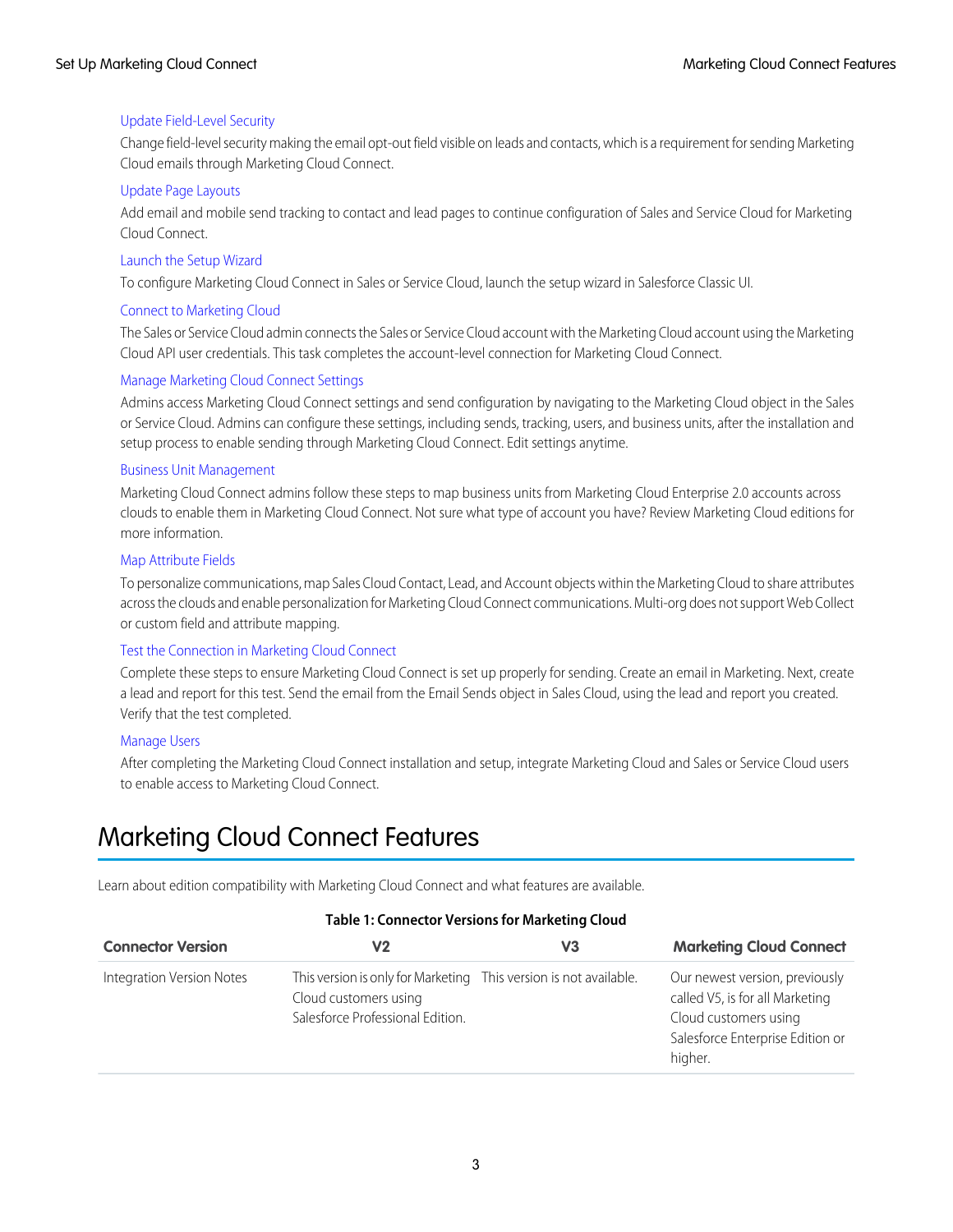[Update Field-Level Security](#)

Change field-level security making the email opt-out field visible on leads and contacts, which is a requirement for sending Marketing Cloud emails through Marketing Cloud Connect.

[Update Page Layouts](#)

Add email and mobile send tracking to contact and lead pages to continue configuration of Sales and Service Cloud for Marketing Cloud Connect.

[Launch the Setup Wizard](#)

To configure Marketing Cloud Connect in Sales or Service Cloud, launch the setup wizard in Salesforce Classic UI.

[Connect to Marketing Cloud](#)

The Sales or Service Cloud admin connects the Sales or Service Cloud account with the Marketing Cloud account using the Marketing Cloud API user credentials. This task completes the account-level connection for Marketing Cloud Connect.

[Manage Marketing Cloud Connect Settings](#)

Admins access Marketing Cloud Connect settings and send configuration by navigating to the Marketing Cloud object in the Sales or Service Cloud. Admins can configure these settings, including sends, tracking, users, and business units, after the installation and setup process to enable sending through Marketing Cloud Connect. Edit settings anytime.

[Business Unit Management](#)

Marketing Cloud Connect admins follow these steps to map business units from Marketing Cloud Enterprise 2.0 accounts across clouds to enable them in Marketing Cloud Connect. Not sure what type of account you have? Review Marketing Cloud editions for more information.

[Map Attribute Fields](#)

To personalize communications, map Sales Cloud Contact, Lead, and Account objects within the Marketing Cloud to share attributes across the clouds and enable personalization for Marketing Cloud Connect communications. Multi-org does not support Web Collect or custom field and attribute mapping.

[Test the Connection in Marketing Cloud Connect](#)

Complete these steps to ensure Marketing Cloud Connect is set up properly for sending. Create an email in Marketing. Next, create a lead and report for this test. Send the email from the Email Sends object in Sales Cloud, using the lead and report you created. Verify that the test completed.

[Manage Users](#)

After completing the Marketing Cloud Connect installation and setup, integrate Marketing Cloud and Sales or Service Cloud users to enable access to Marketing Cloud Connect.

# Marketing Cloud Connect Features

Learn about edition compatibility with Marketing Cloud Connect and what features are available.

**Table 1: Connector Versions for Marketing Cloud**

| Connector Version | V2 | V3 | Marketing Cloud Connect |
|---|---|---|---|
| Integration Version Notes | This version is only for Marketing Cloud customers using Salesforce Professional Edition. | This version is not available. | Our newest version, previously called V5, is for all Marketing Cloud customers using Salesforce Enterprise Edition or higher. |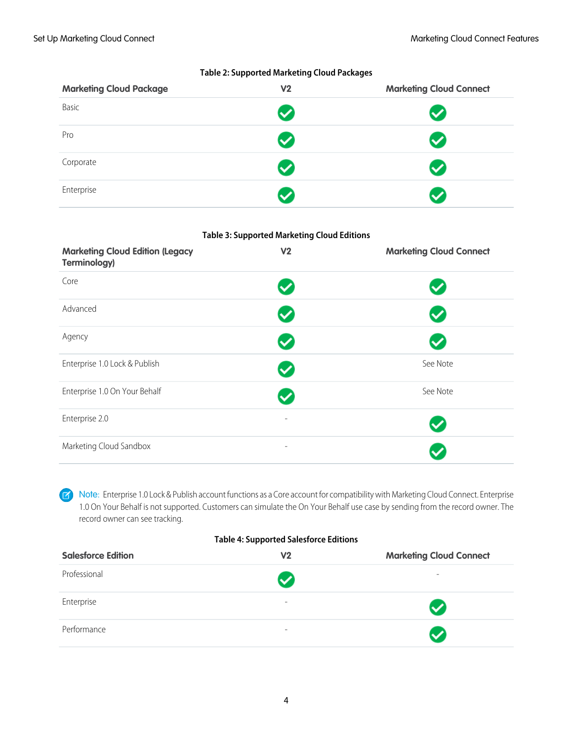**Table 2: Supported Marketing Cloud Packages**

| Marketing Cloud Package | V2 | Marketing Cloud Connect |
| --- | --- | --- |
| Basic | ✓ | ✓ |
| Pro | ✓ | ✓ |
| Corporate | ✓ | ✓ |
| Enterprise | ✓ | ✓ |

**Table 3: Supported Marketing Cloud Editions**

| Marketing Cloud Edition (Legacy Terminology) | V2 | Marketing Cloud Connect |
| --- | --- | --- |
| Core | ✓ | ✓ |
| Advanced | ✓ | ✓ |
| Agency | ✓ | ✓ |
| Enterprise 1.0 Lock & Publish | ✓ | See Note |
| Enterprise 1.0 On Your Behalf | ✓ | See Note |
| Enterprise 2.0 | - | ✓ |
| Marketing Cloud Sandbox | - | ✓ |

**Note:** Enterprise 1.0 Lock & Publish account functions as a Core account for compatibility with Marketing Cloud Connect. Enterprise 1.0 On Your Behalf is not supported. Customers can simulate the On Your Behalf use case by sending from the record owner. The record owner can see tracking.

**Table 4: Supported Salesforce Editions**

| Salesforce Edition | V2 | Marketing Cloud Connect |
| --- | --- | --- |
| Professional | ✓ | - |
| Enterprise | - | ✓ |
| Performance | - | ✓ |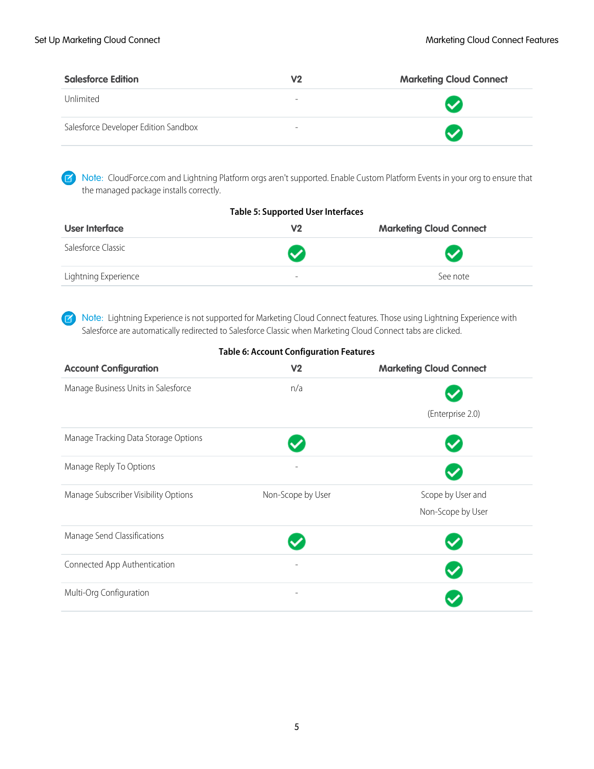| Salesforce Edition | V2 | Marketing Cloud Connect |
| --- | --- | --- |
| Unlimited | - | ✔ |
| Salesforce Developer Edition Sandbox | - | ✔ |

Note: CloudForce.com and Lightning Platform orgs aren't supported. Enable Custom Platform Events in your org to ensure that the managed package installs correctly.

**Table 5: Supported User Interfaces**

| User Interface | V2 | Marketing Cloud Connect |
| --- | --- | --- |
| Salesforce Classic | ✔ | ✔ |
| Lightning Experience | - | See note |

Note: Lightning Experience is not supported for Marketing Cloud Connect features. Those using Lightning Experience with Salesforce are automatically redirected to Salesforce Classic when Marketing Cloud Connect tabs are clicked.

**Table 6: Account Configuration Features**

| Account Configuration | V2 | Marketing Cloud Connect |
| --- | --- | --- |
| Manage Business Units in Salesforce | n/a | ✔ (Enterprise 2.0) |
| Manage Tracking Data Storage Options | ✔ | ✔ |
| Manage Reply To Options | - | ✔ |
| Manage Subscriber Visibility Options | Non-Scope by User | Scope by User and Non-Scope by User |
| Manage Send Classifications | ✔ | ✔ |
| Connected App Authentication | - | ✔ |
| Multi-Org Configuration | - | ✔ |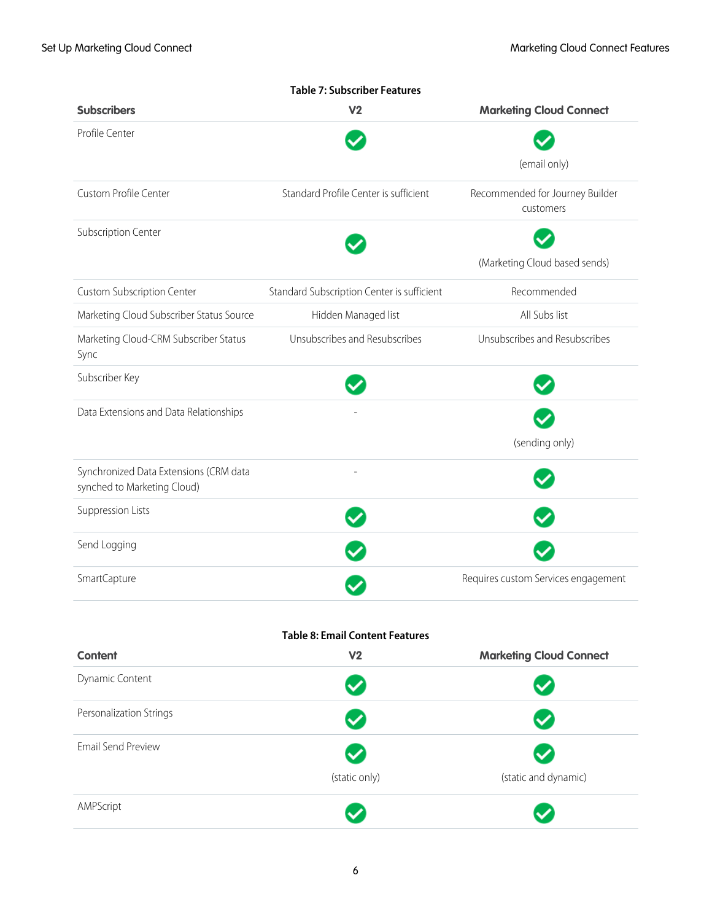**Table 7: Subscriber Features**

| Subscribers | V2 | Marketing Cloud Connect |
| --- | --- | --- |
| Profile Center | ✔ | ✔ (email only) |
| Custom Profile Center | Standard Profile Center is sufficient | Recommended for Journey Builder customers |
| Subscription Center | ✔ | ✔ (Marketing Cloud based sends) |
| Custom Subscription Center | Standard Subscription Center is sufficient | Recommended |
| Marketing Cloud Subscriber Status Source | Hidden Managed list | All Subs list |
| Marketing Cloud-CRM Subscriber Status Sync | Unsubscribes and Resubscribes | Unsubscribes and Resubscribes |
| Subscriber Key | ✔ | ✔ |
| Data Extensions and Data Relationships | - | ✔ (sending only) |
| Synchronized Data Extensions (CRM data synched to Marketing Cloud) | - | ✔ |
| Suppression Lists | ✔ | ✔ |
| Send Logging | ✔ | ✔ |
| SmartCapture | ✔ | Requires custom Services engagement |

**Table 8: Email Content Features**

| Content | V2 | Marketing Cloud Connect |
| --- | --- | --- |
| Dynamic Content | ✔ | ✔ |
| Personalization Strings | ✔ | ✔ |
| Email Send Preview | ✔ (static only) | ✔ (static and dynamic) |
| AMPScript | ✔ | ✔ |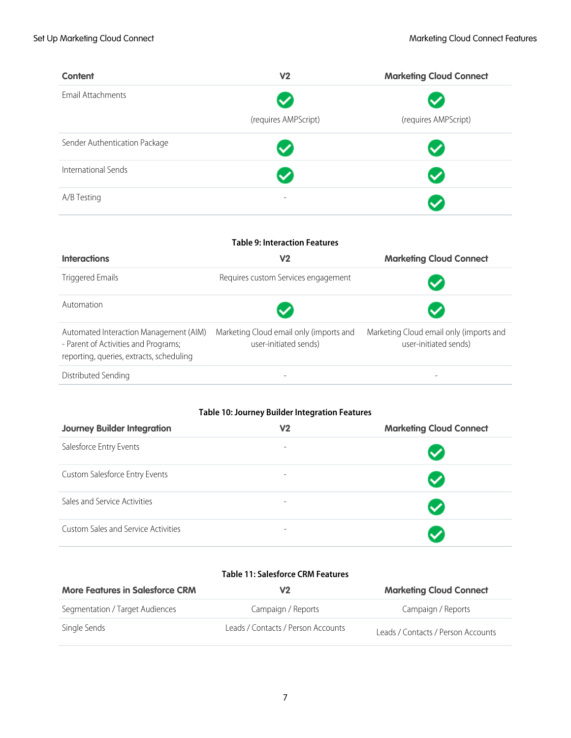| Content | V2 | Marketing Cloud Connect |
| --- | --- | --- |
| Email Attachments | ✓ (requires AMPScript) | ✓ (requires AMPScript) |
| Sender Authentication Package | ✓ | ✓ |
| International Sends | ✓ | ✓ |
| A/B Testing | - | ✓ |

**Table 9: Interaction Features**

| Interactions | V2 | Marketing Cloud Connect |
| --- | --- | --- |
| Triggered Emails | Requires custom Services engagement | ✓ |
| Automation | ✓ | ✓ |
| Automated Interaction Management (AIM) - Parent of Activities and Programs; reporting, queries, extracts, scheduling | Marketing Cloud email only (imports and user-initiated sends) | Marketing Cloud email only (imports and user-initiated sends) |
| Distributed Sending | - | - |

**Table 10: Journey Builder Integration Features**

| Journey Builder Integration | V2 | Marketing Cloud Connect |
| --- | --- | --- |
| Salesforce Entry Events | - | ✓ |
| Custom Salesforce Entry Events | - | ✓ |
| Sales and Service Activities | - | ✓ |
| Custom Sales and Service Activities | - | ✓ |

**Table 11: Salesforce CRM Features**

| More Features in Salesforce CRM | V2 | Marketing Cloud Connect |
| --- | --- | --- |
| Segmentation / Target Audiences | Campaign / Reports | Campaign / Reports |
| Single Sends | Leads / Contacts / Person Accounts | Leads / Contacts / Person Accounts |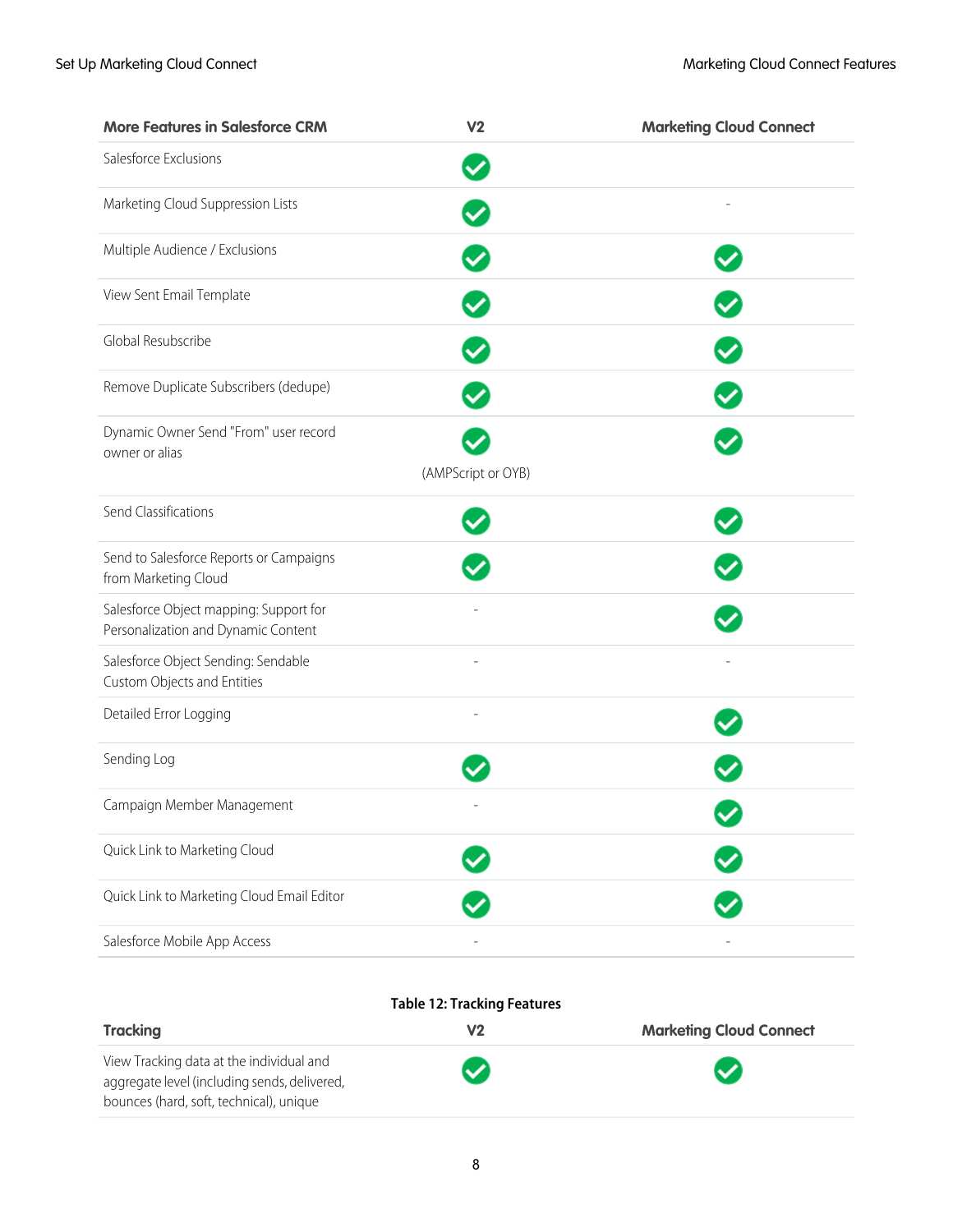| More Features in Salesforce CRM | V2 | Marketing Cloud Connect |
|---|---|---|
| Salesforce Exclusions | ✓ | |
| Marketing Cloud Suppression Lists | ✓ | - |
| Multiple Audience / Exclusions | ✓ | ✓ |
| View Sent Email Template | ✓ | ✓ |
| Global Resubscribe | ✓ | ✓ |
| Remove Duplicate Subscribers (dedupe) | ✓ | ✓ |
| Dynamic Owner Send "From" user record owner or alias | ✓ (AMPScript or OYB) | ✓ |
| Send Classifications | ✓ | ✓ |
| Send to Salesforce Reports or Campaigns from Marketing Cloud | ✓ | ✓ |
| Salesforce Object mapping: Support for Personalization and Dynamic Content | - | ✓ |
| Salesforce Object Sending: Sendable Custom Objects and Entities | - | - |
| Detailed Error Logging | - | ✓ |
| Sending Log | ✓ | ✓ |
| Campaign Member Management | - | ✓ |
| Quick Link to Marketing Cloud | ✓ | ✓ |
| Quick Link to Marketing Cloud Email Editor | ✓ | ✓ |
| Salesforce Mobile App Access | - | - |

**Table 12: Tracking Features**

| Tracking | V2 | Marketing Cloud Connect |
|---|---|---|
| View Tracking data at the individual and aggregate level (including sends, delivered, bounces (hard, soft, technical), unique | ✓ | ✓ |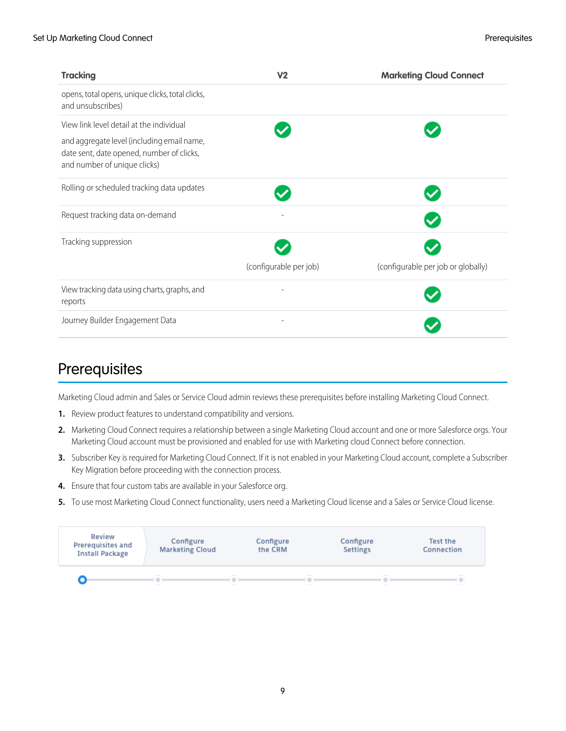| Tracking | V2 | Marketing Cloud Connect |
|---|---|---|
| opens, total opens, unique clicks, total clicks, and unsubscribes) | | |
| View link level detail at the individual and aggregate level (including email name, date sent, date opened, number of clicks, and number of unique clicks) | ✓ | ✓ |
| Rolling or scheduled tracking data updates | ✓ | ✓ |
| Request tracking data on-demand | - | ✓ |
| Tracking suppression | ✓ (configurable per job) | ✓ (configurable per job or globally) |
| View tracking data using charts, graphs, and reports | - | ✓ |
| Journey Builder Engagement Data | - | ✓ |

# Prerequisites

Marketing Cloud admin and Sales or Service Cloud admin reviews these prerequisites before installing Marketing Cloud Connect.

1. Review product features to understand compatibility and versions.
2. Marketing Cloud Connect requires a relationship between a single Marketing Cloud account and one or more Salesforce orgs. Your Marketing Cloud account must be provisioned and enabled for use with Marketing cloud Connect before connection.
3. Subscriber Key is required for Marketing Cloud Connect. If it is not enabled in your Marketing Cloud account, complete a Subscriber Key Migration before proceeding with the connection process.
4. Ensure that four custom tabs are available in your Salesforce org.
5. To use most Marketing Cloud Connect functionality, users need a Marketing Cloud license and a Sales or Service Cloud license.

Review Prerequisites and Install Package → Configure Marketing Cloud → Configure the CRM → Configure Settings → Test the Connection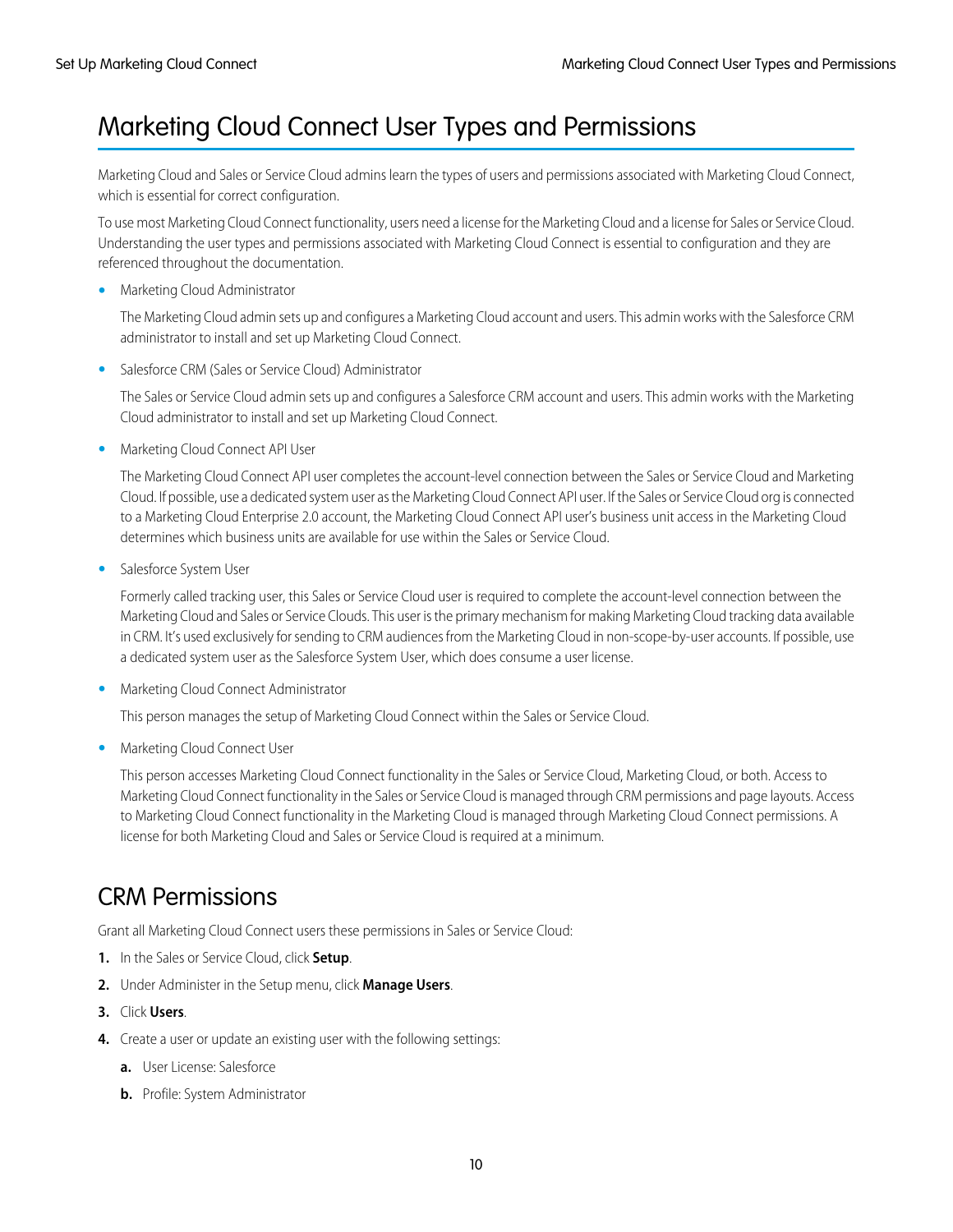# Marketing Cloud Connect User Types and Permissions

Marketing Cloud and Sales or Service Cloud admins learn the types of users and permissions associated with Marketing Cloud Connect, which is essential for correct configuration.

To use most Marketing Cloud Connect functionality, users need a license for the Marketing Cloud and a license for Sales or Service Cloud. Understanding the user types and permissions associated with Marketing Cloud Connect is essential to configuration and they are referenced throughout the documentation.

- Marketing Cloud Administrator

  The Marketing Cloud admin sets up and configures a Marketing Cloud account and users. This admin works with the Salesforce CRM administrator to install and set up Marketing Cloud Connect.

- Salesforce CRM (Sales or Service Cloud) Administrator

  The Sales or Service Cloud admin sets up and configures a Salesforce CRM account and users. This admin works with the Marketing Cloud administrator to install and set up Marketing Cloud Connect.

- Marketing Cloud Connect API User

  The Marketing Cloud Connect API user completes the account-level connection between the Sales or Service Cloud and Marketing Cloud. If possible, use a dedicated system user as the Marketing Cloud Connect API user. If the Sales or Service Cloud org is connected to a Marketing Cloud Enterprise 2.0 account, the Marketing Cloud Connect API user's business unit access in the Marketing Cloud determines which business units are available for use within the Sales or Service Cloud.

- Salesforce System User

  Formerly called tracking user, this Sales or Service Cloud user is required to complete the account-level connection between the Marketing Cloud and Sales or Service Clouds. This user is the primary mechanism for making Marketing Cloud tracking data available in CRM. It's used exclusively for sending to CRM audiences from the Marketing Cloud in non-scope-by-user accounts. If possible, use a dedicated system user as the Salesforce System User, which does consume a user license.

- Marketing Cloud Connect Administrator

  This person manages the setup of Marketing Cloud Connect within the Sales or Service Cloud.

- Marketing Cloud Connect User

  This person accesses Marketing Cloud Connect functionality in the Sales or Service Cloud, Marketing Cloud, or both. Access to Marketing Cloud Connect functionality in the Sales or Service Cloud is managed through CRM permissions and page layouts. Access to Marketing Cloud Connect functionality in the Marketing Cloud is managed through Marketing Cloud Connect permissions. A license for both Marketing Cloud and Sales or Service Cloud is required at a minimum.

## CRM Permissions

Grant all Marketing Cloud Connect users these permissions in Sales or Service Cloud:

1. In the Sales or Service Cloud, click **Setup**.
2. Under Administer in the Setup menu, click **Manage Users**.
3. Click **Users**.
4. Create a user or update an existing user with the following settings:
   a. User License: Salesforce
   b. Profile: System Administrator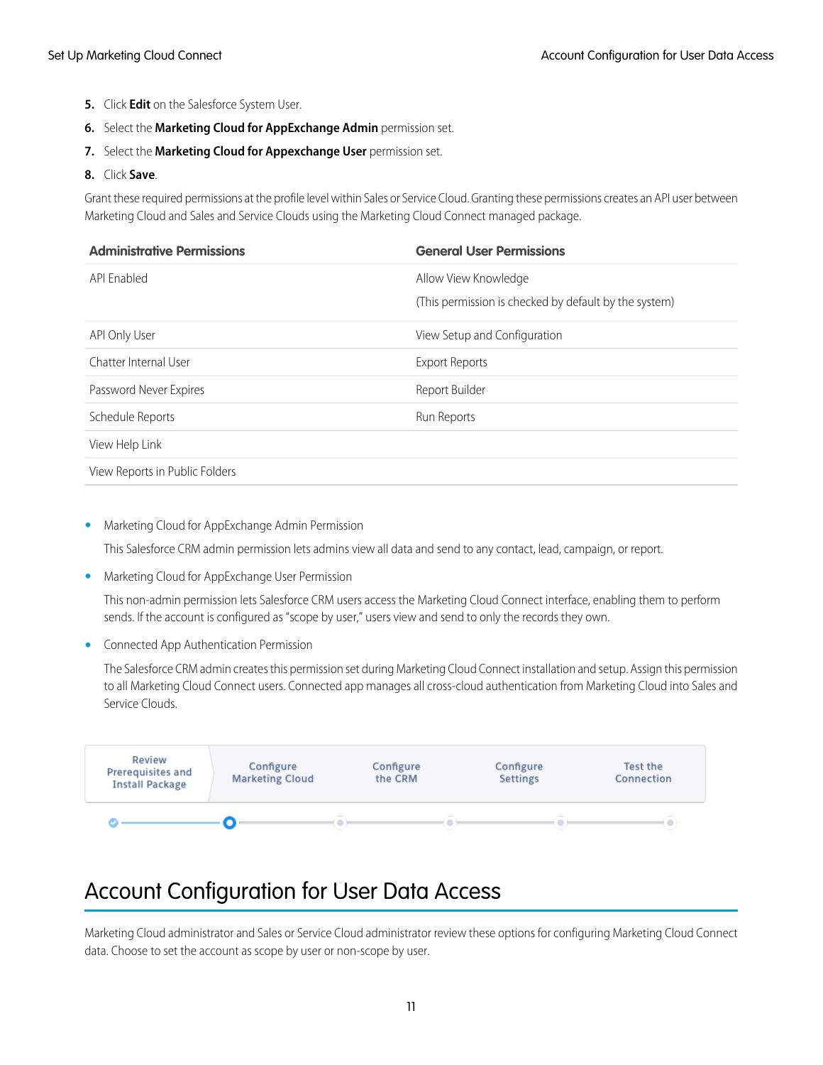5. Click **Edit** on the Salesforce System User.
6. Select the **Marketing Cloud for AppExchange Admin** permission set.
7. Select the **Marketing Cloud for Appexchange User** permission set.
8. Click **Save**.

Grant these required permissions at the profile level within Sales or Service Cloud. Granting these permissions creates an API user between Marketing Cloud and Sales and Service Clouds using the Marketing Cloud Connect managed package.

| Administrative Permissions | General User Permissions |
| --- | --- |
| API Enabled | Allow View Knowledge<br><br>(This permission is checked by default by the system) |
| API Only User | View Setup and Configuration |
| Chatter Internal User | Export Reports |
| Password Never Expires | Report Builder |
| Schedule Reports | Run Reports |
| View Help Link | |
| View Reports in Public Folders | |

- Marketing Cloud for AppExchange Admin Permission

  This Salesforce CRM admin permission lets admins view all data and send to any contact, lead, campaign, or report.

- Marketing Cloud for AppExchange User Permission

  This non-admin permission lets Salesforce CRM users access the Marketing Cloud Connect interface, enabling them to perform sends. If the account is configured as "scope by user," users view and send to only the records they own.

- Connected App Authentication Permission

  The Salesforce CRM admin creates this permission set during Marketing Cloud Connect installation and setup. Assign this permission to all Marketing Cloud Connect users. Connected app manages all cross-cloud authentication from Marketing Cloud into Sales and Service Clouds.

Review Prerequisites and Install Package | Configure Marketing Cloud | Configure the CRM | Configure Settings | Test the Connection

# Account Configuration for User Data Access

Marketing Cloud administrator and Sales or Service Cloud administrator review these options for configuring Marketing Cloud Connect data. Choose to set the account as scope by user or non-scope by user.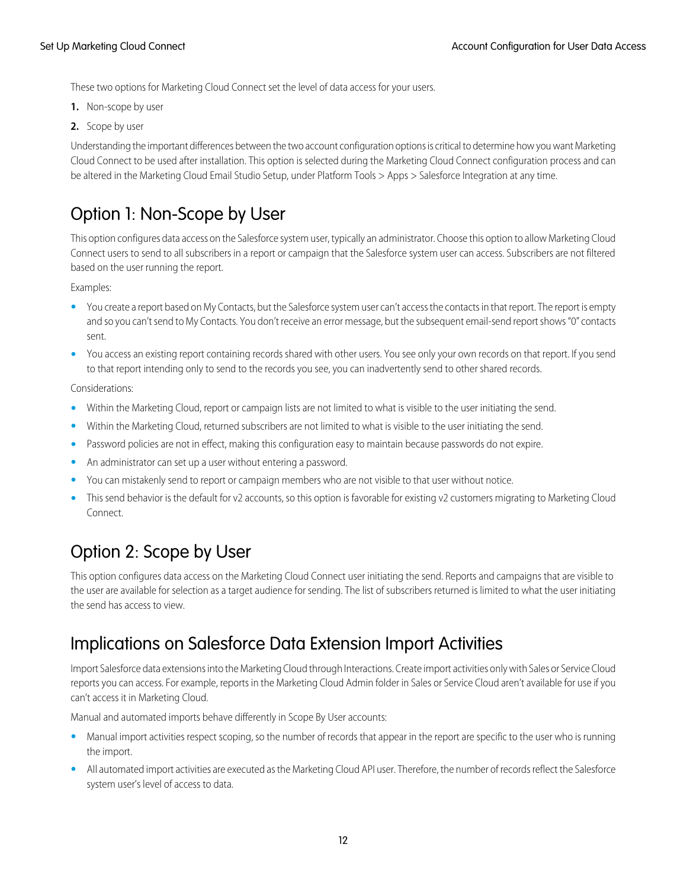These two options for Marketing Cloud Connect set the level of data access for your users.

1. Non-scope by user
2. Scope by user

Understanding the important differences between the two account configuration options is critical to determine how you want Marketing Cloud Connect to be used after installation. This option is selected during the Marketing Cloud Connect configuration process and can be altered in the Marketing Cloud Email Studio Setup, under Platform Tools > Apps > Salesforce Integration at any time.

## Option 1: Non-Scope by User

This option configures data access on the Salesforce system user, typically an administrator. Choose this option to allow Marketing Cloud Connect users to send to all subscribers in a report or campaign that the Salesforce system user can access. Subscribers are not filtered based on the user running the report.

Examples:

- You create a report based on My Contacts, but the Salesforce system user can't access the contacts in that report. The report is empty and so you can't send to My Contacts. You don't receive an error message, but the subsequent email-send report shows "0" contacts sent.
- You access an existing report containing records shared with other users. You see only your own records on that report. If you send to that report intending only to send to the records you see, you can inadvertently send to other shared records.

Considerations:

- Within the Marketing Cloud, report or campaign lists are not limited to what is visible to the user initiating the send.
- Within the Marketing Cloud, returned subscribers are not limited to what is visible to the user initiating the send.
- Password policies are not in effect, making this configuration easy to maintain because passwords do not expire.
- An administrator can set up a user without entering a password.
- You can mistakenly send to report or campaign members who are not visible to that user without notice.
- This send behavior is the default for v2 accounts, so this option is favorable for existing v2 customers migrating to Marketing Cloud Connect.

## Option 2: Scope by User

This option configures data access on the Marketing Cloud Connect user initiating the send. Reports and campaigns that are visible to the user are available for selection as a target audience for sending. The list of subscribers returned is limited to what the user initiating the send has access to view.

## Implications on Salesforce Data Extension Import Activities

Import Salesforce data extensions into the Marketing Cloud through Interactions. Create import activities only with Sales or Service Cloud reports you can access. For example, reports in the Marketing Cloud Admin folder in Sales or Service Cloud aren't available for use if you can't access it in Marketing Cloud.

Manual and automated imports behave differently in Scope By User accounts:

- Manual import activities respect scoping, so the number of records that appear in the report are specific to the user who is running the import.
- All automated import activities are executed as the Marketing Cloud API user. Therefore, the number of records reflect the Salesforce system user's level of access to data.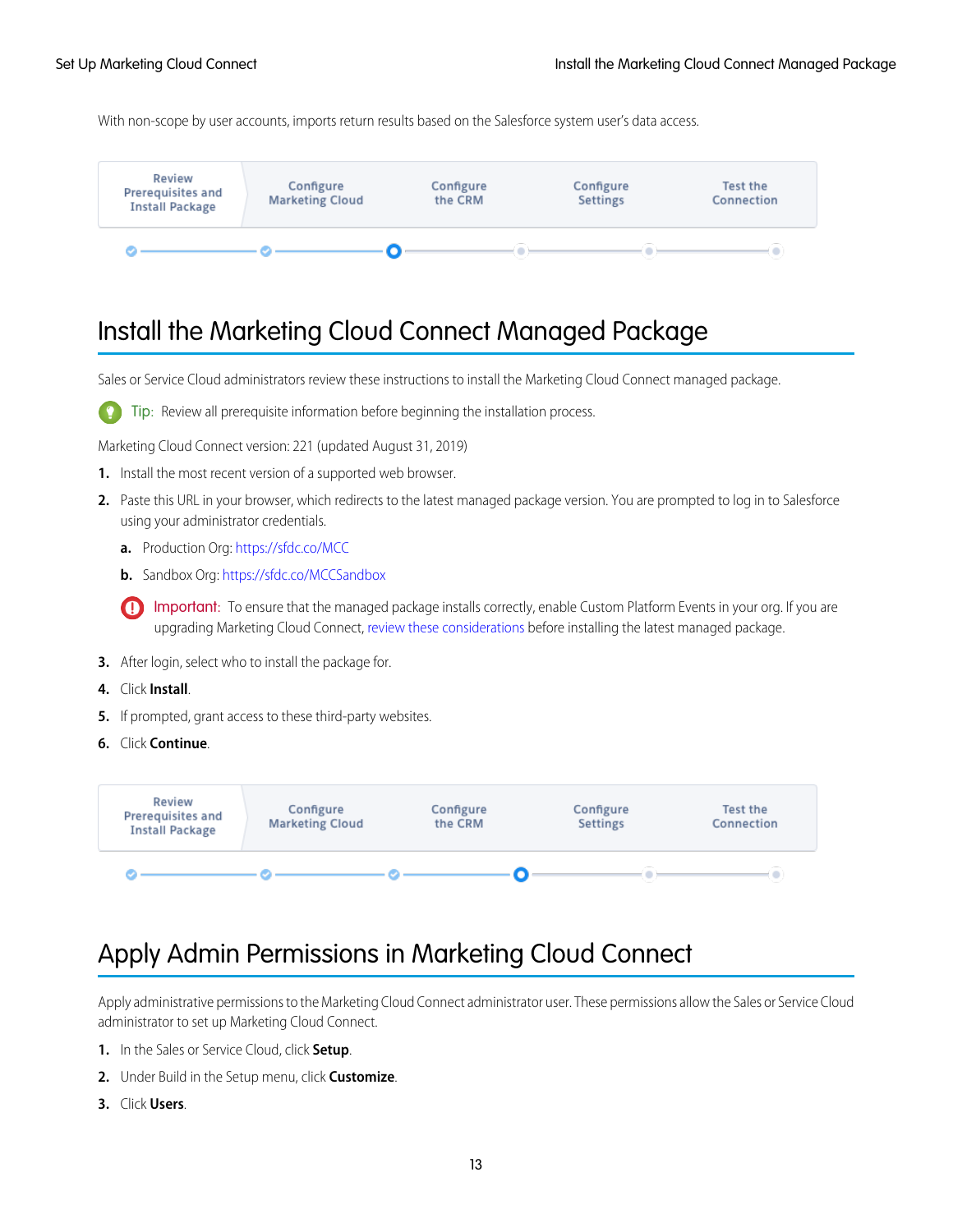With non-scope by user accounts, imports return results based on the Salesforce system user's data access.

| Review Prerequisites and Install Package | Configure Marketing Cloud | Configure the CRM | Configure Settings | Test the Connection |
|---|---|---|---|---|

# Install the Marketing Cloud Connect Managed Package

Sales or Service Cloud administrators review these instructions to install the Marketing Cloud Connect managed package.

Tip: Review all prerequisite information before beginning the installation process.

Marketing Cloud Connect version: 221 (updated August 31, 2019)

1. Install the most recent version of a supported web browser.
2. Paste this URL in your browser, which redirects to the latest managed package version. You are prompted to log in to Salesforce using your administrator credentials.
   a. Production Org: https://sfdc.co/MCC
   b. Sandbox Org: https://sfdc.co/MCCSandbox

   Important: To ensure that the managed package installs correctly, enable Custom Platform Events in your org. If you are upgrading Marketing Cloud Connect, review these considerations before installing the latest managed package.
3. After login, select who to install the package for.
4. Click **Install**.
5. If prompted, grant access to these third-party websites.
6. Click **Continue**.

| Review Prerequisites and Install Package | Configure Marketing Cloud | Configure the CRM | Configure Settings | Test the Connection |
|---|---|---|---|---|

# Apply Admin Permissions in Marketing Cloud Connect

Apply administrative permissions to the Marketing Cloud Connect administrator user. These permissions allow the Sales or Service Cloud administrator to set up Marketing Cloud Connect.

1. In the Sales or Service Cloud, click **Setup**.
2. Under Build in the Setup menu, click **Customize**.
3. Click **Users**.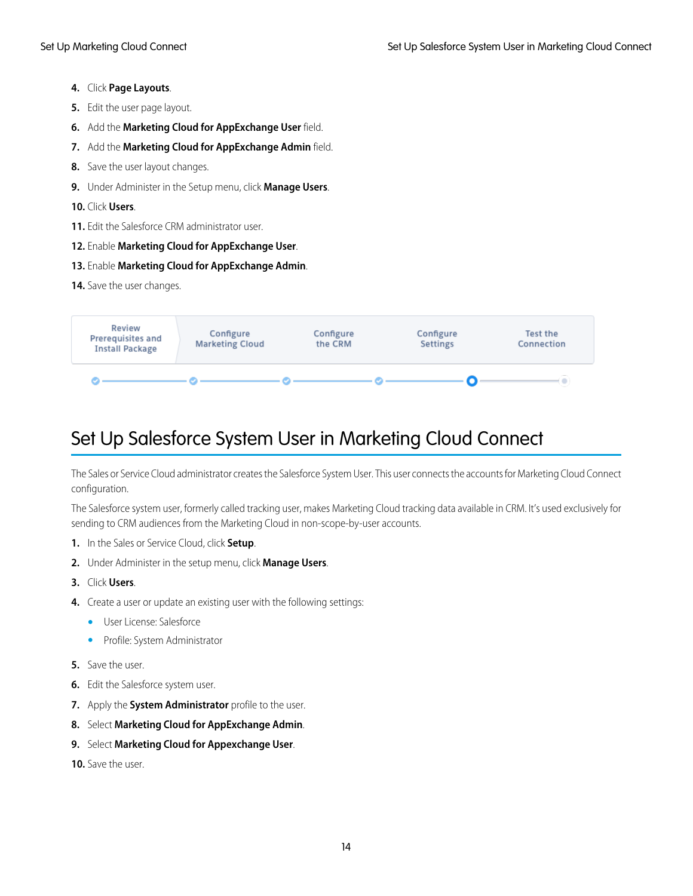4. Click **Page Layouts**.
5. Edit the user page layout.
6. Add the **Marketing Cloud for AppExchange User** field.
7. Add the **Marketing Cloud for AppExchange Admin** field.
8. Save the user layout changes.
9. Under Administer in the Setup menu, click **Manage Users**.
10. Click **Users**.
11. Edit the Salesforce CRM administrator user.
12. Enable **Marketing Cloud for AppExchange User**.
13. Enable **Marketing Cloud for AppExchange Admin**.
14. Save the user changes.

| Review Prerequisites and Install Package | Configure Marketing Cloud | Configure the CRM | Configure Settings | Test the Connection |
|---|---|---|---|---|

# Set Up Salesforce System User in Marketing Cloud Connect

The Sales or Service Cloud administrator creates the Salesforce System User. This user connects the accounts for Marketing Cloud Connect configuration.

The Salesforce system user, formerly called tracking user, makes Marketing Cloud tracking data available in CRM. It's used exclusively for sending to CRM audiences from the Marketing Cloud in non-scope-by-user accounts.

1. In the Sales or Service Cloud, click **Setup**.
2. Under Administer in the setup menu, click **Manage Users**.
3. Click **Users**.
4. Create a user or update an existing user with the following settings:
   - User License: Salesforce
   - Profile: System Administrator
5. Save the user.
6. Edit the Salesforce system user.
7. Apply the **System Administrator** profile to the user.
8. Select **Marketing Cloud for AppExchange Admin**.
9. Select **Marketing Cloud for Appexchange User**.
10. Save the user.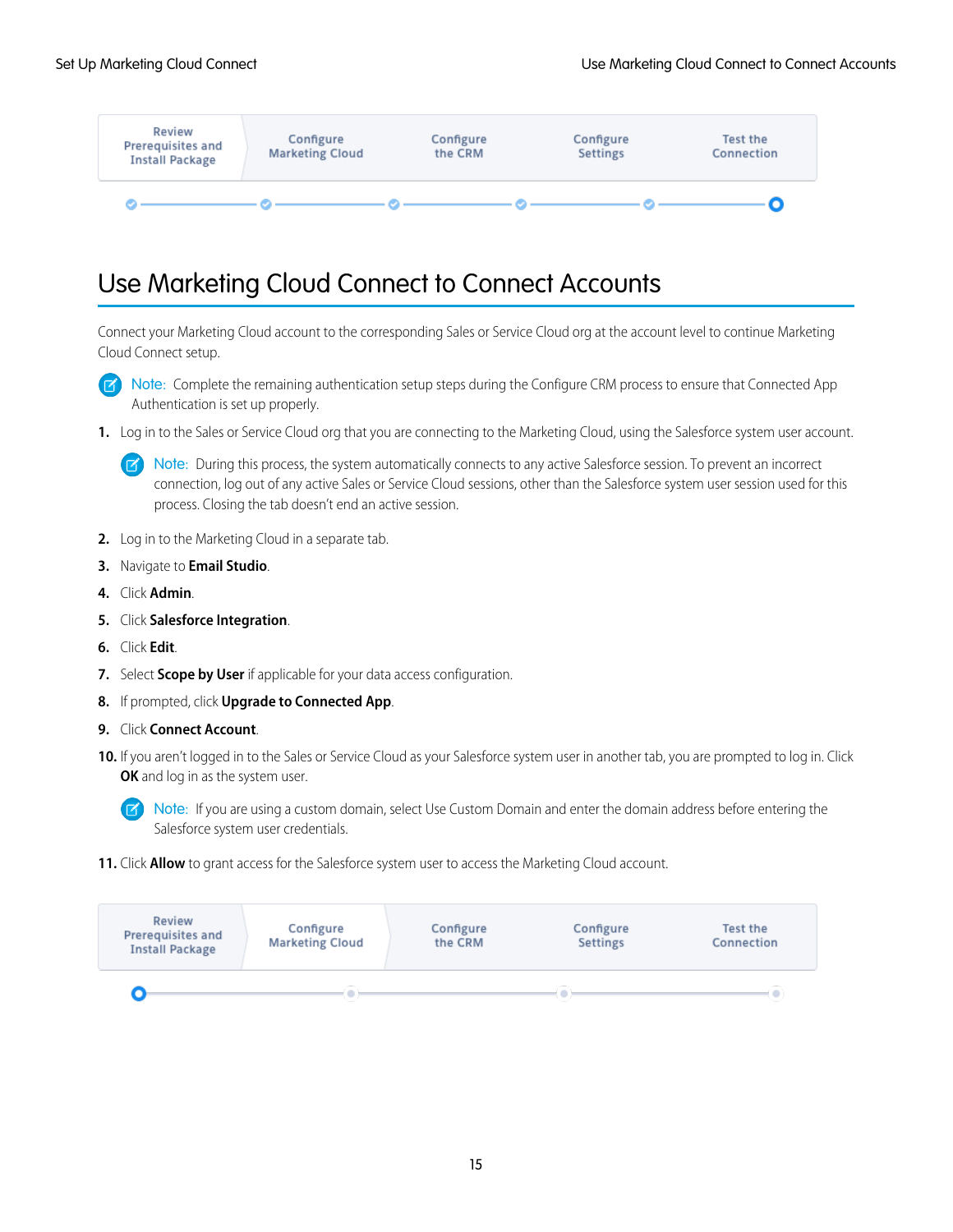| Review Prerequisites and Install Package | Configure Marketing Cloud | Configure the CRM | Configure Settings | Test the Connection |
| --- | --- | --- | --- | --- |

# Use Marketing Cloud Connect to Connect Accounts

Connect your Marketing Cloud account to the corresponding Sales or Service Cloud org at the account level to continue Marketing Cloud Connect setup.

> Note: Complete the remaining authentication setup steps during the Configure CRM process to ensure that Connected App Authentication is set up properly.

1. Log in to the Sales or Service Cloud org that you are connecting to the Marketing Cloud, using the Salesforce system user account.

   > Note: During this process, the system automatically connects to any active Salesforce session. To prevent an incorrect connection, log out of any active Sales or Service Cloud sessions, other than the Salesforce system user session used for this process. Closing the tab doesn't end an active session.

2. Log in to the Marketing Cloud in a separate tab.
3. Navigate to **Email Studio**.
4. Click **Admin**.
5. Click **Salesforce Integration**.
6. Click **Edit**.
7. Select **Scope by User** if applicable for your data access configuration.
8. If prompted, click **Upgrade to Connected App**.
9. Click **Connect Account**.
10. If you aren't logged in to the Sales or Service Cloud as your Salesforce system user in another tab, you are prompted to log in. Click **OK** and log in as the system user.

    > Note: If you are using a custom domain, select Use Custom Domain and enter the domain address before entering the Salesforce system user credentials.

11. Click **Allow** to grant access for the Salesforce system user to access the Marketing Cloud account.

| Review Prerequisites and Install Package | Configure Marketing Cloud | Configure the CRM | Configure Settings | Test the Connection |
| --- | --- | --- | --- | --- |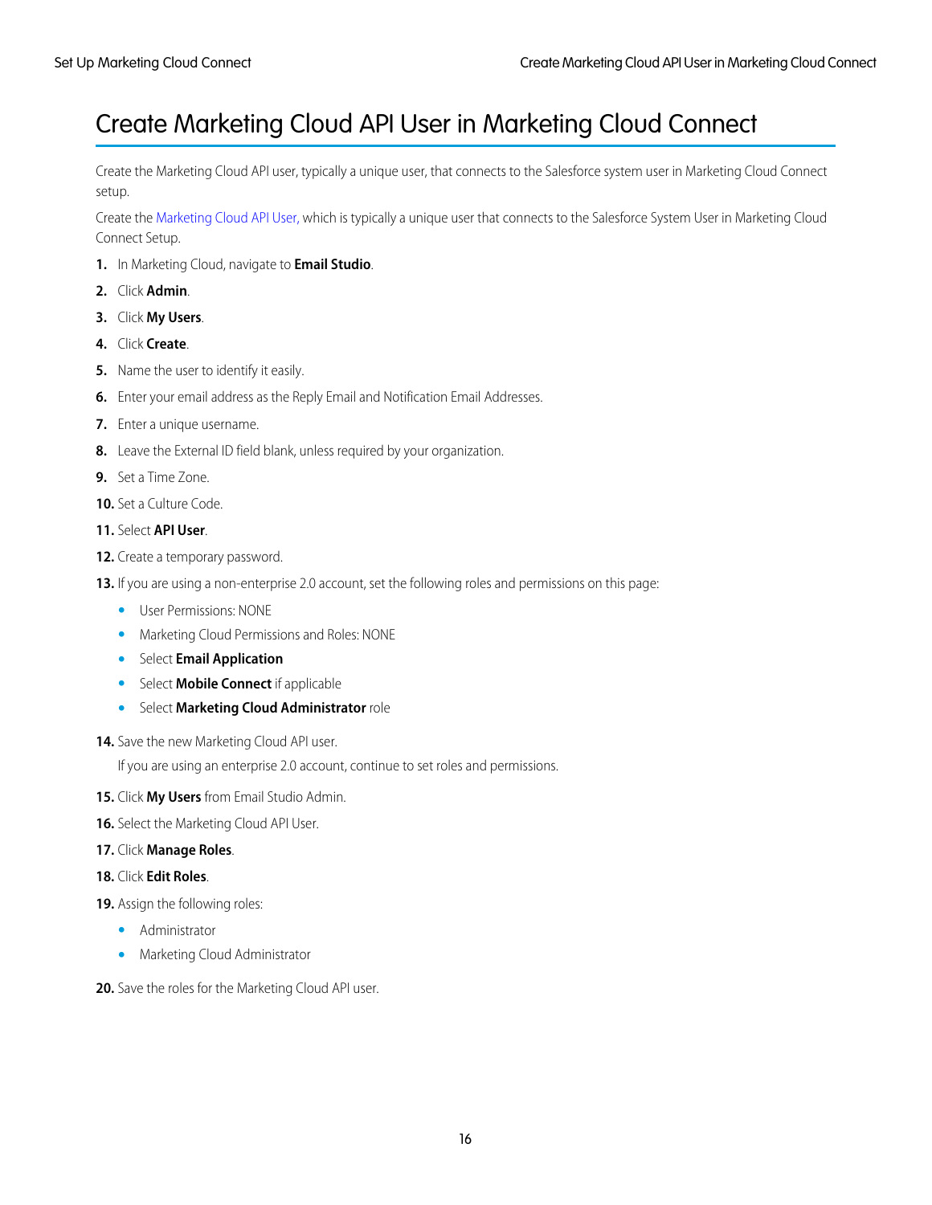# Create Marketing Cloud API User in Marketing Cloud Connect

Create the Marketing Cloud API user, typically a unique user, that connects to the Salesforce system user in Marketing Cloud Connect setup.

Create the Marketing Cloud API User, which is typically a unique user that connects to the Salesforce System User in Marketing Cloud Connect Setup.

1. In Marketing Cloud, navigate to **Email Studio**.
2. Click **Admin**.
3. Click **My Users**.
4. Click **Create**.
5. Name the user to identify it easily.
6. Enter your email address as the Reply Email and Notification Email Addresses.
7. Enter a unique username.
8. Leave the External ID field blank, unless required by your organization.
9. Set a Time Zone.
10. Set a Culture Code.
11. Select **API User**.
12. Create a temporary password.
13. If you are using a non-enterprise 2.0 account, set the following roles and permissions on this page:
    - User Permissions: NONE
    - Marketing Cloud Permissions and Roles: NONE
    - Select **Email Application**
    - Select **Mobile Connect** if applicable
    - Select **Marketing Cloud Administrator** role
14. Save the new Marketing Cloud API user.

    If you are using an enterprise 2.0 account, continue to set roles and permissions.
15. Click **My Users** from Email Studio Admin.
16. Select the Marketing Cloud API User.
17. Click **Manage Roles**.
18. Click **Edit Roles**.
19. Assign the following roles:
    - Administrator
    - Marketing Cloud Administrator
20. Save the roles for the Marketing Cloud API user.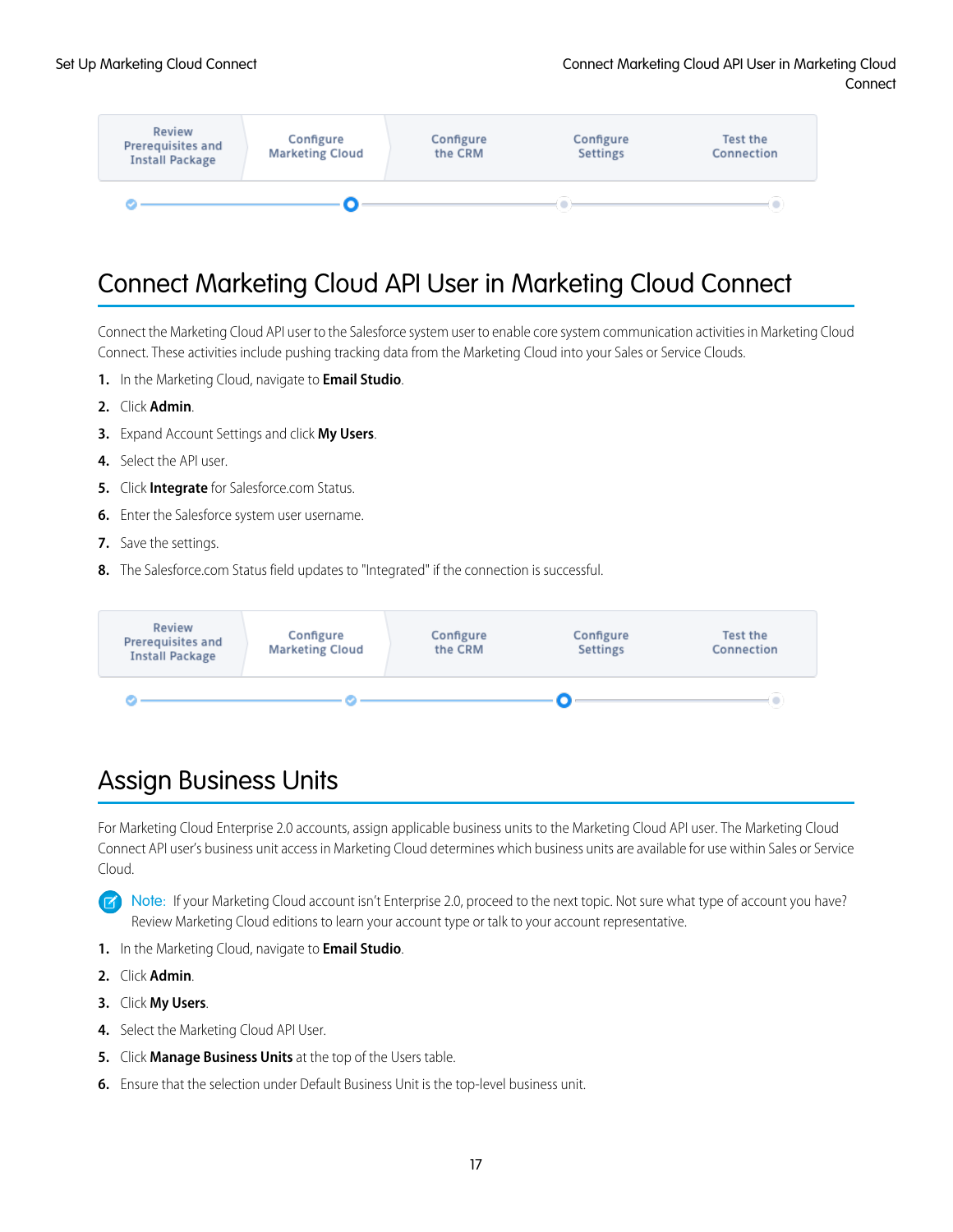| Review Prerequisites and Install Package | Configure Marketing Cloud | Configure the CRM | Configure Settings | Test the Connection |
| --- | --- | --- | --- | --- |

# Connect Marketing Cloud API User in Marketing Cloud Connect

Connect the Marketing Cloud API user to the Salesforce system user to enable core system communication activities in Marketing Cloud Connect. These activities include pushing tracking data from the Marketing Cloud into your Sales or Service Clouds.

1. In the Marketing Cloud, navigate to **Email Studio**.
2. Click **Admin**.
3. Expand Account Settings and click **My Users**.
4. Select the API user.
5. Click **Integrate** for Salesforce.com Status.
6. Enter the Salesforce system user username.
7. Save the settings.
8. The Salesforce.com Status field updates to "Integrated" if the connection is successful.

| Review Prerequisites and Install Package | Configure Marketing Cloud | Configure the CRM | Configure Settings | Test the Connection |
| --- | --- | --- | --- | --- |

# Assign Business Units

For Marketing Cloud Enterprise 2.0 accounts, assign applicable business units to the Marketing Cloud API user. The Marketing Cloud Connect API user's business unit access in Marketing Cloud determines which business units are available for use within Sales or Service Cloud.

Note: If your Marketing Cloud account isn't Enterprise 2.0, proceed to the next topic. Not sure what type of account you have? Review Marketing Cloud editions to learn your account type or talk to your account representative.

1. In the Marketing Cloud, navigate to **Email Studio**.
2. Click **Admin**.
3. Click **My Users**.
4. Select the Marketing Cloud API User.
5. Click **Manage Business Units** at the top of the Users table.
6. Ensure that the selection under Default Business Unit is the top-level business unit.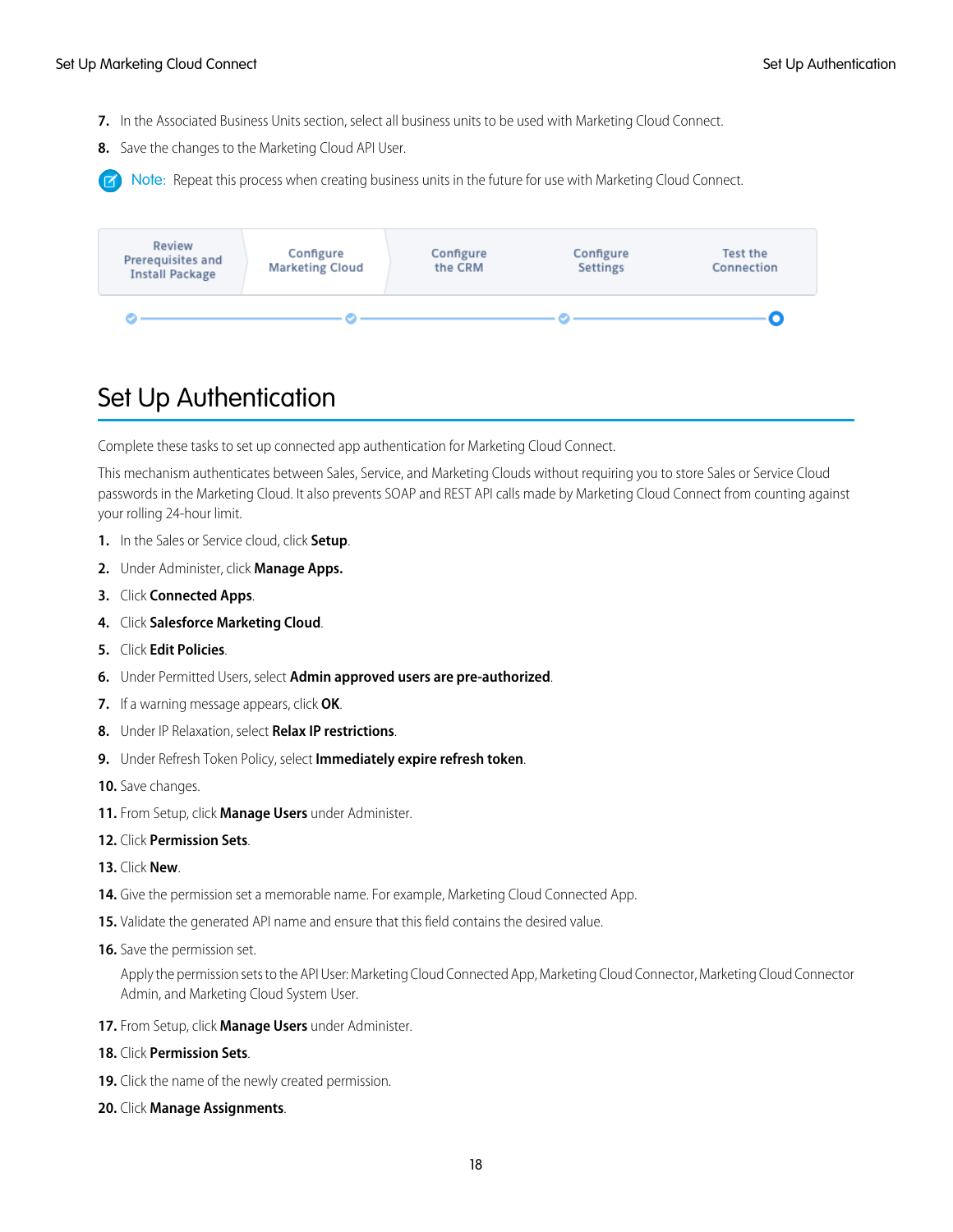7. In the Associated Business Units section, select all business units to be used with Marketing Cloud Connect.
8. Save the changes to the Marketing Cloud API User.

Note: Repeat this process when creating business units in the future for use with Marketing Cloud Connect.

| Review Prerequisites and Install Package | Configure Marketing Cloud | Configure the CRM | Configure Settings | Test the Connection |
|---|---|---|---|---|

## Set Up Authentication

Complete these tasks to set up connected app authentication for Marketing Cloud Connect.

This mechanism authenticates between Sales, Service, and Marketing Clouds without requiring you to store Sales or Service Cloud passwords in the Marketing Cloud. It also prevents SOAP and REST API calls made by Marketing Cloud Connect from counting against your rolling 24-hour limit.

1. In the Sales or Service cloud, click **Setup**.
2. Under Administer, click **Manage Apps.**
3. Click **Connected Apps**.
4. Click **Salesforce Marketing Cloud**.
5. Click **Edit Policies**.
6. Under Permitted Users, select **Admin approved users are pre-authorized**.
7. If a warning message appears, click **OK**.
8. Under IP Relaxation, select **Relax IP restrictions**.
9. Under Refresh Token Policy, select **Immediately expire refresh token**.
10. Save changes.
11. From Setup, click **Manage Users** under Administer.
12. Click **Permission Sets**.
13. Click **New**.
14. Give the permission set a memorable name. For example, Marketing Cloud Connected App.
15. Validate the generated API name and ensure that this field contains the desired value.
16. Save the permission set.

    Apply the permission sets to the API User: Marketing Cloud Connected App, Marketing Cloud Connector, Marketing Cloud Connector Admin, and Marketing Cloud System User.

17. From Setup, click **Manage Users** under Administer.
18. Click **Permission Sets**.
19. Click the name of the newly created permission.
20. Click **Manage Assignments**.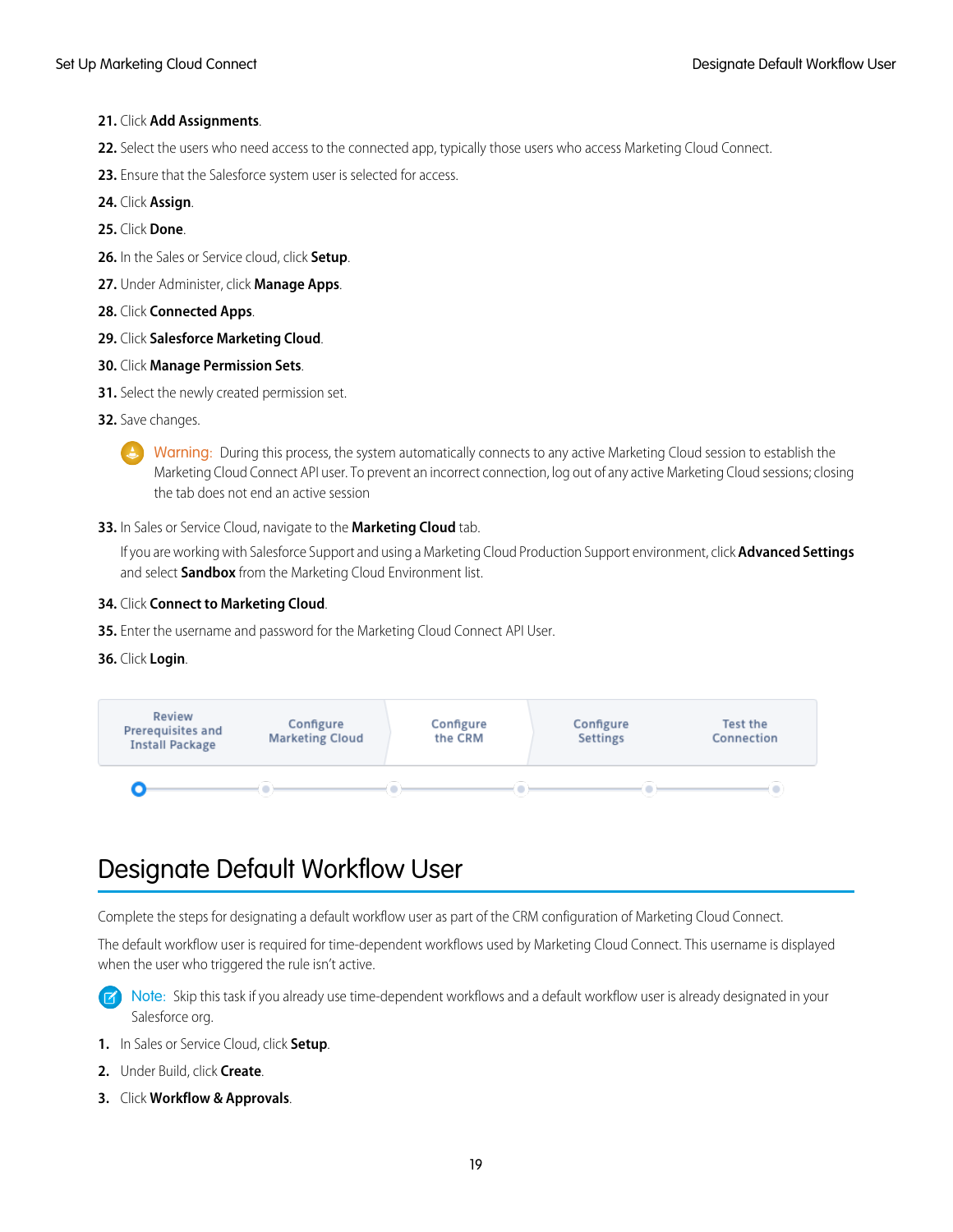21. Click **Add Assignments**.
22. Select the users who need access to the connected app, typically those users who access Marketing Cloud Connect.
23. Ensure that the Salesforce system user is selected for access.
24. Click **Assign**.
25. Click **Done**.
26. In the Sales or Service cloud, click **Setup**.
27. Under Administer, click **Manage Apps**.
28. Click **Connected Apps**.
29. Click **Salesforce Marketing Cloud**.
30. Click **Manage Permission Sets**.
31. Select the newly created permission set.
32. Save changes.

   Warning: During this process, the system automatically connects to any active Marketing Cloud session to establish the Marketing Cloud Connect API user. To prevent an incorrect connection, log out of any active Marketing Cloud sessions; closing the tab does not end an active session

33. In Sales or Service Cloud, navigate to the **Marketing Cloud** tab.

    If you are working with Salesforce Support and using a Marketing Cloud Production Support environment, click **Advanced Settings** and select **Sandbox** from the Marketing Cloud Environment list.

34. Click **Connect to Marketing Cloud**.
35. Enter the username and password for the Marketing Cloud Connect API User.
36. Click **Login**.

| Review Prerequisites and Install Package | Configure Marketing Cloud | Configure the CRM | Configure Settings | Test the Connection |
|---|---|---|---|---|

# Designate Default Workflow User

Complete the steps for designating a default workflow user as part of the CRM configuration of Marketing Cloud Connect.

The default workflow user is required for time-dependent workflows used by Marketing Cloud Connect. This username is displayed when the user who triggered the rule isn't active.

Note: Skip this task if you already use time-dependent workflows and a default workflow user is already designated in your Salesforce org.

1. In Sales or Service Cloud, click **Setup**.
2. Under Build, click **Create**.
3. Click **Workflow & Approvals**.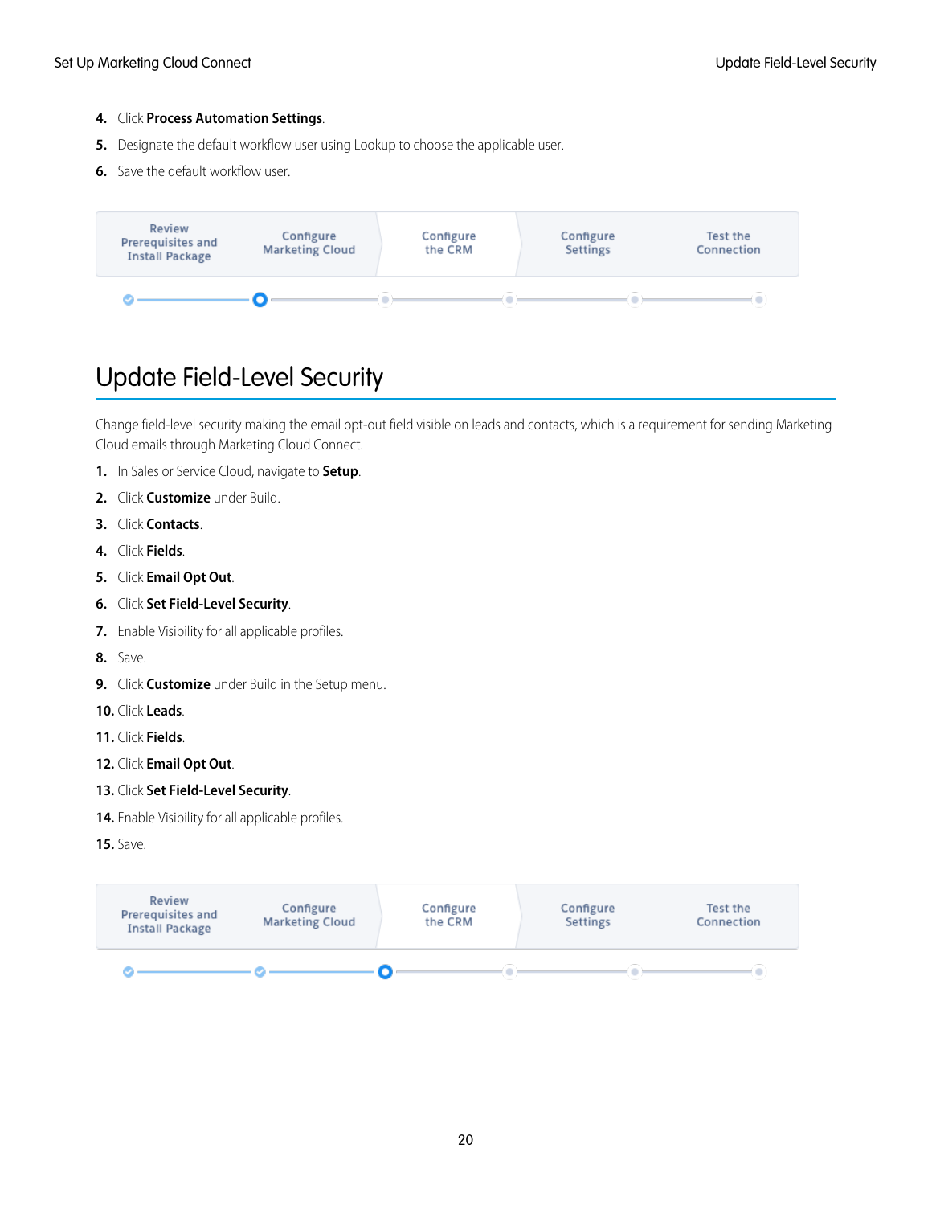4. Click **Process Automation Settings**.
5. Designate the default workflow user using Lookup to choose the applicable user.
6. Save the default workflow user.

| Review Prerequisites and Install Package | Configure Marketing Cloud | Configure the CRM | Configure Settings | Test the Connection |
| --- | --- | --- | --- | --- |

# Update Field-Level Security

Change field-level security making the email opt-out field visible on leads and contacts, which is a requirement for sending Marketing Cloud emails through Marketing Cloud Connect.

1. In Sales or Service Cloud, navigate to **Setup**.
2. Click **Customize** under Build.
3. Click **Contacts**.
4. Click **Fields**.
5. Click **Email Opt Out**.
6. Click **Set Field-Level Security**.
7. Enable Visibility for all applicable profiles.
8. Save.
9. Click **Customize** under Build in the Setup menu.
10. Click **Leads**.
11. Click **Fields**.
12. Click **Email Opt Out**.
13. Click **Set Field-Level Security**.
14. Enable Visibility for all applicable profiles.
15. Save.

| Review Prerequisites and Install Package | Configure Marketing Cloud | Configure the CRM | Configure Settings | Test the Connection |
| --- | --- | --- | --- | --- |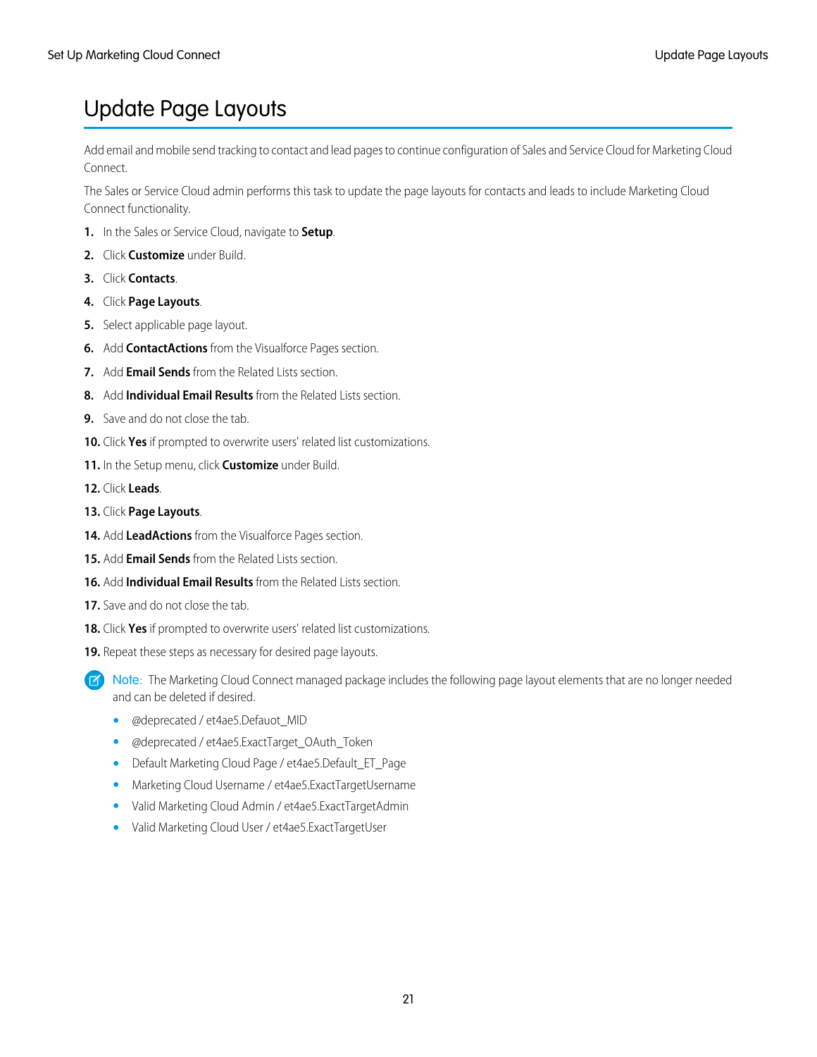# Update Page Layouts

Add email and mobile send tracking to contact and lead pages to continue configuration of Sales and Service Cloud for Marketing Cloud Connect.

The Sales or Service Cloud admin performs this task to update the page layouts for contacts and leads to include Marketing Cloud Connect functionality.

1. In the Sales or Service Cloud, navigate to **Setup**.
2. Click **Customize** under Build.
3. Click **Contacts**.
4. Click **Page Layouts**.
5. Select applicable page layout.
6. Add **ContactActions** from the Visualforce Pages section.
7. Add **Email Sends** from the Related Lists section.
8. Add **Individual Email Results** from the Related Lists section.
9. Save and do not close the tab.
10. Click **Yes** if prompted to overwrite users' related list customizations.
11. In the Setup menu, click **Customize** under Build.
12. Click **Leads**.
13. Click **Page Layouts**.
14. Add **LeadActions** from the Visualforce Pages section.
15. Add **Email Sends** from the Related Lists section.
16. Add **Individual Email Results** from the Related Lists section.
17. Save and do not close the tab.
18. Click **Yes** if prompted to overwrite users' related list customizations.
19. Repeat these steps as necessary for desired page layouts.

Note: The Marketing Cloud Connect managed package includes the following page layout elements that are no longer needed and can be deleted if desired.

- @deprecated / et4ae5.Defauot_MID
- @deprecated / et4ae5.ExactTarget_OAuth_Token
- Default Marketing Cloud Page / et4ae5.Default_ET_Page
- Marketing Cloud Username / et4ae5.ExactTargetUsername
- Valid Marketing Cloud Admin / et4ae5.ExactTargetAdmin
- Valid Marketing Cloud User / et4ae5.ExactTargetUser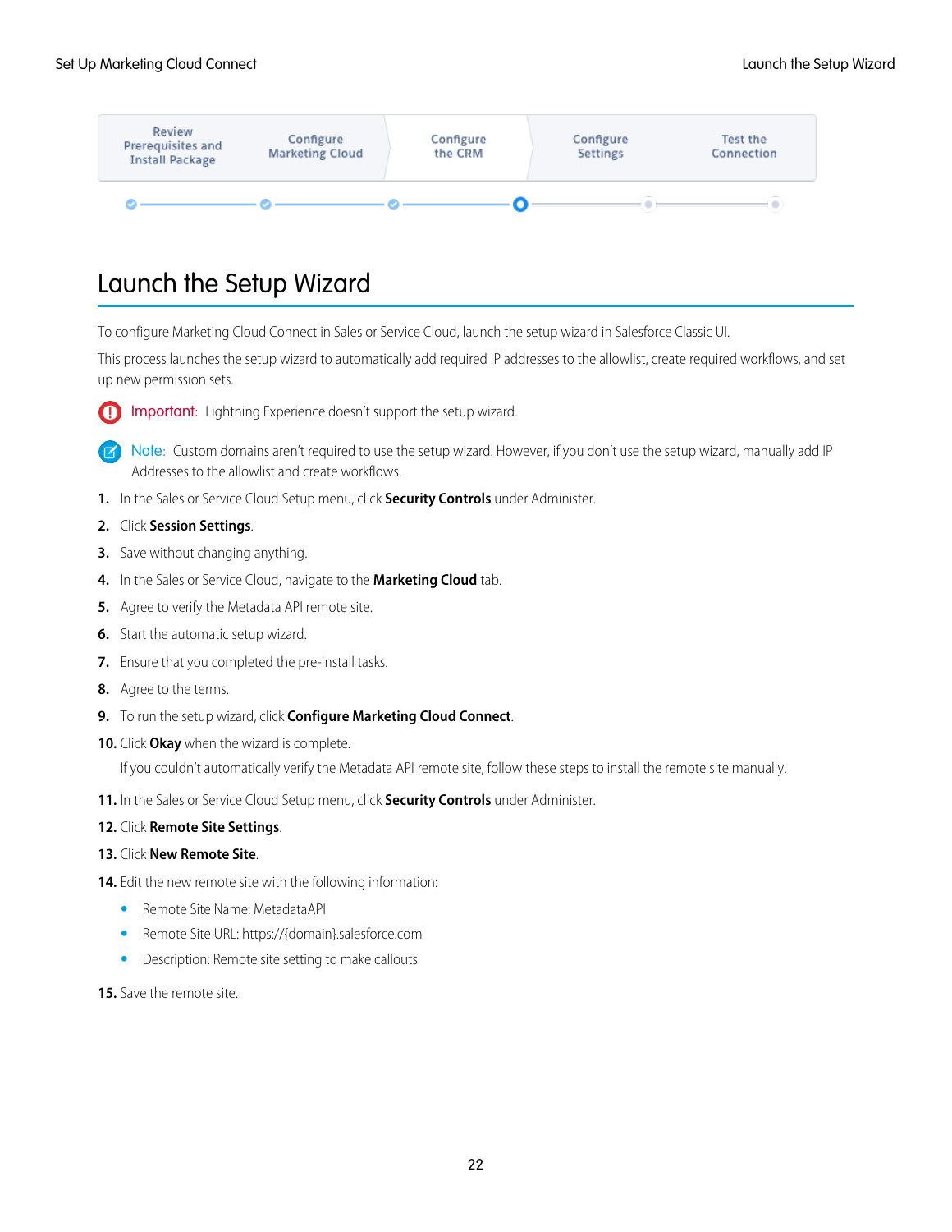Review Prerequisites and Install Package | Configure Marketing Cloud | Configure the CRM | Configure Settings | Test the Connection

# Launch the Setup Wizard

To configure Marketing Cloud Connect in Sales or Service Cloud, launch the setup wizard in Salesforce Classic UI.

This process launches the setup wizard to automatically add required IP addresses to the allowlist, create required workflows, and set up new permission sets.

**Important:** Lightning Experience doesn't support the setup wizard.

**Note:** Custom domains aren't required to use the setup wizard. However, if you don't use the setup wizard, manually add IP Addresses to the allowlist and create workflows.

1. In the Sales or Service Cloud Setup menu, click **Security Controls** under Administer.
2. Click **Session Settings**.
3. Save without changing anything.
4. In the Sales or Service Cloud, navigate to the **Marketing Cloud** tab.
5. Agree to verify the Metadata API remote site.
6. Start the automatic setup wizard.
7. Ensure that you completed the pre-install tasks.
8. Agree to the terms.
9. To run the setup wizard, click **Configure Marketing Cloud Connect**.
10. Click **Okay** when the wizard is complete.

    If you couldn't automatically verify the Metadata API remote site, follow these steps to install the remote site manually.

11. In the Sales or Service Cloud Setup menu, click **Security Controls** under Administer.
12. Click **Remote Site Settings**.
13. Click **New Remote Site**.
14. Edit the new remote site with the following information:
    - Remote Site Name: MetadataAPI
    - Remote Site URL: https://{domain}.salesforce.com
    - Description: Remote site setting to make callouts
15. Save the remote site.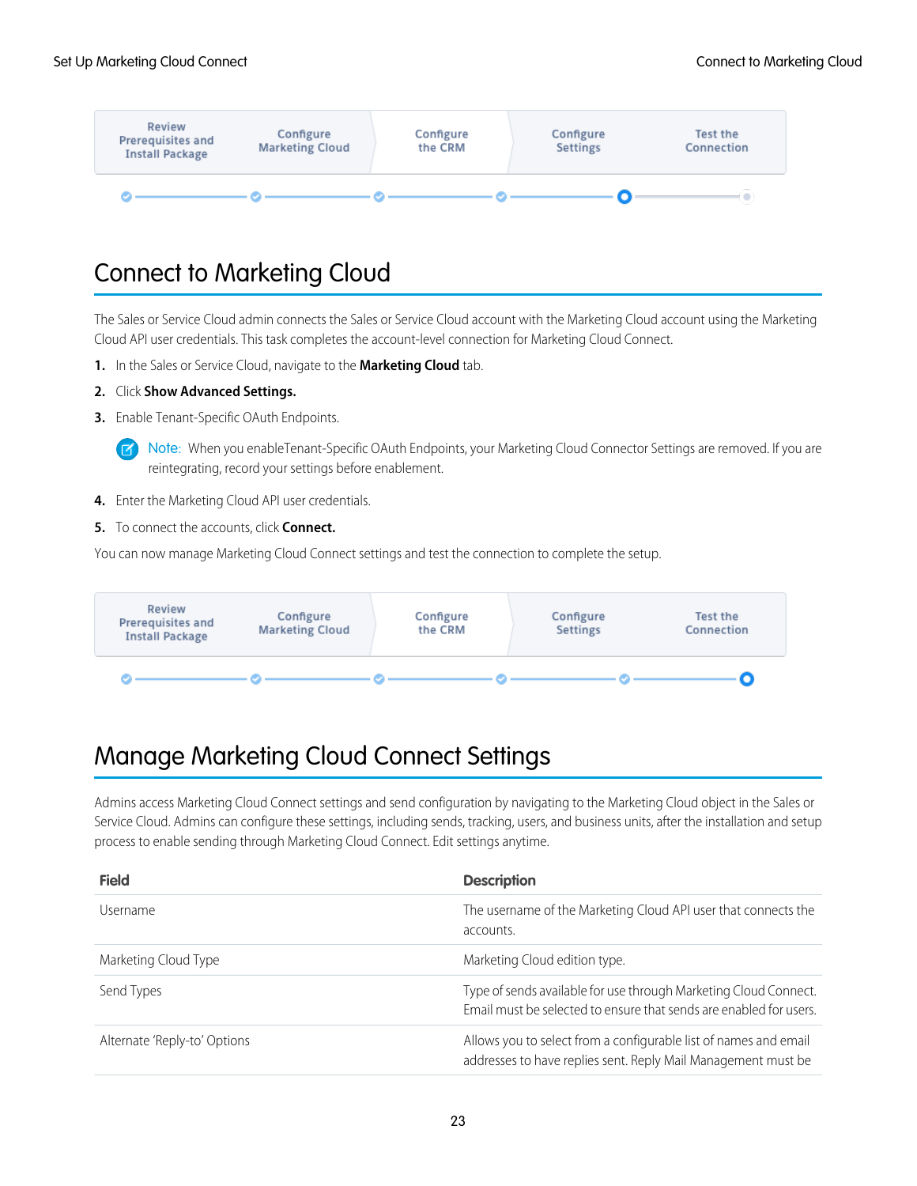| Review Prerequisites and Install Package | Configure Marketing Cloud | Configure the CRM | Configure Settings | Test the Connection |
| --- | --- | --- | --- | --- |

# Connect to Marketing Cloud

The Sales or Service Cloud admin connects the Sales or Service Cloud account with the Marketing Cloud account using the Marketing Cloud API user credentials. This task completes the account-level connection for Marketing Cloud Connect.

1. In the Sales or Service Cloud, navigate to the **Marketing Cloud** tab.
2. Click **Show Advanced Settings.**
3. Enable Tenant-Specific OAuth Endpoints.

   Note: When you enableTenant-Specific OAuth Endpoints, your Marketing Cloud Connector Settings are removed. If you are reintegrating, record your settings before enablement.

4. Enter the Marketing Cloud API user credentials.
5. To connect the accounts, click **Connect.**

You can now manage Marketing Cloud Connect settings and test the connection to complete the setup.

| Review Prerequisites and Install Package | Configure Marketing Cloud | Configure the CRM | Configure Settings | Test the Connection |
| --- | --- | --- | --- | --- |

# Manage Marketing Cloud Connect Settings

Admins access Marketing Cloud Connect settings and send configuration by navigating to the Marketing Cloud object in the Sales or Service Cloud. Admins can configure these settings, including sends, tracking, users, and business units, after the installation and setup process to enable sending through Marketing Cloud Connect. Edit settings anytime.

| Field | Description |
| --- | --- |
| Username | The username of the Marketing Cloud API user that connects the accounts. |
| Marketing Cloud Type | Marketing Cloud edition type. |
| Send Types | Type of sends available for use through Marketing Cloud Connect. Email must be selected to ensure that sends are enabled for users. |
| Alternate 'Reply-to' Options | Allows you to select from a configurable list of names and email addresses to have replies sent. Reply Mail Management must be |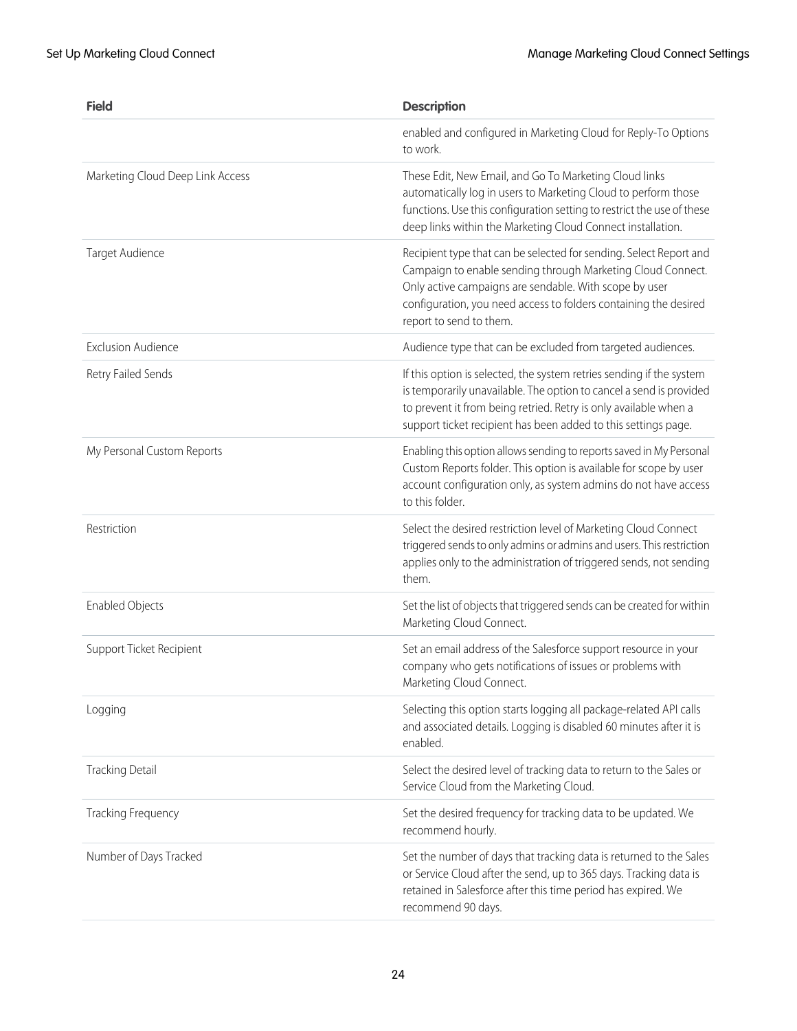| Field | Description |
| --- | --- |
| | enabled and configured in Marketing Cloud for Reply-To Options to work. |
| Marketing Cloud Deep Link Access | These Edit, New Email, and Go To Marketing Cloud links automatically log in users to Marketing Cloud to perform those functions. Use this configuration setting to restrict the use of these deep links within the Marketing Cloud Connect installation. |
| Target Audience | Recipient type that can be selected for sending. Select Report and Campaign to enable sending through Marketing Cloud Connect. Only active campaigns are sendable. With scope by user configuration, you need access to folders containing the desired report to send to them. |
| Exclusion Audience | Audience type that can be excluded from targeted audiences. |
| Retry Failed Sends | If this option is selected, the system retries sending if the system is temporarily unavailable. The option to cancel a send is provided to prevent it from being retried. Retry is only available when a support ticket recipient has been added to this settings page. |
| My Personal Custom Reports | Enabling this option allows sending to reports saved in My Personal Custom Reports folder. This option is available for scope by user account configuration only, as system admins do not have access to this folder. |
| Restriction | Select the desired restriction level of Marketing Cloud Connect triggered sends to only admins or admins and users. This restriction applies only to the administration of triggered sends, not sending them. |
| Enabled Objects | Set the list of objects that triggered sends can be created for within Marketing Cloud Connect. |
| Support Ticket Recipient | Set an email address of the Salesforce support resource in your company who gets notifications of issues or problems with Marketing Cloud Connect. |
| Logging | Selecting this option starts logging all package-related API calls and associated details. Logging is disabled 60 minutes after it is enabled. |
| Tracking Detail | Select the desired level of tracking data to return to the Sales or Service Cloud from the Marketing Cloud. |
| Tracking Frequency | Set the desired frequency for tracking data to be updated. We recommend hourly. |
| Number of Days Tracked | Set the number of days that tracking data is returned to the Sales or Service Cloud after the send, up to 365 days. Tracking data is retained in Salesforce after this time period has expired. We recommend 90 days. |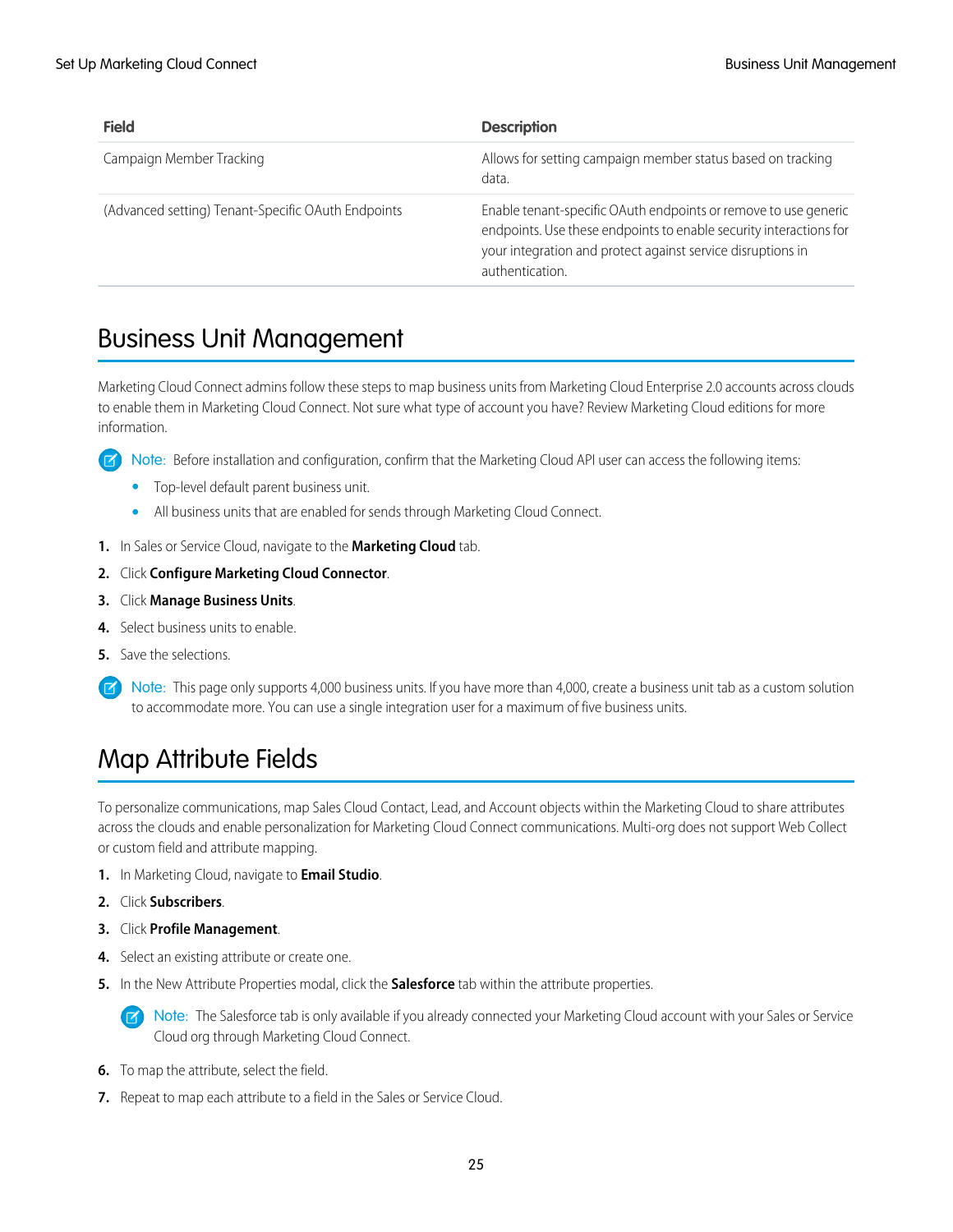| Field | Description |
|---|---|
| Campaign Member Tracking | Allows for setting campaign member status based on tracking data. |
| (Advanced setting) Tenant-Specific OAuth Endpoints | Enable tenant-specific OAuth endpoints or remove to use generic endpoints. Use these endpoints to enable security interactions for your integration and protect against service disruptions in authentication. |

## Business Unit Management

Marketing Cloud Connect admins follow these steps to map business units from Marketing Cloud Enterprise 2.0 accounts across clouds to enable them in Marketing Cloud Connect. Not sure what type of account you have? Review Marketing Cloud editions for more information.

> Note: Before installation and configuration, confirm that the Marketing Cloud API user can access the following items:
>
> - Top-level default parent business unit.
> - All business units that are enabled for sends through Marketing Cloud Connect.

1. In Sales or Service Cloud, navigate to the **Marketing Cloud** tab.
2. Click **Configure Marketing Cloud Connector**.
3. Click **Manage Business Units**.
4. Select business units to enable.
5. Save the selections.

> Note: This page only supports 4,000 business units. If you have more than 4,000, create a business unit tab as a custom solution to accommodate more. You can use a single integration user for a maximum of five business units.

## Map Attribute Fields

To personalize communications, map Sales Cloud Contact, Lead, and Account objects within the Marketing Cloud to share attributes across the clouds and enable personalization for Marketing Cloud Connect communications. Multi-org does not support Web Collect or custom field and attribute mapping.

1. In Marketing Cloud, navigate to **Email Studio**.
2. Click **Subscribers**.
3. Click **Profile Management**.
4. Select an existing attribute or create one.
5. In the New Attribute Properties modal, click the **Salesforce** tab within the attribute properties.

   > Note: The Salesforce tab is only available if you already connected your Marketing Cloud account with your Sales or Service Cloud org through Marketing Cloud Connect.

6. To map the attribute, select the field.
7. Repeat to map each attribute to a field in the Sales or Service Cloud.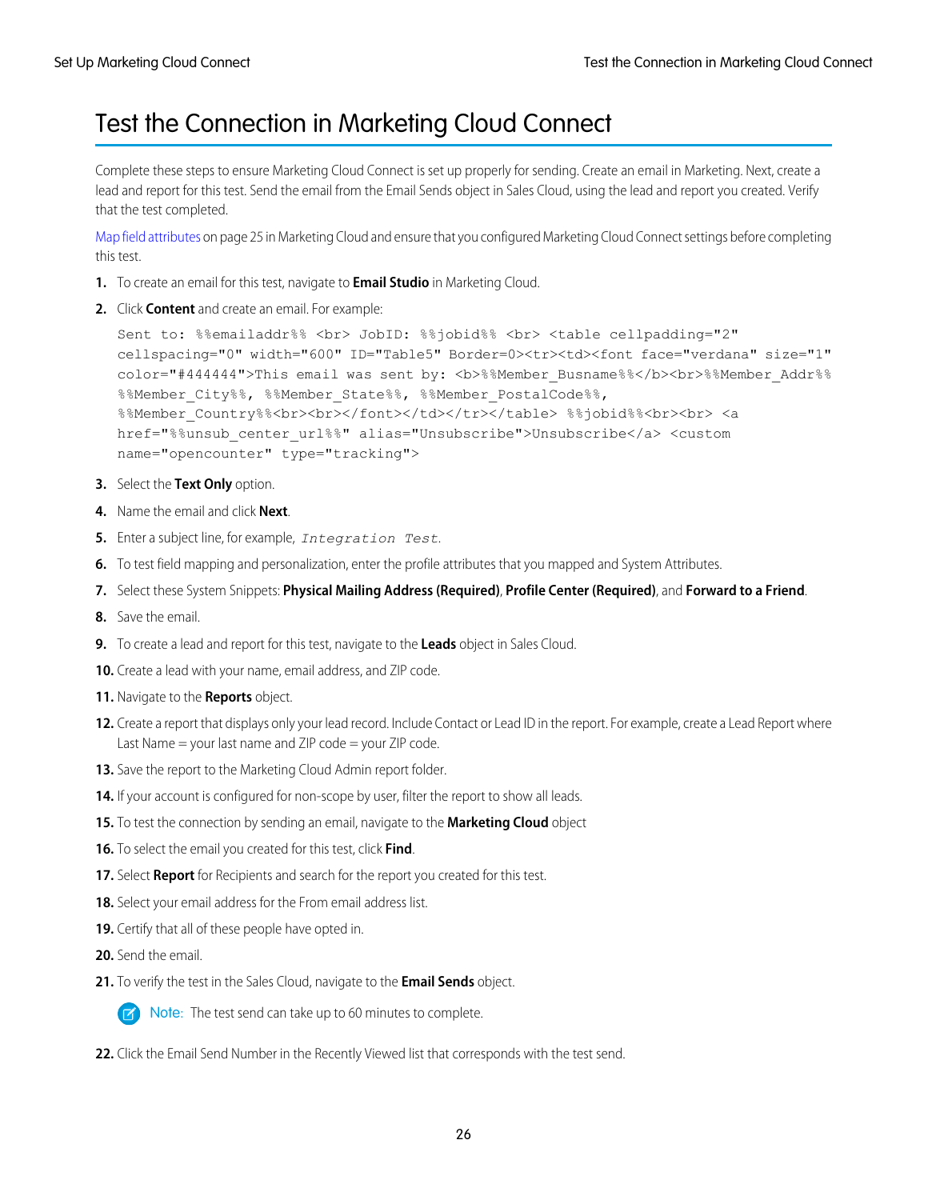# Test the Connection in Marketing Cloud Connect

Complete these steps to ensure Marketing Cloud Connect is set up properly for sending. Create an email in Marketing. Next, create a lead and report for this test. Send the email from the Email Sends object in Sales Cloud, using the lead and report you created. Verify that the test completed.

Map field attributes on page 25 in Marketing Cloud and ensure that you configured Marketing Cloud Connect settings before completing this test.

1. To create an email for this test, navigate to **Email Studio** in Marketing Cloud.
2. Click **Content** and create an email. For example:

   ```
   Sent to: %%emailaddr%% <br> JobID: %%jobid%% <br> <table cellpadding="2"
   cellspacing="0" width="600" ID="Table5" Border=0><tr><td><font face="verdana" size="1"
   color="#444444">This email was sent by: <b>%%Member_Busname%%</b><br>%%Member_Addr%%
   %%Member_City%%, %%Member_State%%, %%Member_PostalCode%%,
   %%Member_Country%%<br><br></font></td></tr></table> %%jobid%%<br><br> <a
   href="%%unsub_center_url%%" alias="Unsubscribe">Unsubscribe</a> <custom
   name="opencounter" type="tracking">
   ```

3. Select the **Text Only** option.
4. Name the email and click **Next**.
5. Enter a subject line, for example, `Integration Test`.
6. To test field mapping and personalization, enter the profile attributes that you mapped and System Attributes.
7. Select these System Snippets: **Physical Mailing Address (Required)**, **Profile Center (Required)**, and **Forward to a Friend**.
8. Save the email.
9. To create a lead and report for this test, navigate to the **Leads** object in Sales Cloud.
10. Create a lead with your name, email address, and ZIP code.
11. Navigate to the **Reports** object.
12. Create a report that displays only your lead record. Include Contact or Lead ID in the report. For example, create a Lead Report where Last Name = your last name and ZIP code = your ZIP code.
13. Save the report to the Marketing Cloud Admin report folder.
14. If your account is configured for non-scope by user, filter the report to show all leads.
15. To test the connection by sending an email, navigate to the **Marketing Cloud** object
16. To select the email you created for this test, click **Find**.
17. Select **Report** for Recipients and search for the report you created for this test.
18. Select your email address for the From email address list.
19. Certify that all of these people have opted in.
20. Send the email.
21. To verify the test in the Sales Cloud, navigate to the **Email Sends** object.

    Note: The test send can take up to 60 minutes to complete.

22. Click the Email Send Number in the Recently Viewed list that corresponds with the test send.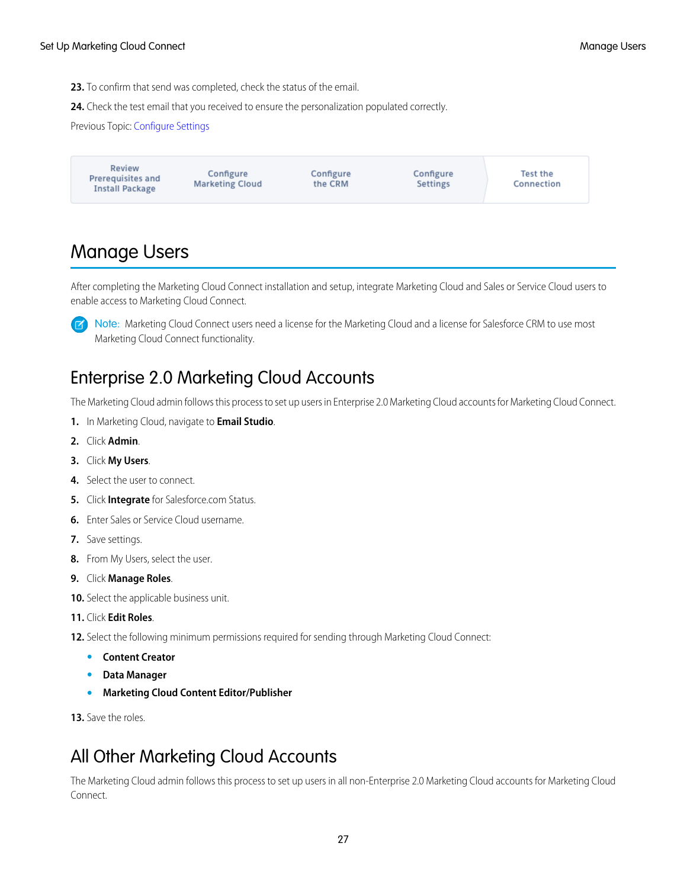23. To confirm that send was completed, check the status of the email.

24. Check the test email that you received to ensure the personalization populated correctly.

Previous Topic: Configure Settings

| Review Prerequisites and Install Package | Configure Marketing Cloud | Configure the CRM | Configure Settings | Test the Connection |
| --- | --- | --- | --- | --- |

# Manage Users

After completing the Marketing Cloud Connect installation and setup, integrate Marketing Cloud and Sales or Service Cloud users to enable access to Marketing Cloud Connect.

Note: Marketing Cloud Connect users need a license for the Marketing Cloud and a license for Salesforce CRM to use most Marketing Cloud Connect functionality.

## Enterprise 2.0 Marketing Cloud Accounts

The Marketing Cloud admin follows this process to set up users in Enterprise 2.0 Marketing Cloud accounts for Marketing Cloud Connect.

1. In Marketing Cloud, navigate to **Email Studio**.
2. Click **Admin**.
3. Click **My Users**.
4. Select the user to connect.
5. Click **Integrate** for Salesforce.com Status.
6. Enter Sales or Service Cloud username.
7. Save settings.
8. From My Users, select the user.
9. Click **Manage Roles**.
10. Select the applicable business unit.
11. Click **Edit Roles**.
12. Select the following minimum permissions required for sending through Marketing Cloud Connect:
    - **Content Creator**
    - **Data Manager**
    - **Marketing Cloud Content Editor/Publisher**
13. Save the roles.

## All Other Marketing Cloud Accounts

The Marketing Cloud admin follows this process to set up users in all non-Enterprise 2.0 Marketing Cloud accounts for Marketing Cloud Connect.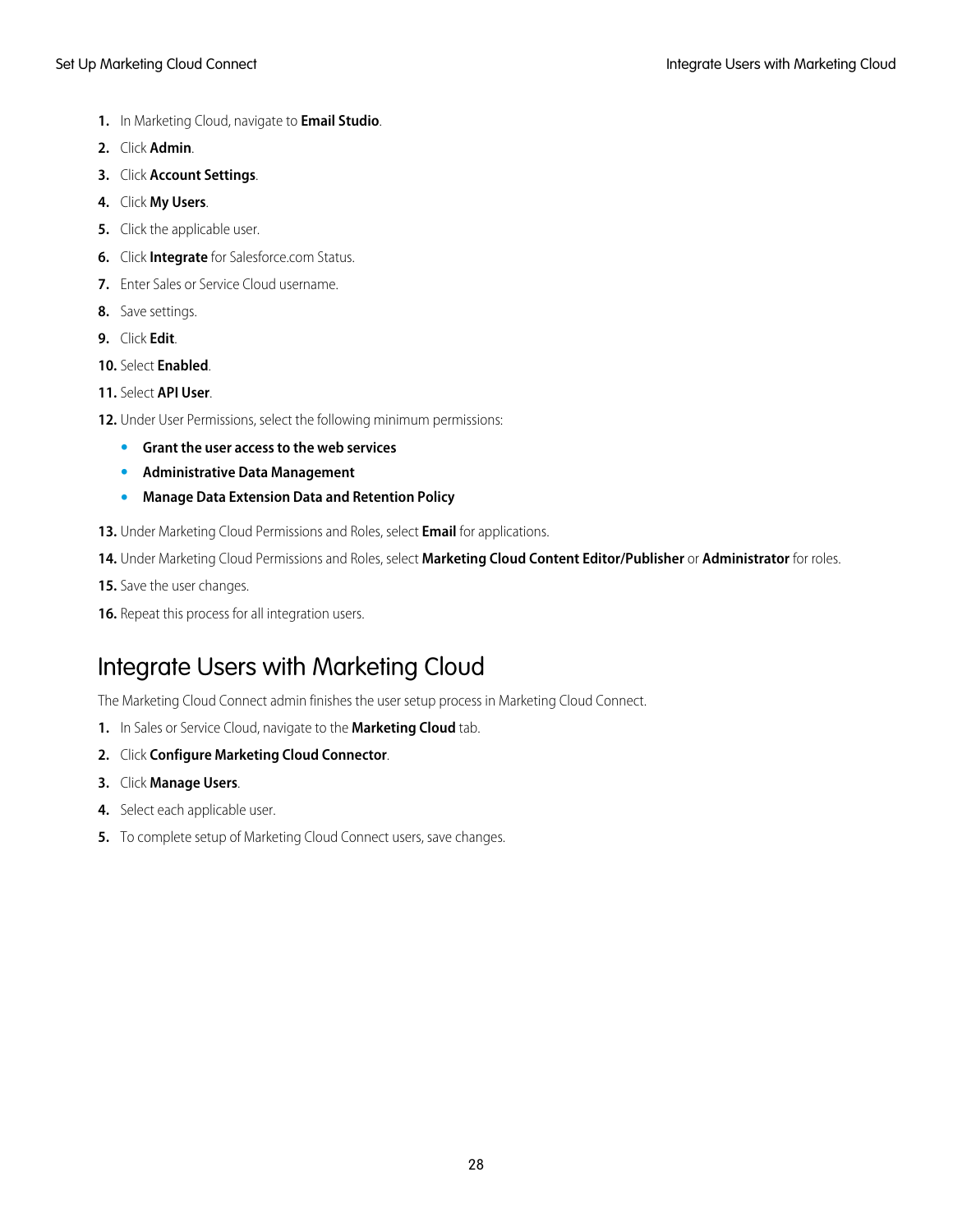1. In Marketing Cloud, navigate to **Email Studio**.
2. Click **Admin**.
3. Click **Account Settings**.
4. Click **My Users**.
5. Click the applicable user.
6. Click **Integrate** for Salesforce.com Status.
7. Enter Sales or Service Cloud username.
8. Save settings.
9. Click **Edit**.
10. Select **Enabled**.
11. Select **API User**.
12. Under User Permissions, select the following minimum permissions:
    - **Grant the user access to the web services**
    - **Administrative Data Management**
    - **Manage Data Extension Data and Retention Policy**
13. Under Marketing Cloud Permissions and Roles, select **Email** for applications.
14. Under Marketing Cloud Permissions and Roles, select **Marketing Cloud Content Editor/Publisher** or **Administrator** for roles.
15. Save the user changes.
16. Repeat this process for all integration users.

## Integrate Users with Marketing Cloud

The Marketing Cloud Connect admin finishes the user setup process in Marketing Cloud Connect.

1. In Sales or Service Cloud, navigate to the **Marketing Cloud** tab.
2. Click **Configure Marketing Cloud Connector**.
3. Click **Manage Users**.
4. Select each applicable user.
5. To complete setup of Marketing Cloud Connect users, save changes.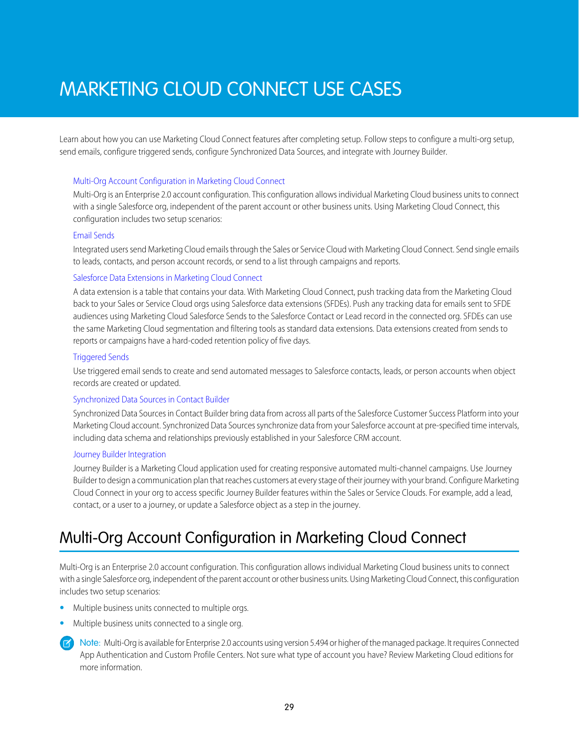# MARKETING CLOUD CONNECT USE CASES

Learn about how you can use Marketing Cloud Connect features after completing setup. Follow steps to configure a multi-org setup, send emails, configure triggered sends, configure Synchronized Data Sources, and integrate with Journey Builder.

**Multi-Org Account Configuration in Marketing Cloud Connect**

Multi-Org is an Enterprise 2.0 account configuration. This configuration allows individual Marketing Cloud business units to connect with a single Salesforce org, independent of the parent account or other business units. Using Marketing Cloud Connect, this configuration includes two setup scenarios:

**Email Sends**

Integrated users send Marketing Cloud emails through the Sales or Service Cloud with Marketing Cloud Connect. Send single emails to leads, contacts, and person account records, or send to a list through campaigns and reports.

**Salesforce Data Extensions in Marketing Cloud Connect**

A data extension is a table that contains your data. With Marketing Cloud Connect, push tracking data from the Marketing Cloud back to your Sales or Service Cloud orgs using Salesforce data extensions (SFDEs). Push any tracking data for emails sent to SFDE audiences using Marketing Cloud Salesforce Sends to the Salesforce Contact or Lead record in the connected org. SFDEs can use the same Marketing Cloud segmentation and filtering tools as standard data extensions. Data extensions created from sends to reports or campaigns have a hard-coded retention policy of five days.

**Triggered Sends**

Use triggered email sends to create and send automated messages to Salesforce contacts, leads, or person accounts when object records are created or updated.

**Synchronized Data Sources in Contact Builder**

Synchronized Data Sources in Contact Builder bring data from across all parts of the Salesforce Customer Success Platform into your Marketing Cloud account. Synchronized Data Sources synchronize data from your Salesforce account at pre-specified time intervals, including data schema and relationships previously established in your Salesforce CRM account.

**Journey Builder Integration**

Journey Builder is a Marketing Cloud application used for creating responsive automated multi-channel campaigns. Use Journey Builder to design a communication plan that reaches customers at every stage of their journey with your brand. Configure Marketing Cloud Connect in your org to access specific Journey Builder features within the Sales or Service Clouds. For example, add a lead, contact, or a user to a journey, or update a Salesforce object as a step in the journey.

## Multi-Org Account Configuration in Marketing Cloud Connect

Multi-Org is an Enterprise 2.0 account configuration. This configuration allows individual Marketing Cloud business units to connect with a single Salesforce org, independent of the parent account or other business units. Using Marketing Cloud Connect, this configuration includes two setup scenarios:

- Multiple business units connected to multiple orgs.
- Multiple business units connected to a single org.

> **Note:** Multi-Org is available for Enterprise 2.0 accounts using version 5.494 or higher of the managed package. It requires Connected App Authentication and Custom Profile Centers. Not sure what type of account you have? Review Marketing Cloud editions for more information.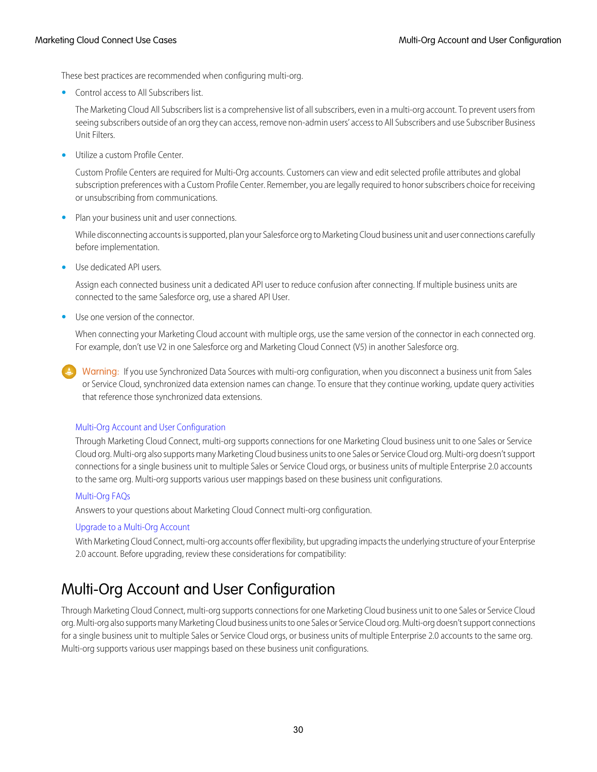These best practices are recommended when configuring multi-org.

- Control access to All Subscribers list.

  The Marketing Cloud All Subscribers list is a comprehensive list of all subscribers, even in a multi-org account. To prevent users from seeing subscribers outside of an org they can access, remove non-admin users' access to All Subscribers and use Subscriber Business Unit Filters.

- Utilize a custom Profile Center.

  Custom Profile Centers are required for Multi-Org accounts. Customers can view and edit selected profile attributes and global subscription preferences with a Custom Profile Center. Remember, you are legally required to honor subscribers choice for receiving or unsubscribing from communications.

- Plan your business unit and user connections.

  While disconnecting accounts is supported, plan your Salesforce org to Marketing Cloud business unit and user connections carefully before implementation.

- Use dedicated API users.

  Assign each connected business unit a dedicated API user to reduce confusion after connecting. If multiple business units are connected to the same Salesforce org, use a shared API User.

- Use one version of the connector.

  When connecting your Marketing Cloud account with multiple orgs, use the same version of the connector in each connected org. For example, don't use V2 in one Salesforce org and Marketing Cloud Connect (V5) in another Salesforce org.

**Warning:** If you use Synchronized Data Sources with multi-org configuration, when you disconnect a business unit from Sales or Service Cloud, synchronized data extension names can change. To ensure that they continue working, update query activities that reference those synchronized data extensions.

[Multi-Org Account and User Configuration]

Through Marketing Cloud Connect, multi-org supports connections for one Marketing Cloud business unit to one Sales or Service Cloud org. Multi-org also supports many Marketing Cloud business units to one Sales or Service Cloud org. Multi-org doesn't support connections for a single business unit to multiple Sales or Service Cloud orgs, or business units of multiple Enterprise 2.0 accounts to the same org. Multi-org supports various user mappings based on these business unit configurations.

[Multi-Org FAQs]

Answers to your questions about Marketing Cloud Connect multi-org configuration.

[Upgrade to a Multi-Org Account]

With Marketing Cloud Connect, multi-org accounts offer flexibility, but upgrading impacts the underlying structure of your Enterprise 2.0 account. Before upgrading, review these considerations for compatibility:

# Multi-Org Account and User Configuration

Through Marketing Cloud Connect, multi-org supports connections for one Marketing Cloud business unit to one Sales or Service Cloud org. Multi-org also supports many Marketing Cloud business units to one Sales or Service Cloud org. Multi-org doesn't support connections for a single business unit to multiple Sales or Service Cloud orgs, or business units of multiple Enterprise 2.0 accounts to the same org. Multi-org supports various user mappings based on these business unit configurations.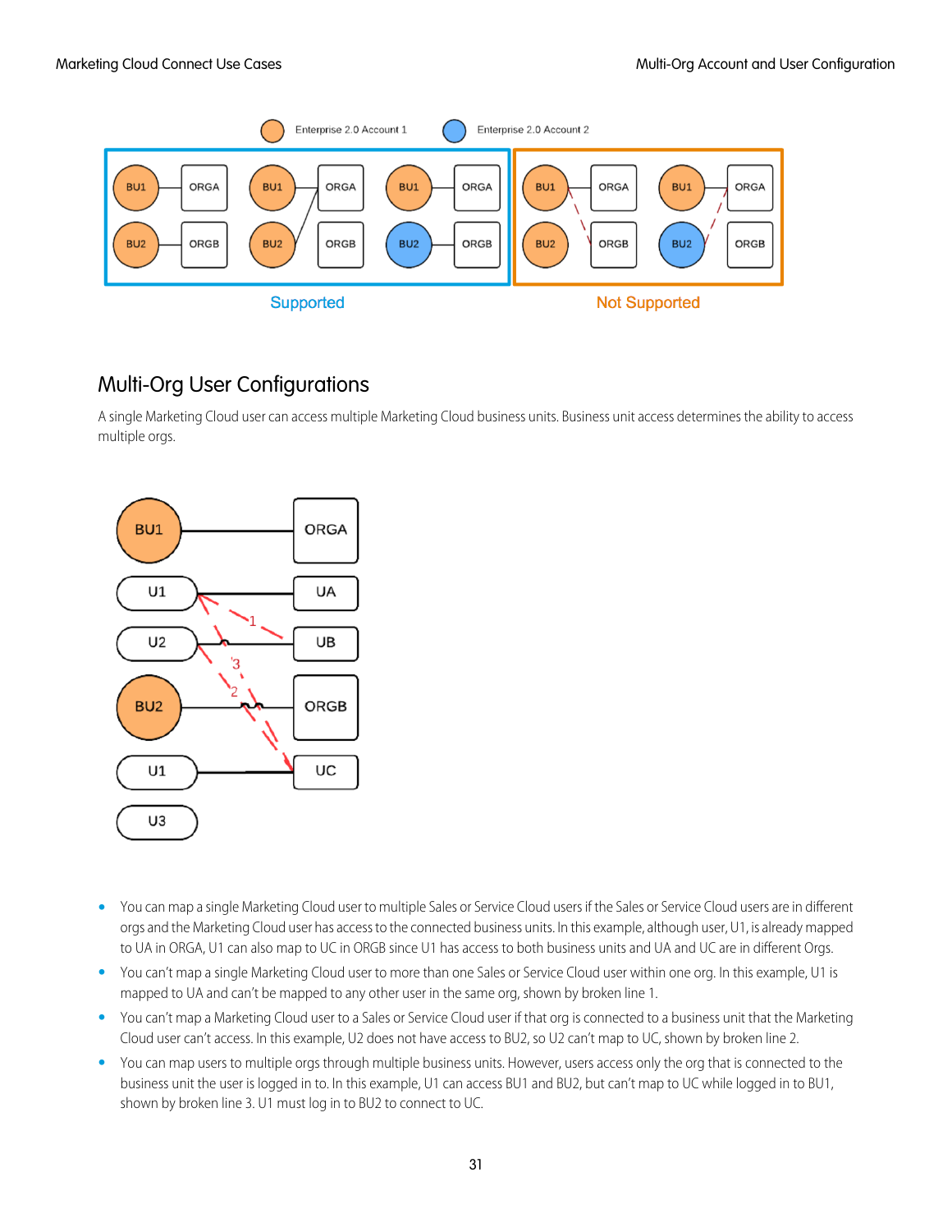## Multi-Org User Configurations

A single Marketing Cloud user can access multiple Marketing Cloud business units. Business unit access determines the ability to access multiple orgs.

- You can map a single Marketing Cloud user to multiple Sales or Service Cloud users if the Sales or Service Cloud users are in different orgs and the Marketing Cloud user has access to the connected business units. In this example, although user, U1, is already mapped to UA in ORGA, U1 can also map to UC in ORGB since U1 has access to both business units and UA and UC are in different Orgs.
- You can't map a single Marketing Cloud user to more than one Sales or Service Cloud user within one org. In this example, U1 is mapped to UA and can't be mapped to any other user in the same org, shown by broken line 1.
- You can't map a Marketing Cloud user to a Sales or Service Cloud user if that org is connected to a business unit that the Marketing Cloud user can't access. In this example, U2 does not have access to BU2, so U2 can't map to UC, shown by broken line 2.
- You can map users to multiple orgs through multiple business units. However, users access only the org that is connected to the business unit the user is logged in to. In this example, U1 can access BU1 and BU2, but can't map to UC while logged in to BU1, shown by broken line 3. U1 must log in to BU2 to connect to UC.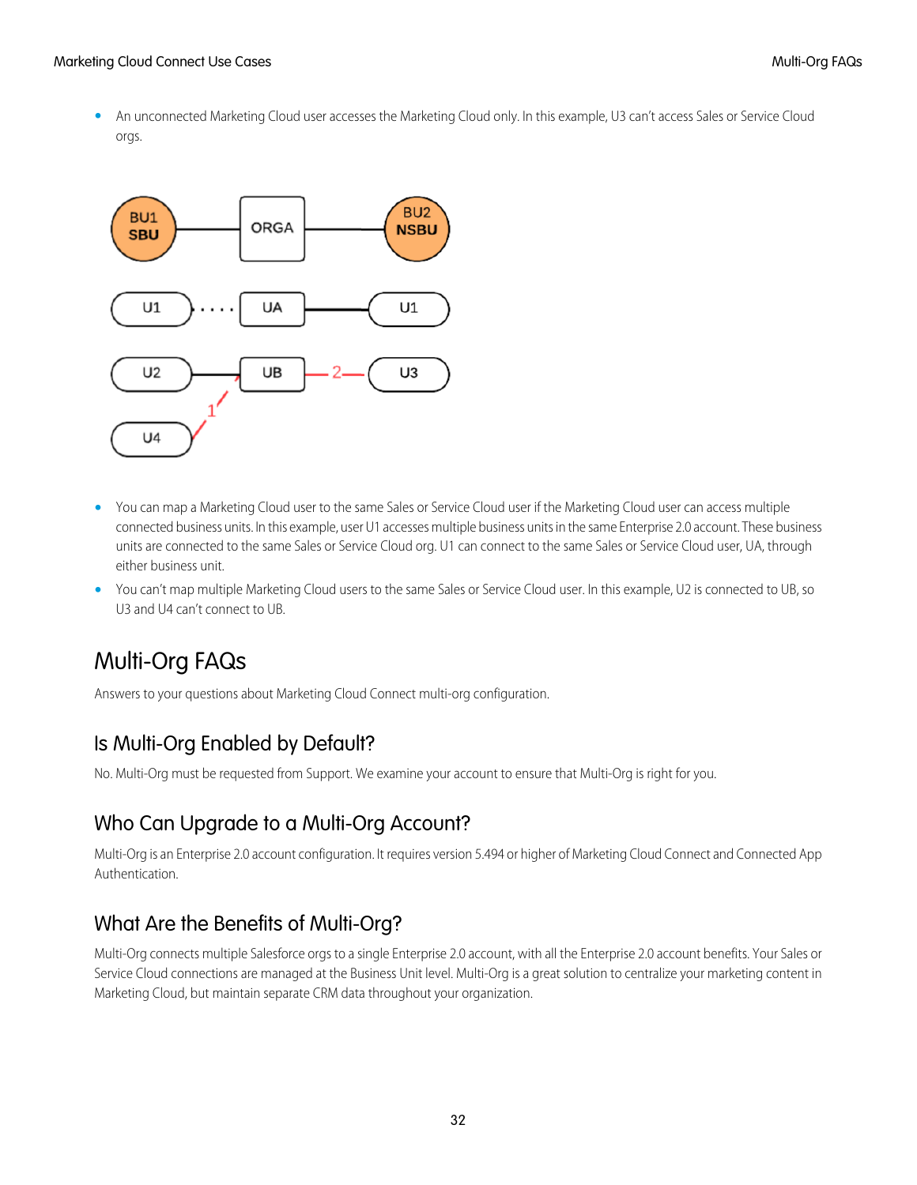- An unconnected Marketing Cloud user accesses the Marketing Cloud only. In this example, U3 can't access Sales or Service Cloud orgs.

- You can map a Marketing Cloud user to the same Sales or Service Cloud user if the Marketing Cloud user can access multiple connected business units. In this example, user U1 accesses multiple business units in the same Enterprise 2.0 account. These business units are connected to the same Sales or Service Cloud org. U1 can connect to the same Sales or Service Cloud user, UA, through either business unit.
- You can't map multiple Marketing Cloud users to the same Sales or Service Cloud user. In this example, U2 is connected to UB, so U3 and U4 can't connect to UB.

## Multi-Org FAQs

Answers to your questions about Marketing Cloud Connect multi-org configuration.

### Is Multi-Org Enabled by Default?

No. Multi-Org must be requested from Support. We examine your account to ensure that Multi-Org is right for you.

### Who Can Upgrade to a Multi-Org Account?

Multi-Org is an Enterprise 2.0 account configuration. It requires version 5.494 or higher of Marketing Cloud Connect and Connected App Authentication.

### What Are the Benefits of Multi-Org?

Multi-Org connects multiple Salesforce orgs to a single Enterprise 2.0 account, with all the Enterprise 2.0 account benefits. Your Sales or Service Cloud connections are managed at the Business Unit level. Multi-Org is a great solution to centralize your marketing content in Marketing Cloud, but maintain separate CRM data throughout your organization.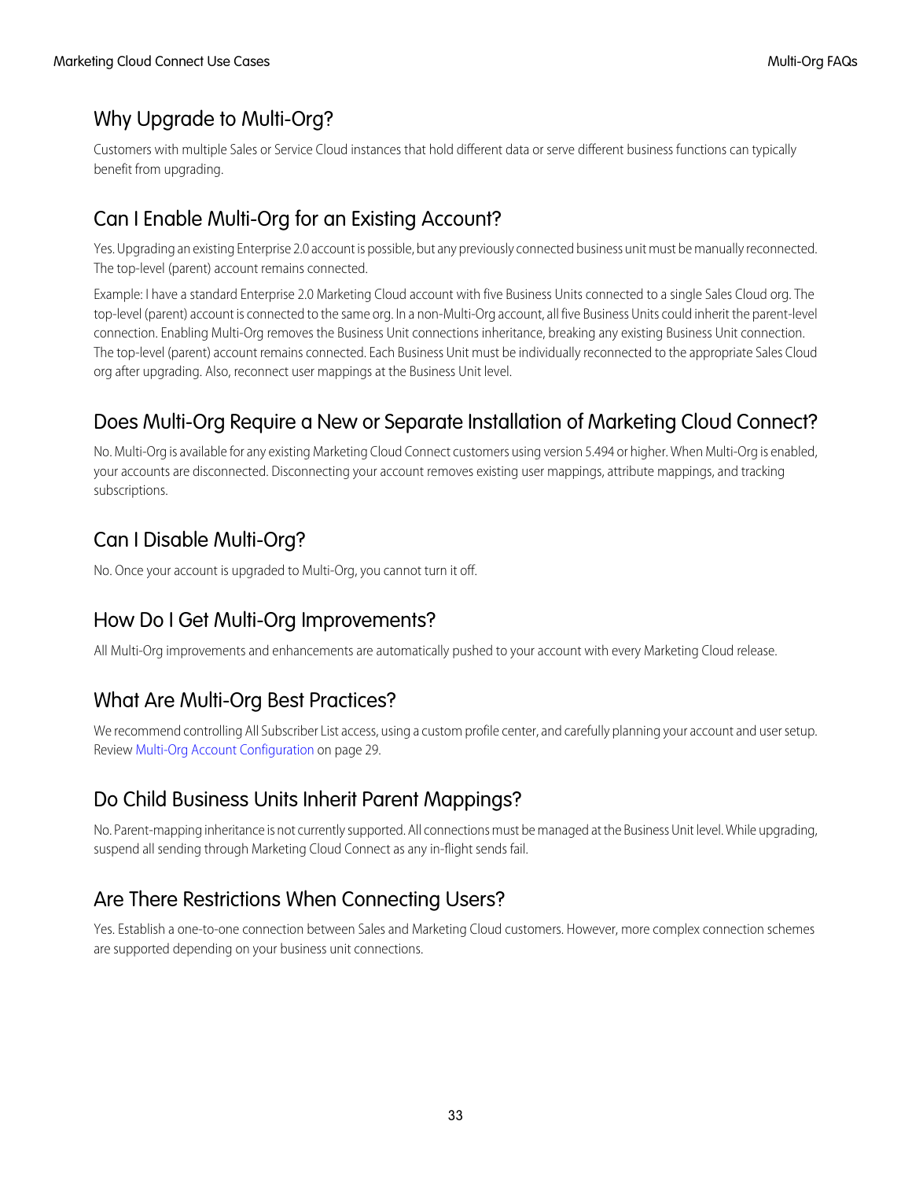## Why Upgrade to Multi-Org?

Customers with multiple Sales or Service Cloud instances that hold different data or serve different business functions can typically benefit from upgrading.

## Can I Enable Multi-Org for an Existing Account?

Yes. Upgrading an existing Enterprise 2.0 account is possible, but any previously connected business unit must be manually reconnected. The top-level (parent) account remains connected.

Example: I have a standard Enterprise 2.0 Marketing Cloud account with five Business Units connected to a single Sales Cloud org. The top-level (parent) account is connected to the same org. In a non-Multi-Org account, all five Business Units could inherit the parent-level connection. Enabling Multi-Org removes the Business Unit connections inheritance, breaking any existing Business Unit connection. The top-level (parent) account remains connected. Each Business Unit must be individually reconnected to the appropriate Sales Cloud org after upgrading. Also, reconnect user mappings at the Business Unit level.

## Does Multi-Org Require a New or Separate Installation of Marketing Cloud Connect?

No. Multi-Org is available for any existing Marketing Cloud Connect customers using version 5.494 or higher. When Multi-Org is enabled, your accounts are disconnected. Disconnecting your account removes existing user mappings, attribute mappings, and tracking subscriptions.

## Can I Disable Multi-Org?

No. Once your account is upgraded to Multi-Org, you cannot turn it off.

## How Do I Get Multi-Org Improvements?

All Multi-Org improvements and enhancements are automatically pushed to your account with every Marketing Cloud release.

## What Are Multi-Org Best Practices?

We recommend controlling All Subscriber List access, using a custom profile center, and carefully planning your account and user setup. Review Multi-Org Account Configuration on page 29.

## Do Child Business Units Inherit Parent Mappings?

No. Parent-mapping inheritance is not currently supported. All connections must be managed at the Business Unit level. While upgrading, suspend all sending through Marketing Cloud Connect as any in-flight sends fail.

## Are There Restrictions When Connecting Users?

Yes. Establish a one-to-one connection between Sales and Marketing Cloud customers. However, more complex connection schemes are supported depending on your business unit connections.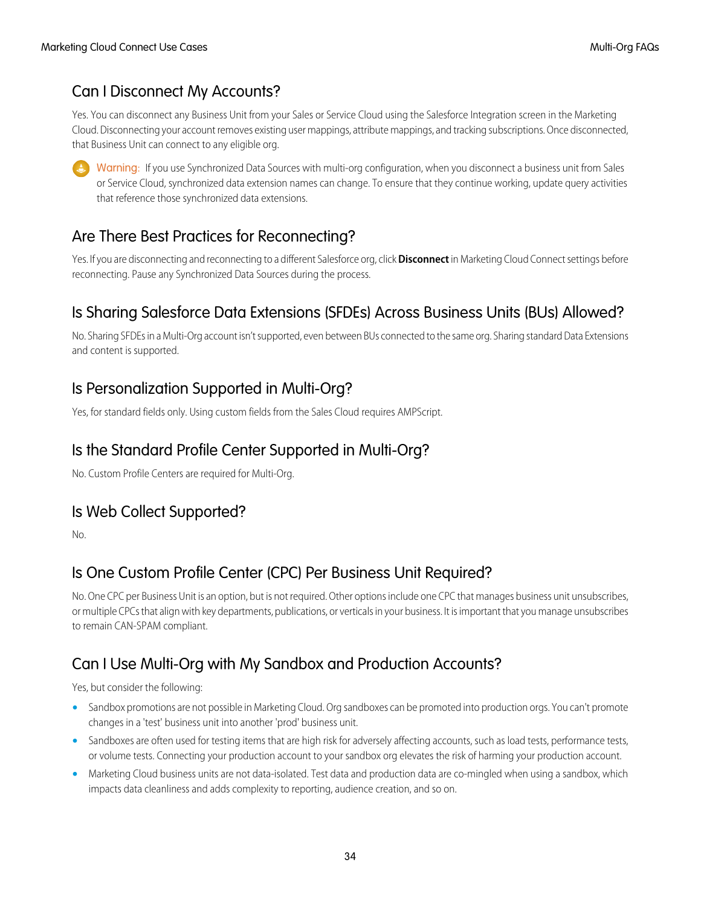## Can I Disconnect My Accounts?

Yes. You can disconnect any Business Unit from your Sales or Service Cloud using the Salesforce Integration screen in the Marketing Cloud. Disconnecting your account removes existing user mappings, attribute mappings, and tracking subscriptions. Once disconnected, that Business Unit can connect to any eligible org.

Warning: If you use Synchronized Data Sources with multi-org configuration, when you disconnect a business unit from Sales or Service Cloud, synchronized data extension names can change. To ensure that they continue working, update query activities that reference those synchronized data extensions.

## Are There Best Practices for Reconnecting?

Yes. If you are disconnecting and reconnecting to a different Salesforce org, click **Disconnect** in Marketing Cloud Connect settings before reconnecting. Pause any Synchronized Data Sources during the process.

## Is Sharing Salesforce Data Extensions (SFDEs) Across Business Units (BUs) Allowed?

No. Sharing SFDEs in a Multi-Org account isn't supported, even between BUs connected to the same org. Sharing standard Data Extensions and content is supported.

## Is Personalization Supported in Multi-Org?

Yes, for standard fields only. Using custom fields from the Sales Cloud requires AMPScript.

## Is the Standard Profile Center Supported in Multi-Org?

No. Custom Profile Centers are required for Multi-Org.

## Is Web Collect Supported?

No.

## Is One Custom Profile Center (CPC) Per Business Unit Required?

No. One CPC per Business Unit is an option, but is not required. Other options include one CPC that manages business unit unsubscribes, or multiple CPCs that align with key departments, publications, or verticals in your business. It is important that you manage unsubscribes to remain CAN-SPAM compliant.

## Can I Use Multi-Org with My Sandbox and Production Accounts?

Yes, but consider the following:

- Sandbox promotions are not possible in Marketing Cloud. Org sandboxes can be promoted into production orgs. You can't promote changes in a 'test' business unit into another 'prod' business unit.
- Sandboxes are often used for testing items that are high risk for adversely affecting accounts, such as load tests, performance tests, or volume tests. Connecting your production account to your sandbox org elevates the risk of harming your production account.
- Marketing Cloud business units are not data-isolated. Test data and production data are co-mingled when using a sandbox, which impacts data cleanliness and adds complexity to reporting, audience creation, and so on.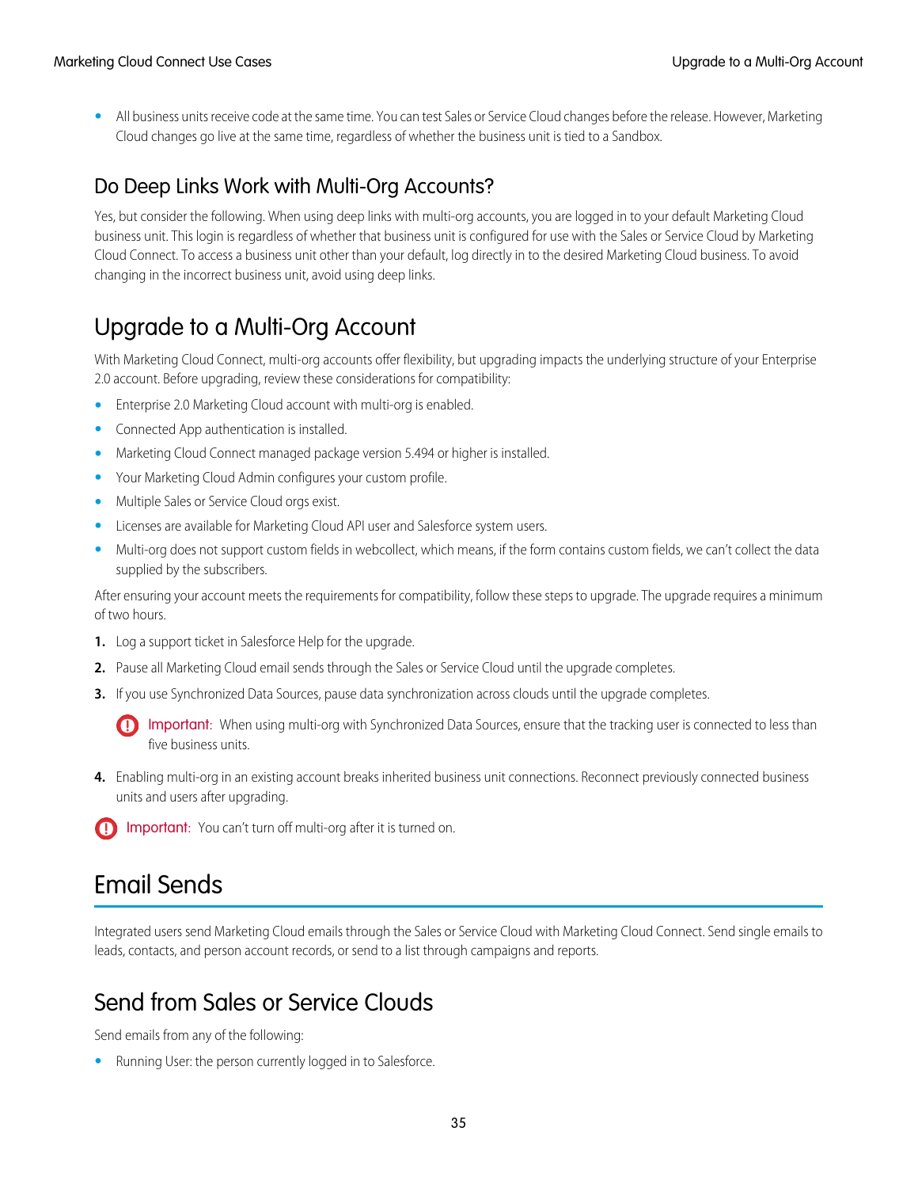- All business units receive code at the same time. You can test Sales or Service Cloud changes before the release. However, Marketing Cloud changes go live at the same time, regardless of whether the business unit is tied to a Sandbox.

### Do Deep Links Work with Multi-Org Accounts?

Yes, but consider the following. When using deep links with multi-org accounts, you are logged in to your default Marketing Cloud business unit. This login is regardless of whether that business unit is configured for use with the Sales or Service Cloud by Marketing Cloud Connect. To access a business unit other than your default, log directly in to the desired Marketing Cloud business. To avoid changing in the incorrect business unit, avoid using deep links.

## Upgrade to a Multi-Org Account

With Marketing Cloud Connect, multi-org accounts offer flexibility, but upgrading impacts the underlying structure of your Enterprise 2.0 account. Before upgrading, review these considerations for compatibility:

- Enterprise 2.0 Marketing Cloud account with multi-org is enabled.
- Connected App authentication is installed.
- Marketing Cloud Connect managed package version 5.494 or higher is installed.
- Your Marketing Cloud Admin configures your custom profile.
- Multiple Sales or Service Cloud orgs exist.
- Licenses are available for Marketing Cloud API user and Salesforce system users.
- Multi-org does not support custom fields in webcollect, which means, if the form contains custom fields, we can't collect the data supplied by the subscribers.

After ensuring your account meets the requirements for compatibility, follow these steps to upgrade. The upgrade requires a minimum of two hours.

1. Log a support ticket in Salesforce Help for the upgrade.
2. Pause all Marketing Cloud email sends through the Sales or Service Cloud until the upgrade completes.
3. If you use Synchronized Data Sources, pause data synchronization across clouds until the upgrade completes.

   **Important:** When using multi-org with Synchronized Data Sources, ensure that the tracking user is connected to less than five business units.

4. Enabling multi-org in an existing account breaks inherited business unit connections. Reconnect previously connected business units and users after upgrading.

**Important:** You can't turn off multi-org after it is turned on.

# Email Sends

Integrated users send Marketing Cloud emails through the Sales or Service Cloud with Marketing Cloud Connect. Send single emails to leads, contacts, and person account records, or send to a list through campaigns and reports.

## Send from Sales or Service Clouds

Send emails from any of the following:

- Running User: the person currently logged in to Salesforce.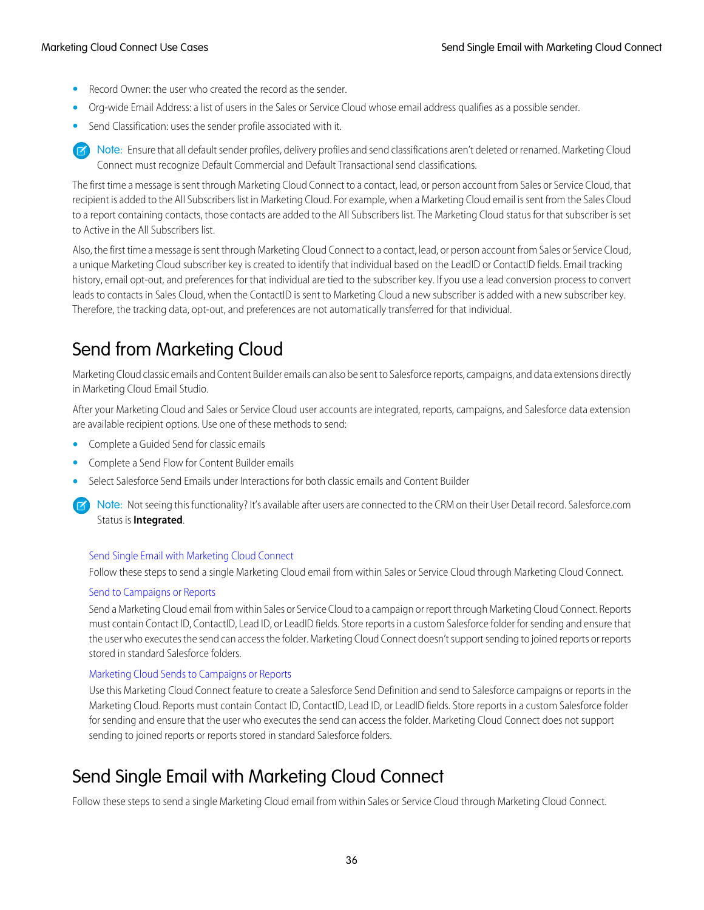- Record Owner: the user who created the record as the sender.
- Org-wide Email Address: a list of users in the Sales or Service Cloud whose email address qualifies as a possible sender.
- Send Classification: uses the sender profile associated with it.

> Note: Ensure that all default sender profiles, delivery profiles and send classifications aren't deleted or renamed. Marketing Cloud Connect must recognize Default Commercial and Default Transactional send classifications.

The first time a message is sent through Marketing Cloud Connect to a contact, lead, or person account from Sales or Service Cloud, that recipient is added to the All Subscribers list in Marketing Cloud. For example, when a Marketing Cloud email is sent from the Sales Cloud to a report containing contacts, those contacts are added to the All Subscribers list. The Marketing Cloud status for that subscriber is set to Active in the All Subscribers list.

Also, the first time a message is sent through Marketing Cloud Connect to a contact, lead, or person account from Sales or Service Cloud, a unique Marketing Cloud subscriber key is created to identify that individual based on the LeadID or ContactID fields. Email tracking history, email opt-out, and preferences for that individual are tied to the subscriber key. If you use a lead conversion process to convert leads to contacts in Sales Cloud, when the ContactID is sent to Marketing Cloud a new subscriber is added with a new subscriber key. Therefore, the tracking data, opt-out, and preferences are not automatically transferred for that individual.

## Send from Marketing Cloud

Marketing Cloud classic emails and Content Builder emails can also be sent to Salesforce reports, campaigns, and data extensions directly in Marketing Cloud Email Studio.

After your Marketing Cloud and Sales or Service Cloud user accounts are integrated, reports, campaigns, and Salesforce data extension are available recipient options. Use one of these methods to send:

- Complete a Guided Send for classic emails
- Complete a Send Flow for Content Builder emails
- Select Salesforce Send Emails under Interactions for both classic emails and Content Builder

> Note: Not seeing this functionality? It's available after users are connected to the CRM on their User Detail record. Salesforce.com Status is **Integrated**.

Send Single Email with Marketing Cloud Connect

Follow these steps to send a single Marketing Cloud email from within Sales or Service Cloud through Marketing Cloud Connect.

Send to Campaigns or Reports

Send a Marketing Cloud email from within Sales or Service Cloud to a campaign or report through Marketing Cloud Connect. Reports must contain Contact ID, ContactID, Lead ID, or LeadID fields. Store reports in a custom Salesforce folder for sending and ensure that the user who executes the send can access the folder. Marketing Cloud Connect doesn't support sending to joined reports or reports stored in standard Salesforce folders.

Marketing Cloud Sends to Campaigns or Reports

Use this Marketing Cloud Connect feature to create a Salesforce Send Definition and send to Salesforce campaigns or reports in the Marketing Cloud. Reports must contain Contact ID, ContactID, Lead ID, or LeadID fields. Store reports in a custom Salesforce folder for sending and ensure that the user who executes the send can access the folder. Marketing Cloud Connect does not support sending to joined reports or reports stored in standard Salesforce folders.

## Send Single Email with Marketing Cloud Connect

Follow these steps to send a single Marketing Cloud email from within Sales or Service Cloud through Marketing Cloud Connect.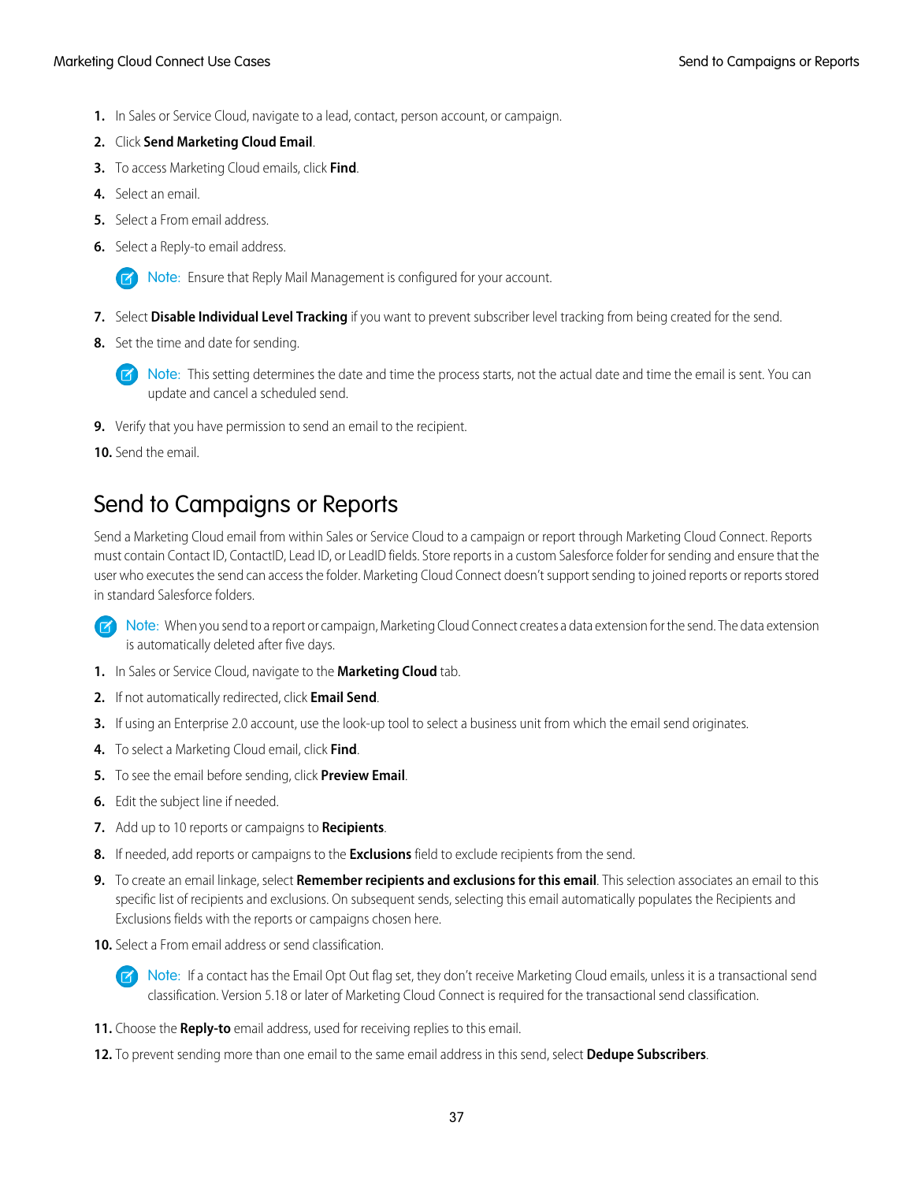1. In Sales or Service Cloud, navigate to a lead, contact, person account, or campaign.
2. Click **Send Marketing Cloud Email**.
3. To access Marketing Cloud emails, click **Find**.
4. Select an email.
5. Select a From email address.
6. Select a Reply-to email address.

   Note: Ensure that Reply Mail Management is configured for your account.

7. Select **Disable Individual Level Tracking** if you want to prevent subscriber level tracking from being created for the send.
8. Set the time and date for sending.

   Note: This setting determines the date and time the process starts, not the actual date and time the email is sent. You can update and cancel a scheduled send.

9. Verify that you have permission to send an email to the recipient.
10. Send the email.

## Send to Campaigns or Reports

Send a Marketing Cloud email from within Sales or Service Cloud to a campaign or report through Marketing Cloud Connect. Reports must contain Contact ID, ContactID, Lead ID, or LeadID fields. Store reports in a custom Salesforce folder for sending and ensure that the user who executes the send can access the folder. Marketing Cloud Connect doesn't support sending to joined reports or reports stored in standard Salesforce folders.

Note: When you send to a report or campaign, Marketing Cloud Connect creates a data extension for the send. The data extension is automatically deleted after five days.

1. In Sales or Service Cloud, navigate to the **Marketing Cloud** tab.
2. If not automatically redirected, click **Email Send**.
3. If using an Enterprise 2.0 account, use the look-up tool to select a business unit from which the email send originates.
4. To select a Marketing Cloud email, click **Find**.
5. To see the email before sending, click **Preview Email**.
6. Edit the subject line if needed.
7. Add up to 10 reports or campaigns to **Recipients**.
8. If needed, add reports or campaigns to the **Exclusions** field to exclude recipients from the send.
9. To create an email linkage, select **Remember recipients and exclusions for this email**. This selection associates an email to this specific list of recipients and exclusions. On subsequent sends, selecting this email automatically populates the Recipients and Exclusions fields with the reports or campaigns chosen here.
10. Select a From email address or send classification.

    Note: If a contact has the Email Opt Out flag set, they don't receive Marketing Cloud emails, unless it is a transactional send classification. Version 5.18 or later of Marketing Cloud Connect is required for the transactional send classification.

11. Choose the **Reply-to** email address, used for receiving replies to this email.
12. To prevent sending more than one email to the same email address in this send, select **Dedupe Subscribers**.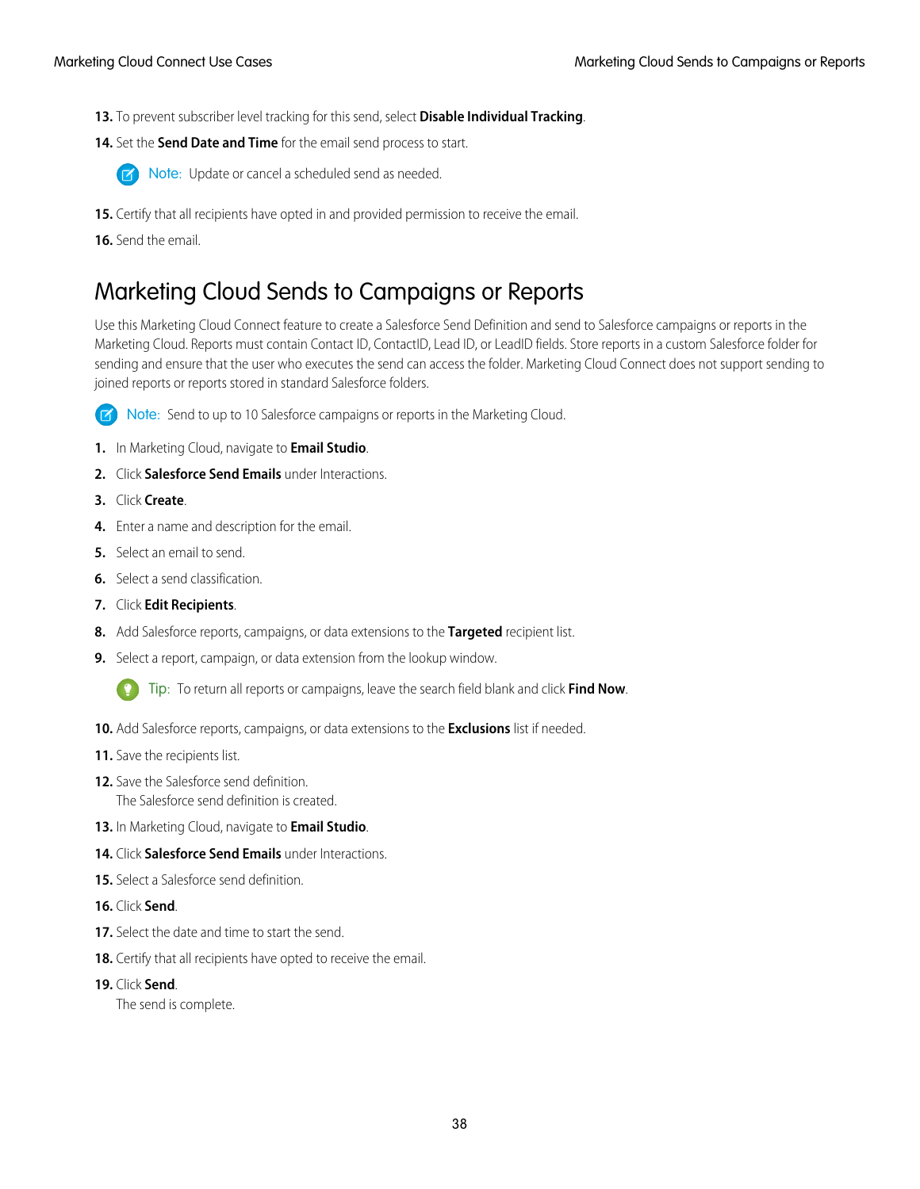13. To prevent subscriber level tracking for this send, select **Disable Individual Tracking**.

14. Set the **Send Date and Time** for the email send process to start.

    Note: Update or cancel a scheduled send as needed.

15. Certify that all recipients have opted in and provided permission to receive the email.

16. Send the email.

## Marketing Cloud Sends to Campaigns or Reports

Use this Marketing Cloud Connect feature to create a Salesforce Send Definition and send to Salesforce campaigns or reports in the Marketing Cloud. Reports must contain Contact ID, ContactID, Lead ID, or LeadID fields. Store reports in a custom Salesforce folder for sending and ensure that the user who executes the send can access the folder. Marketing Cloud Connect does not support sending to joined reports or reports stored in standard Salesforce folders.

Note: Send to up to 10 Salesforce campaigns or reports in the Marketing Cloud.

1. In Marketing Cloud, navigate to **Email Studio**.
2. Click **Salesforce Send Emails** under Interactions.
3. Click **Create**.
4. Enter a name and description for the email.
5. Select an email to send.
6. Select a send classification.
7. Click **Edit Recipients**.
8. Add Salesforce reports, campaigns, or data extensions to the **Targeted** recipient list.
9. Select a report, campaign, or data extension from the lookup window.

   Tip: To return all reports or campaigns, leave the search field blank and click **Find Now**.

10. Add Salesforce reports, campaigns, or data extensions to the **Exclusions** list if needed.
11. Save the recipients list.
12. Save the Salesforce send definition.
    The Salesforce send definition is created.
13. In Marketing Cloud, navigate to **Email Studio**.
14. Click **Salesforce Send Emails** under Interactions.
15. Select a Salesforce send definition.
16. Click **Send**.
17. Select the date and time to start the send.
18. Certify that all recipients have opted to receive the email.
19. Click **Send**.
    The send is complete.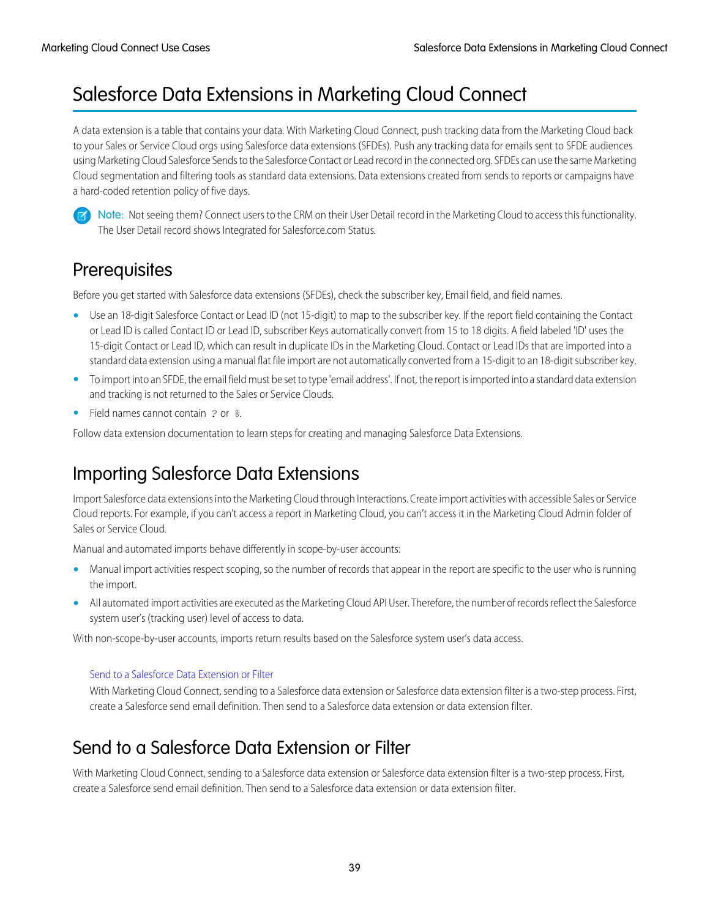# Salesforce Data Extensions in Marketing Cloud Connect

A data extension is a table that contains your data. With Marketing Cloud Connect, push tracking data from the Marketing Cloud back to your Sales or Service Cloud orgs using Salesforce data extensions (SFDEs). Push any tracking data for emails sent to SFDE audiences using Marketing Cloud Salesforce Sends to the Salesforce Contact or Lead record in the connected org. SFDEs can use the same Marketing Cloud segmentation and filtering tools as standard data extensions. Data extensions created from sends to reports or campaigns have a hard-coded retention policy of five days.

Note: Not seeing them? Connect users to the CRM on their User Detail record in the Marketing Cloud to access this functionality. The User Detail record shows Integrated for Salesforce.com Status.

## Prerequisites

Before you get started with Salesforce data extensions (SFDEs), check the subscriber key, Email field, and field names.

- Use an 18-digit Salesforce Contact or Lead ID (not 15-digit) to map to the subscriber key. If the report field containing the Contact or Lead ID is called Contact ID or Lead ID, subscriber Keys automatically convert from 15 to 18 digits. A field labeled 'ID' uses the 15-digit Contact or Lead ID, which can result in duplicate IDs in the Marketing Cloud. Contact or Lead IDs that are imported into a standard data extension using a manual flat file import are not automatically converted from a 15-digit to an 18-digit subscriber key.
- To import into an SFDE, the email field must be set to type 'email address'. If not, the report is imported into a standard data extension and tracking is not returned to the Sales or Service Clouds.
- Field names cannot contain `?` or `%`.

Follow data extension documentation to learn steps for creating and managing Salesforce Data Extensions.

## Importing Salesforce Data Extensions

Import Salesforce data extensions into the Marketing Cloud through Interactions. Create import activities with accessible Sales or Service Cloud reports. For example, if you can't access a report in Marketing Cloud, you can't access it in the Marketing Cloud Admin folder of Sales or Service Cloud.

Manual and automated imports behave differently in scope-by-user accounts:

- Manual import activities respect scoping, so the number of records that appear in the report are specific to the user who is running the import.
- All automated import activities are executed as the Marketing Cloud API User. Therefore, the number of records reflect the Salesforce system user's (tracking user) level of access to data.

With non-scope-by-user accounts, imports return results based on the Salesforce system user's data access.

Send to a Salesforce Data Extension or Filter

With Marketing Cloud Connect, sending to a Salesforce data extension or Salesforce data extension filter is a two-step process. First, create a Salesforce send email definition. Then send to a Salesforce data extension or data extension filter.

## Send to a Salesforce Data Extension or Filter

With Marketing Cloud Connect, sending to a Salesforce data extension or Salesforce data extension filter is a two-step process. First, create a Salesforce send email definition. Then send to a Salesforce data extension or data extension filter.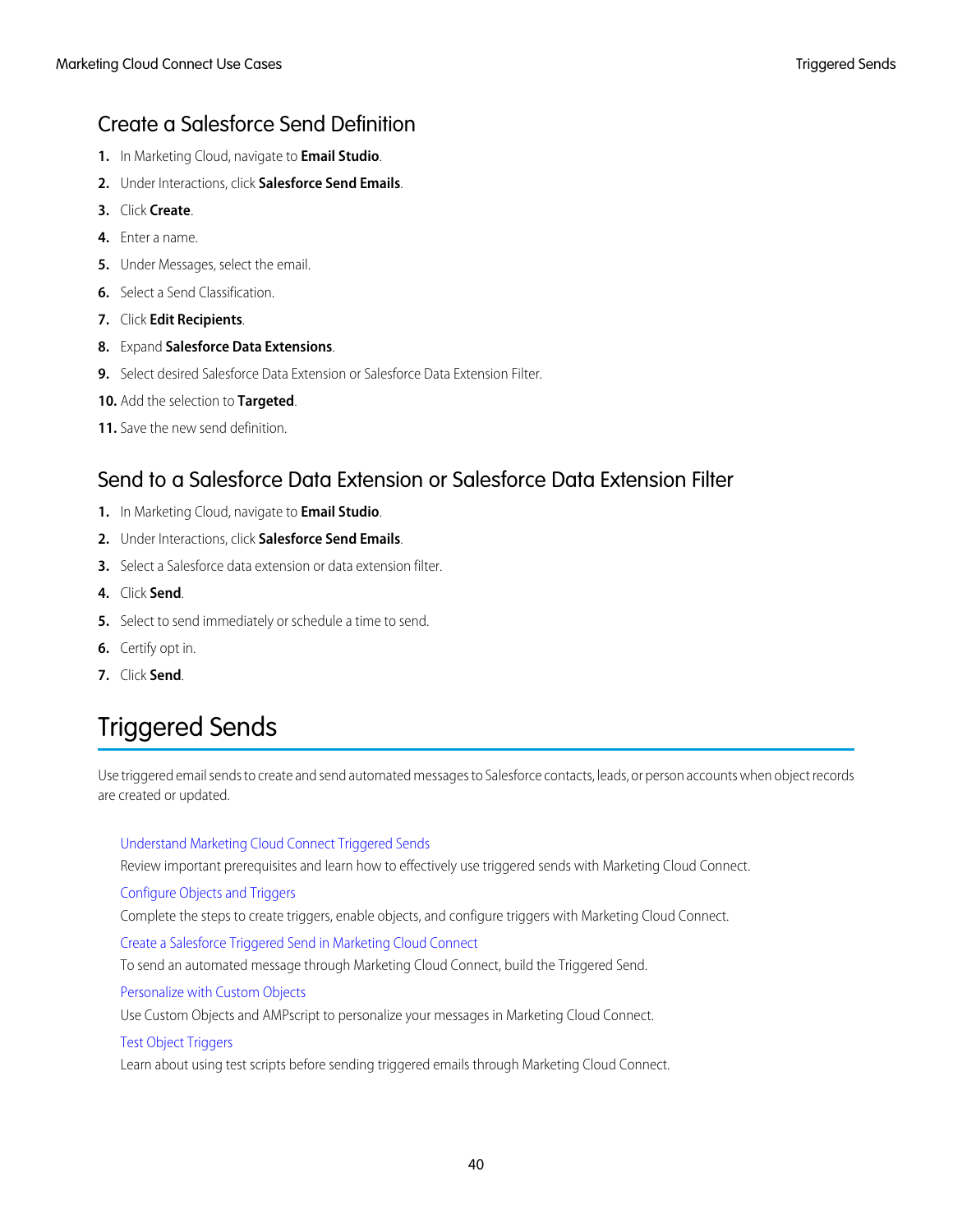## Create a Salesforce Send Definition

1. In Marketing Cloud, navigate to **Email Studio**.
2. Under Interactions, click **Salesforce Send Emails**.
3. Click **Create**.
4. Enter a name.
5. Under Messages, select the email.
6. Select a Send Classification.
7. Click **Edit Recipients**.
8. Expand **Salesforce Data Extensions**.
9. Select desired Salesforce Data Extension or Salesforce Data Extension Filter.
10. Add the selection to **Targeted**.
11. Save the new send definition.

## Send to a Salesforce Data Extension or Salesforce Data Extension Filter

1. In Marketing Cloud, navigate to **Email Studio**.
2. Under Interactions, click **Salesforce Send Emails**.
3. Select a Salesforce data extension or data extension filter.
4. Click **Send**.
5. Select to send immediately or schedule a time to send.
6. Certify opt in.
7. Click **Send**.

# Triggered Sends

Use triggered email sends to create and send automated messages to Salesforce contacts, leads, or person accounts when object records are created or updated.

Understand Marketing Cloud Connect Triggered Sends

Review important prerequisites and learn how to effectively use triggered sends with Marketing Cloud Connect.

Configure Objects and Triggers

Complete the steps to create triggers, enable objects, and configure triggers with Marketing Cloud Connect.

Create a Salesforce Triggered Send in Marketing Cloud Connect

To send an automated message through Marketing Cloud Connect, build the Triggered Send.

Personalize with Custom Objects

Use Custom Objects and AMPscript to personalize your messages in Marketing Cloud Connect.

Test Object Triggers

Learn about using test scripts before sending triggered emails through Marketing Cloud Connect.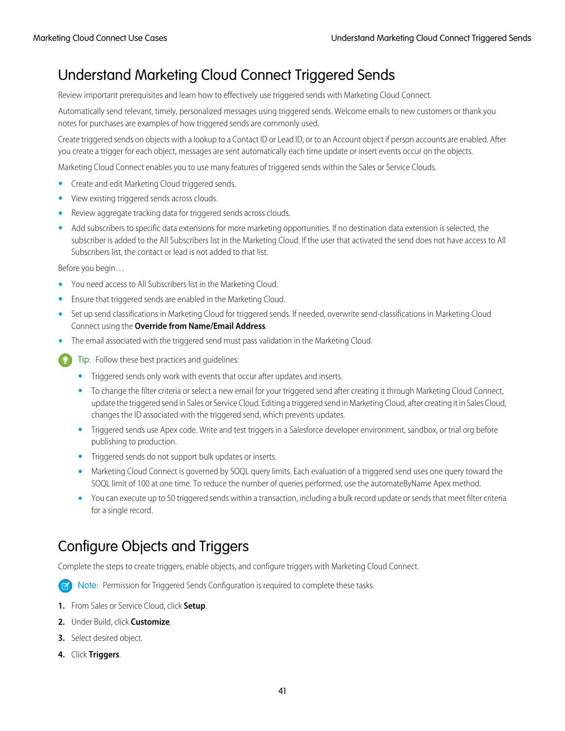# Understand Marketing Cloud Connect Triggered Sends

Review important prerequisites and learn how to effectively use triggered sends with Marketing Cloud Connect.

Automatically send relevant, timely, personalized messages using triggered sends. Welcome emails to new customers or thank you notes for purchases are examples of how triggered sends are commonly used.

Create triggered sends on objects with a lookup to a Contact ID or Lead ID, or to an Account object if person accounts are enabled. After you create a trigger for each object, messages are sent automatically each time update or insert events occur on the objects.

Marketing Cloud Connect enables you to use many features of triggered sends within the Sales or Service Clouds.

- Create and edit Marketing Cloud triggered sends.
- View existing triggered sends across clouds.
- Review aggregate tracking data for triggered sends across clouds.
- Add subscribers to specific data extensions for more marketing opportunities. If no destination data extension is selected, the subscriber is added to the All Subscribers list in the Marketing Cloud. If the user that activated the send does not have access to All Subscribers list, the contact or lead is not added to that list.

Before you begin…

- You need access to All Subscribers list in the Marketing Cloud.
- Ensure that triggered sends are enabled in the Marketing Cloud.
- Set up send classifications in Marketing Cloud for triggered sends. If needed, overwrite send-classifications in Marketing Cloud Connect using the **Override from Name/Email Address**.
- The email associated with the triggered send must pass validation in the Marketing Cloud.

Tip: Follow these best practices and guidelines:

- Triggered sends only work with events that occur after updates and inserts.
- To change the filter criteria or select a new email for your triggered send after creating it through Marketing Cloud Connect, update the triggered send in Sales or Service Cloud. Editing a triggered send in Marketing Cloud, after creating it in Sales Cloud, changes the ID associated with the triggered send, which prevents updates.
- Triggered sends use Apex code. Write and test triggers in a Salesforce developer environment, sandbox, or trial org before publishing to production.
- Triggered sends do not support bulk updates or inserts.
- Marketing Cloud Connect is governed by SOQL query limits. Each evaluation of a triggered send uses one query toward the SOQL limit of 100 at one time. To reduce the number of queries performed, use the automateByName Apex method.
- You can execute up to 50 triggered sends within a transaction, including a bulk record update or sends that meet filter criteria for a single record.

# Configure Objects and Triggers

Complete the steps to create triggers, enable objects, and configure triggers with Marketing Cloud Connect.

Note: Permission for Triggered Sends Configuration is required to complete these tasks.

1. From Sales or Service Cloud, click **Setup**.
2. Under Build, click **Customize**.
3. Select desired object.
4. Click **Triggers**.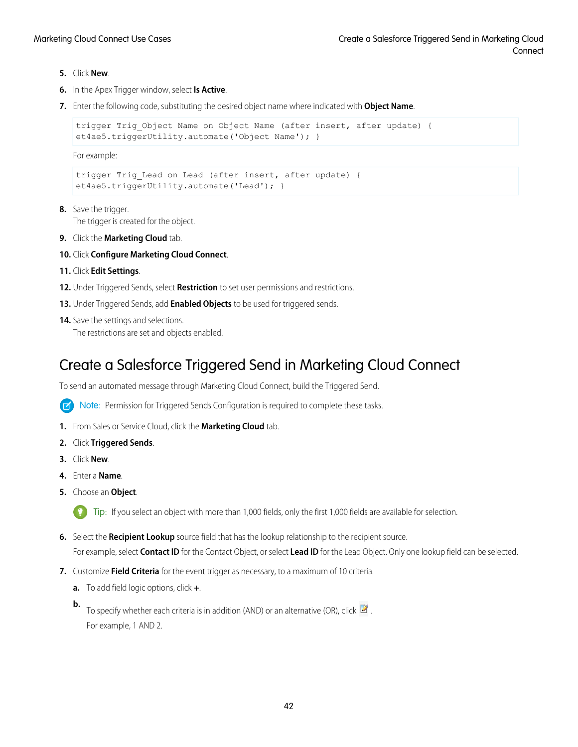5. Click **New**.
6. In the Apex Trigger window, select **Is Active**.
7. Enter the following code, substituting the desired object name where indicated with **Object Name**.

```
trigger Trig_Object Name on Object Name (after insert, after update) {
et4ae5.triggerUtility.automate('Object Name'); }
```

For example:

```
trigger Trig_Lead on Lead (after insert, after update) {
et4ae5.triggerUtility.automate('Lead'); }
```

8. Save the trigger.
   The trigger is created for the object.
9. Click the **Marketing Cloud** tab.
10. Click **Configure Marketing Cloud Connect**.
11. Click **Edit Settings**.
12. Under Triggered Sends, select **Restriction** to set user permissions and restrictions.
13. Under Triggered Sends, add **Enabled Objects** to be used for triggered sends.
14. Save the settings and selections.
    The restrictions are set and objects enabled.

# Create a Salesforce Triggered Send in Marketing Cloud Connect

To send an automated message through Marketing Cloud Connect, build the Triggered Send.

Note: Permission for Triggered Sends Configuration is required to complete these tasks.

1. From Sales or Service Cloud, click the **Marketing Cloud** tab.
2. Click **Triggered Sends**.
3. Click **New**.
4. Enter a **Name**.
5. Choose an **Object**.

   Tip: If you select an object with more than 1,000 fields, only the first 1,000 fields are available for selection.

6. Select the **Recipient Lookup** source field that has the lookup relationship to the recipient source.
   For example, select **Contact ID** for the Contact Object, or select **Lead ID** for the Lead Object. Only one lookup field can be selected.
7. Customize **Field Criteria** for the event trigger as necessary, to a maximum of 10 criteria.
   a. To add field logic options, click **+**.
   b. To specify whether each criteria is in addition (AND) or an alternative (OR), click .
      For example, 1 AND 2.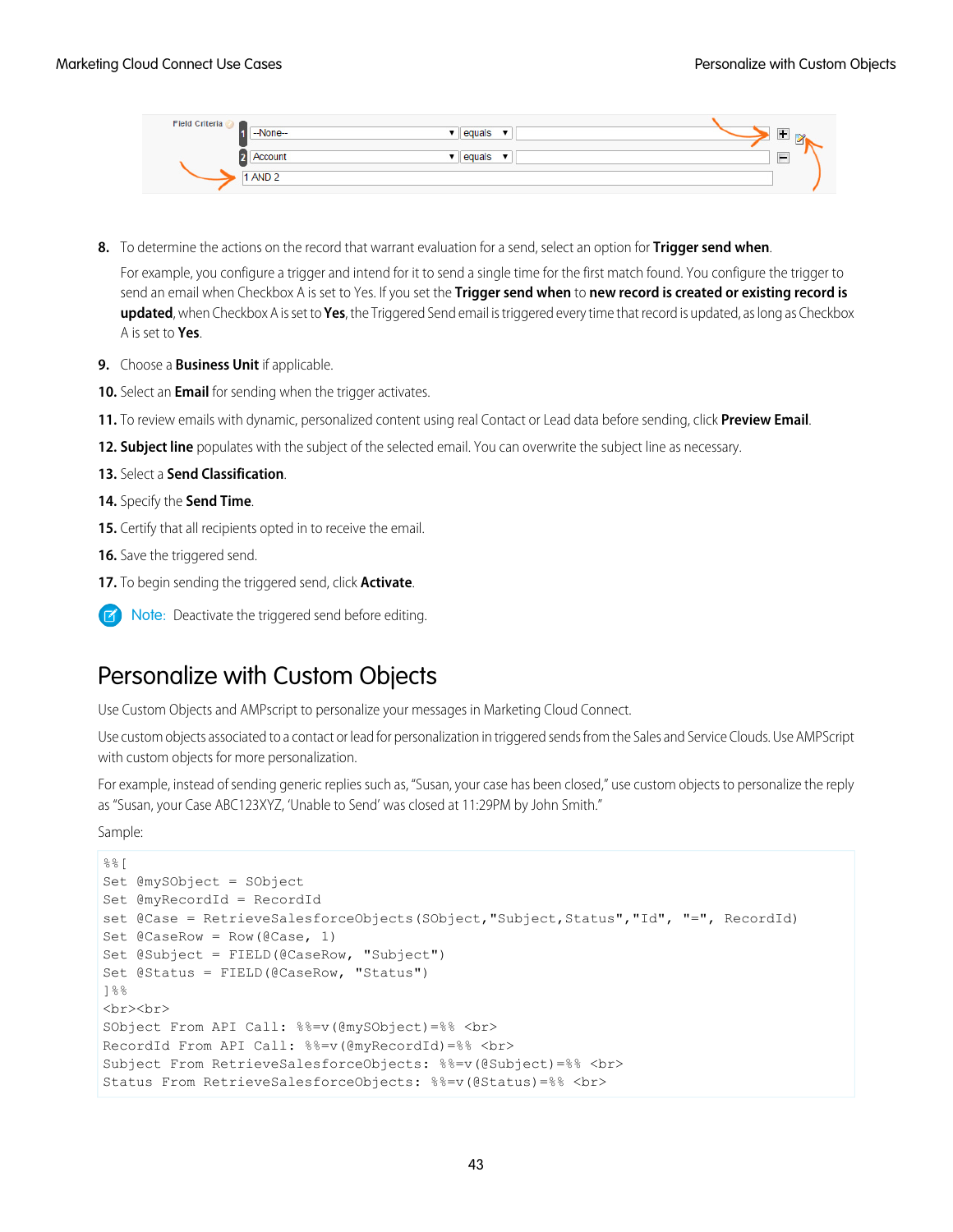8. To determine the actions on the record that warrant evaluation for a send, select an option for **Trigger send when**.

   For example, you configure a trigger and intend for it to send a single time for the first match found. You configure the trigger to send an email when Checkbox A is set to Yes. If you set the **Trigger send when** to **new record is created or existing record is updated**, when Checkbox A is set to **Yes**, the Triggered Send email is triggered every time that record is updated, as long as Checkbox A is set to **Yes**.

9. Choose a **Business Unit** if applicable.
10. Select an **Email** for sending when the trigger activates.
11. To review emails with dynamic, personalized content using real Contact or Lead data before sending, click **Preview Email**.
12. **Subject line** populates with the subject of the selected email. You can overwrite the subject line as necessary.
13. Select a **Send Classification**.
14. Specify the **Send Time**.
15. Certify that all recipients opted in to receive the email.
16. Save the triggered send.
17. To begin sending the triggered send, click **Activate**.

Note: Deactivate the triggered send before editing.

# Personalize with Custom Objects

Use Custom Objects and AMPscript to personalize your messages in Marketing Cloud Connect.

Use custom objects associated to a contact or lead for personalization in triggered sends from the Sales and Service Clouds. Use AMPScript with custom objects for more personalization.

For example, instead of sending generic replies such as, "Susan, your case has been closed," use custom objects to personalize the reply as "Susan, your Case ABC123XYZ, 'Unable to Send' was closed at 11:29PM by John Smith."

Sample:

```
%%[
Set @mySObject = SObject
Set @myRecordId = RecordId
set @Case = RetrieveSalesforceObjects(SObject,"Subject,Status","Id", "=", RecordId)
Set @CaseRow = Row(@Case, 1)
Set @Subject = FIELD(@CaseRow, "Subject")
Set @Status = FIELD(@CaseRow, "Status")
]%%
<br><br>
SObject From API Call: %%=v(@mySObject)=%% <br>
RecordId From API Call: %%=v(@myRecordId)=%% <br>
Subject From RetrieveSalesforceObjects: %%=v(@Subject)=%% <br>
Status From RetrieveSalesforceObjects: %%=v(@Status)=%% <br>
```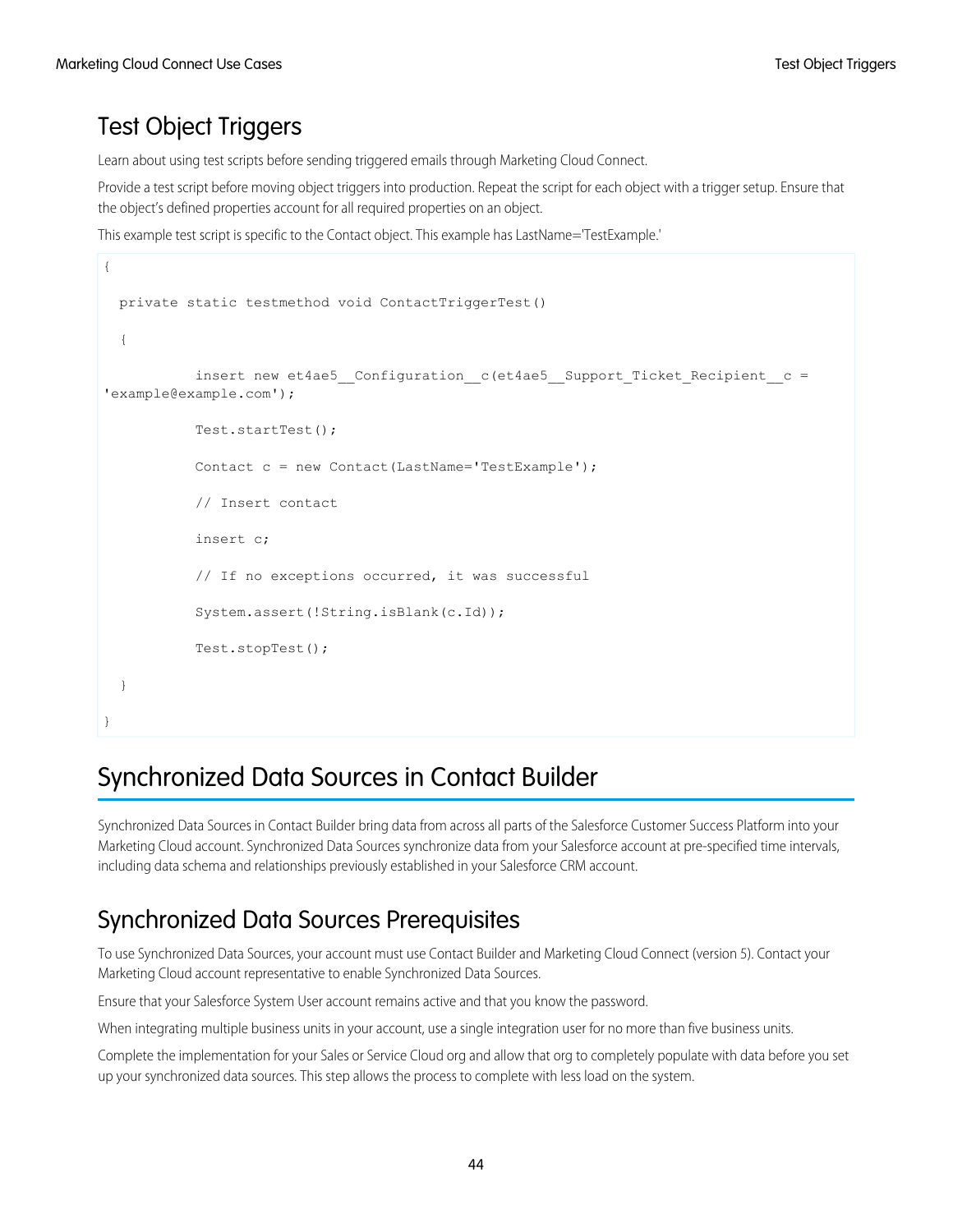## Test Object Triggers

Learn about using test scripts before sending triggered emails through Marketing Cloud Connect.

Provide a test script before moving object triggers into production. Repeat the script for each object with a trigger setup. Ensure that the object's defined properties account for all required properties on an object.

This example test script is specific to the Contact object. This example has LastName='TestExample.'

```
{

  private static testmethod void ContactTriggerTest()

  {

            insert new et4ae5__Configuration__c(et4ae5__Support_Ticket_Recipient__c =
'example@example.com');

            Test.startTest();

            Contact c = new Contact(LastName='TestExample');

            // Insert contact

            insert c;

            // If no exceptions occurred, it was successful

            System.assert(!String.isBlank(c.Id));

            Test.stopTest();

  }

}
```

# Synchronized Data Sources in Contact Builder

Synchronized Data Sources in Contact Builder bring data from across all parts of the Salesforce Customer Success Platform into your Marketing Cloud account. Synchronized Data Sources synchronize data from your Salesforce account at pre-specified time intervals, including data schema and relationships previously established in your Salesforce CRM account.

## Synchronized Data Sources Prerequisites

To use Synchronized Data Sources, your account must use Contact Builder and Marketing Cloud Connect (version 5). Contact your Marketing Cloud account representative to enable Synchronized Data Sources.

Ensure that your Salesforce System User account remains active and that you know the password.

When integrating multiple business units in your account, use a single integration user for no more than five business units.

Complete the implementation for your Sales or Service Cloud org and allow that org to completely populate with data before you set up your synchronized data sources. This step allows the process to complete with less load on the system.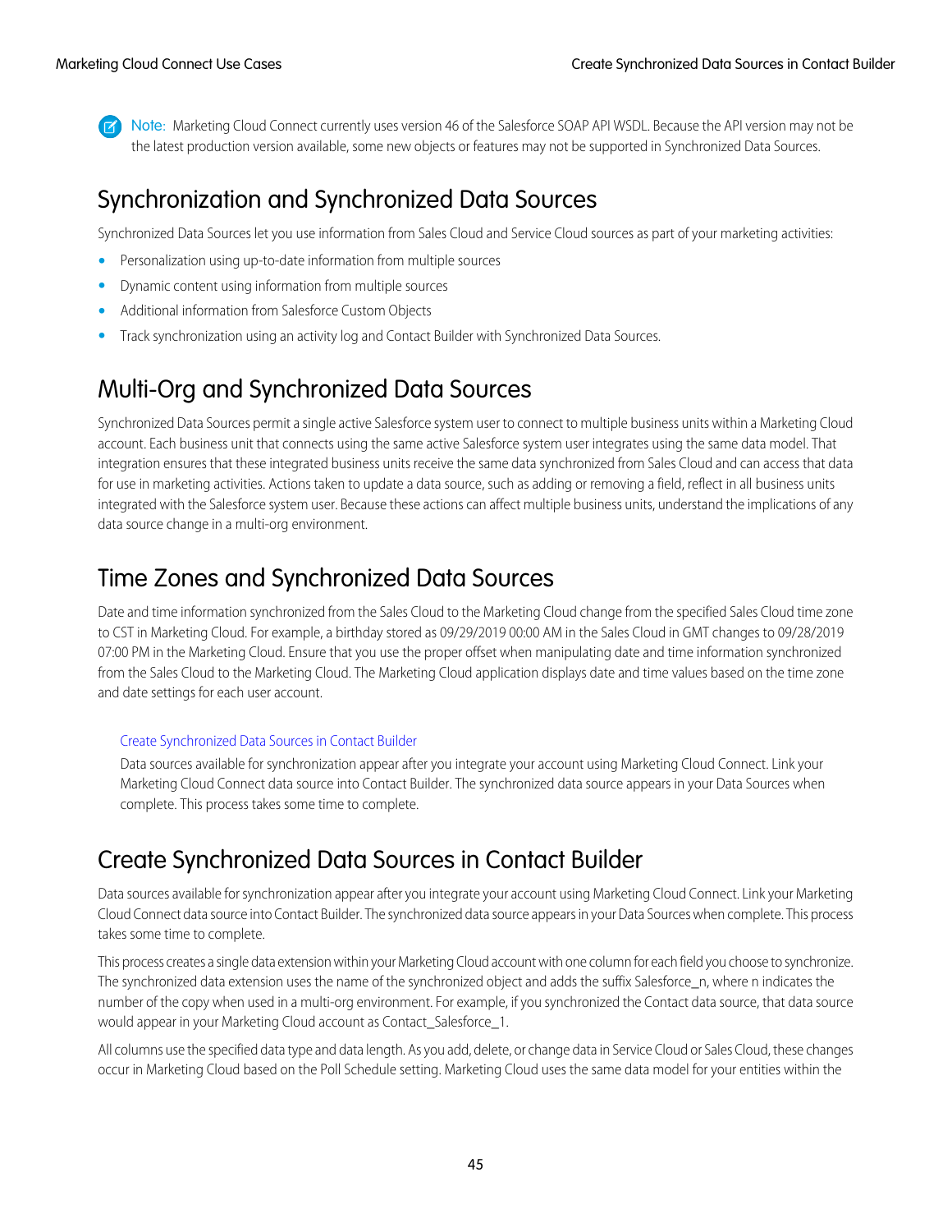> **Note:** Marketing Cloud Connect currently uses version 46 of the Salesforce SOAP API WSDL. Because the API version may not be the latest production version available, some new objects or features may not be supported in Synchronized Data Sources.

## Synchronization and Synchronized Data Sources

Synchronized Data Sources let you use information from Sales Cloud and Service Cloud sources as part of your marketing activities:

- Personalization using up-to-date information from multiple sources
- Dynamic content using information from multiple sources
- Additional information from Salesforce Custom Objects
- Track synchronization using an activity log and Contact Builder with Synchronized Data Sources.

## Multi-Org and Synchronized Data Sources

Synchronized Data Sources permit a single active Salesforce system user to connect to multiple business units within a Marketing Cloud account. Each business unit that connects using the same active Salesforce system user integrates using the same data model. That integration ensures that these integrated business units receive the same data synchronized from Sales Cloud and can access that data for use in marketing activities. Actions taken to update a data source, such as adding or removing a field, reflect in all business units integrated with the Salesforce system user. Because these actions can affect multiple business units, understand the implications of any data source change in a multi-org environment.

## Time Zones and Synchronized Data Sources

Date and time information synchronized from the Sales Cloud to the Marketing Cloud change from the specified Sales Cloud time zone to CST in Marketing Cloud. For example, a birthday stored as 09/29/2019 00:00 AM in the Sales Cloud in GMT changes to 09/28/2019 07:00 PM in the Marketing Cloud. Ensure that you use the proper offset when manipulating date and time information synchronized from the Sales Cloud to the Marketing Cloud. The Marketing Cloud application displays date and time values based on the time zone and date settings for each user account.

Create Synchronized Data Sources in Contact Builder

Data sources available for synchronization appear after you integrate your account using Marketing Cloud Connect. Link your Marketing Cloud Connect data source into Contact Builder. The synchronized data source appears in your Data Sources when complete. This process takes some time to complete.

## Create Synchronized Data Sources in Contact Builder

Data sources available for synchronization appear after you integrate your account using Marketing Cloud Connect. Link your Marketing Cloud Connect data source into Contact Builder. The synchronized data source appears in your Data Sources when complete. This process takes some time to complete.

This process creates a single data extension within your Marketing Cloud account with one column for each field you choose to synchronize. The synchronized data extension uses the name of the synchronized object and adds the suffix Salesforce_n, where n indicates the number of the copy when used in a multi-org environment. For example, if you synchronized the Contact data source, that data source would appear in your Marketing Cloud account as Contact_Salesforce_1.

All columns use the specified data type and data length. As you add, delete, or change data in Service Cloud or Sales Cloud, these changes occur in Marketing Cloud based on the Poll Schedule setting. Marketing Cloud uses the same data model for your entities within the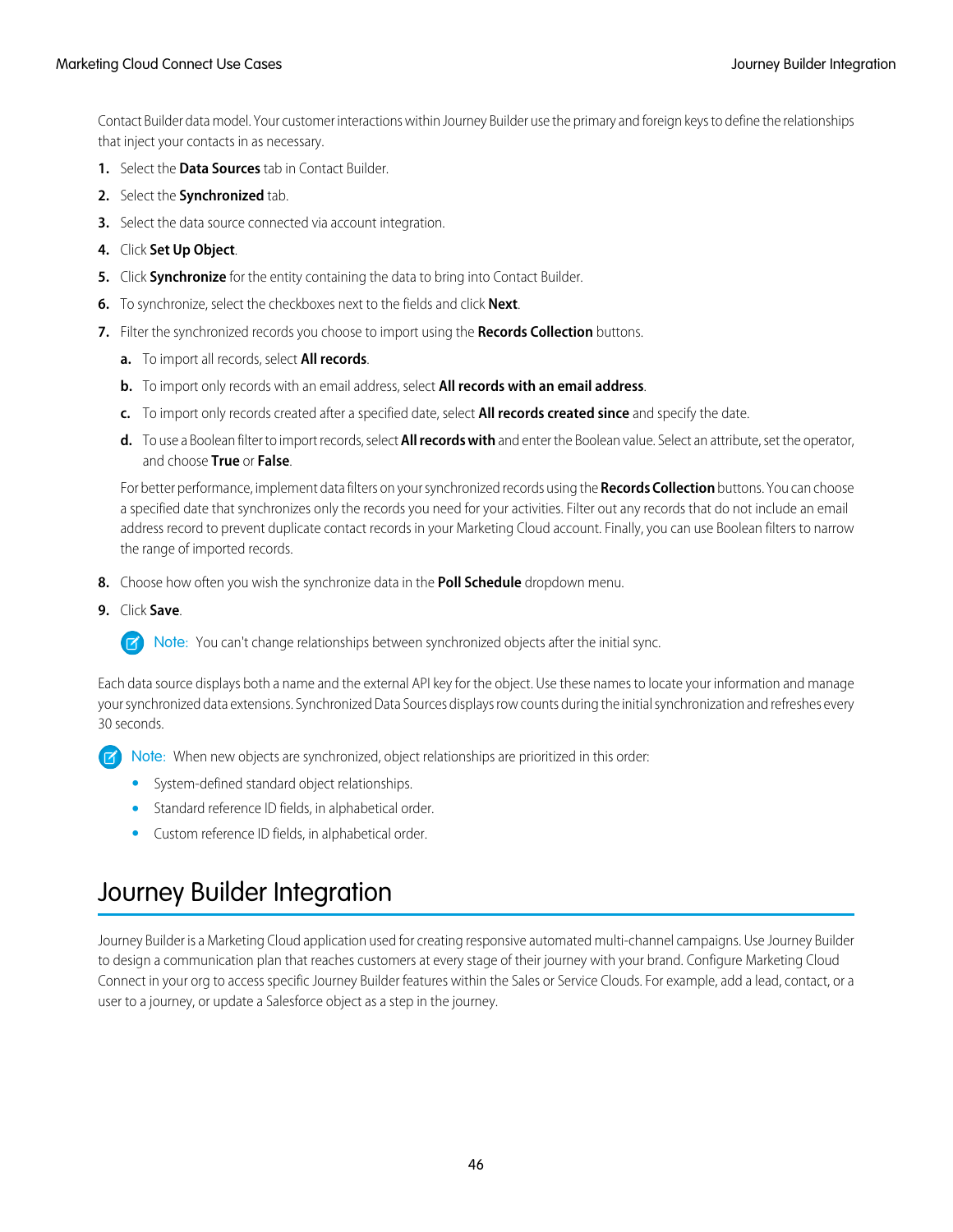Contact Builder data model. Your customer interactions within Journey Builder use the primary and foreign keys to define the relationships that inject your contacts in as necessary.

1. Select the **Data Sources** tab in Contact Builder.
2. Select the **Synchronized** tab.
3. Select the data source connected via account integration.
4. Click **Set Up Object**.
5. Click **Synchronize** for the entity containing the data to bring into Contact Builder.
6. To synchronize, select the checkboxes next to the fields and click **Next**.
7. Filter the synchronized records you choose to import using the **Records Collection** buttons.
   a. To import all records, select **All records**.
   b. To import only records with an email address, select **All records with an email address**.
   c. To import only records created after a specified date, select **All records created since** and specify the date.
   d. To use a Boolean filter to import records, select **All records with** and enter the Boolean value. Select an attribute, set the operator, and choose **True** or **False**.

   For better performance, implement data filters on your synchronized records using the **Records Collection** buttons. You can choose a specified date that synchronizes only the records you need for your activities. Filter out any records that do not include an email address record to prevent duplicate contact records in your Marketing Cloud account. Finally, you can use Boolean filters to narrow the range of imported records.

8. Choose how often you wish the synchronize data in the **Poll Schedule** dropdown menu.
9. Click **Save**.

   Note: You can't change relationships between synchronized objects after the initial sync.

Each data source displays both a name and the external API key for the object. Use these names to locate your information and manage your synchronized data extensions. Synchronized Data Sources displays row counts during the initial synchronization and refreshes every 30 seconds.

Note: When new objects are synchronized, object relationships are prioritized in this order:

- System-defined standard object relationships.
- Standard reference ID fields, in alphabetical order.
- Custom reference ID fields, in alphabetical order.

# Journey Builder Integration

Journey Builder is a Marketing Cloud application used for creating responsive automated multi-channel campaigns. Use Journey Builder to design a communication plan that reaches customers at every stage of their journey with your brand. Configure Marketing Cloud Connect in your org to access specific Journey Builder features within the Sales or Service Clouds. For example, add a lead, contact, or a user to a journey, or update a Salesforce object as a step in the journey.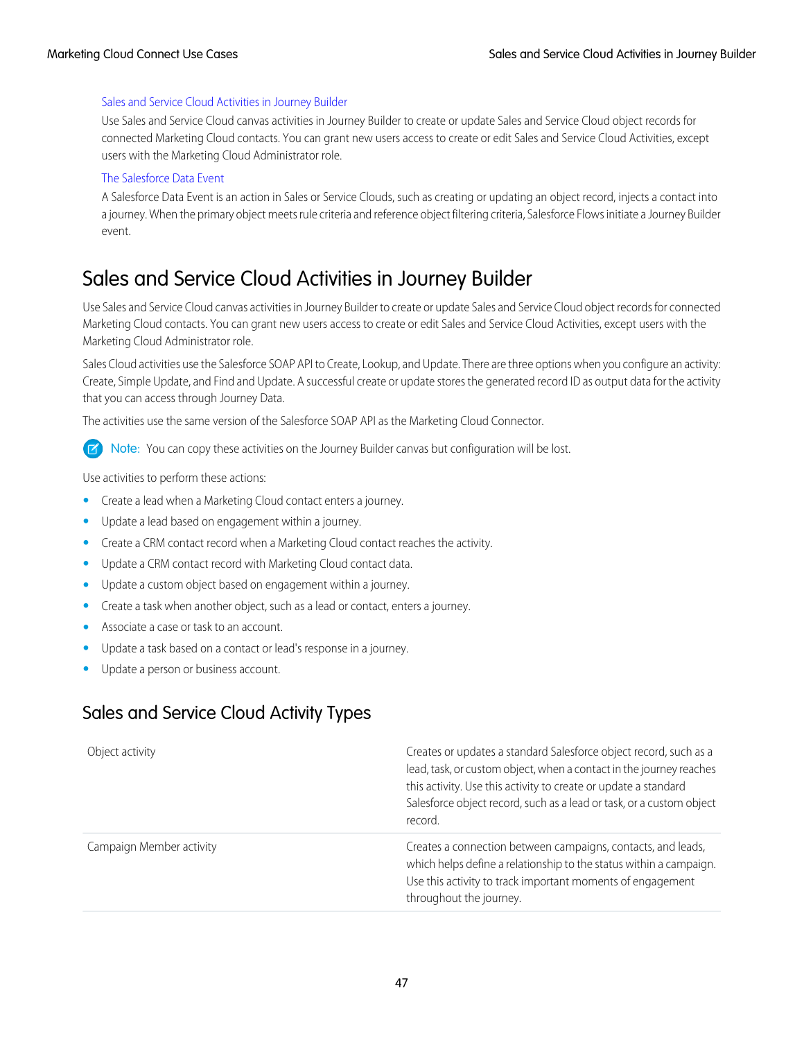[Sales and Service Cloud Activities in Journey Builder](#)

Use Sales and Service Cloud canvas activities in Journey Builder to create or update Sales and Service Cloud object records for connected Marketing Cloud contacts. You can grant new users access to create or edit Sales and Service Cloud Activities, except users with the Marketing Cloud Administrator role.

[The Salesforce Data Event](#)

A Salesforce Data Event is an action in Sales or Service Clouds, such as creating or updating an object record, injects a contact into a journey. When the primary object meets rule criteria and reference object filtering criteria, Salesforce Flows initiate a Journey Builder event.

# Sales and Service Cloud Activities in Journey Builder

Use Sales and Service Cloud canvas activities in Journey Builder to create or update Sales and Service Cloud object records for connected Marketing Cloud contacts. You can grant new users access to create or edit Sales and Service Cloud Activities, except users with the Marketing Cloud Administrator role.

Sales Cloud activities use the Salesforce SOAP API to Create, Lookup, and Update. There are three options when you configure an activity: Create, Simple Update, and Find and Update. A successful create or update stores the generated record ID as output data for the activity that you can access through Journey Data.

The activities use the same version of the Salesforce SOAP API as the Marketing Cloud Connector.

> **Note:** You can copy these activities on the Journey Builder canvas but configuration will be lost.

Use activities to perform these actions:

- Create a lead when a Marketing Cloud contact enters a journey.
- Update a lead based on engagement within a journey.
- Create a CRM contact record when a Marketing Cloud contact reaches the activity.
- Update a CRM contact record with Marketing Cloud contact data.
- Update a custom object based on engagement within a journey.
- Create a task when another object, such as a lead or contact, enters a journey.
- Associate a case or task to an account.
- Update a task based on a contact or lead's response in a journey.
- Update a person or business account.

## Sales and Service Cloud Activity Types

| | |
|---|---|
| Object activity | Creates or updates a standard Salesforce object record, such as a lead, task, or custom object, when a contact in the journey reaches this activity. Use this activity to create or update a standard Salesforce object record, such as a lead or task, or a custom object record. |
| Campaign Member activity | Creates a connection between campaigns, contacts, and leads, which helps define a relationship to the status within a campaign. Use this activity to track important moments of engagement throughout the journey. |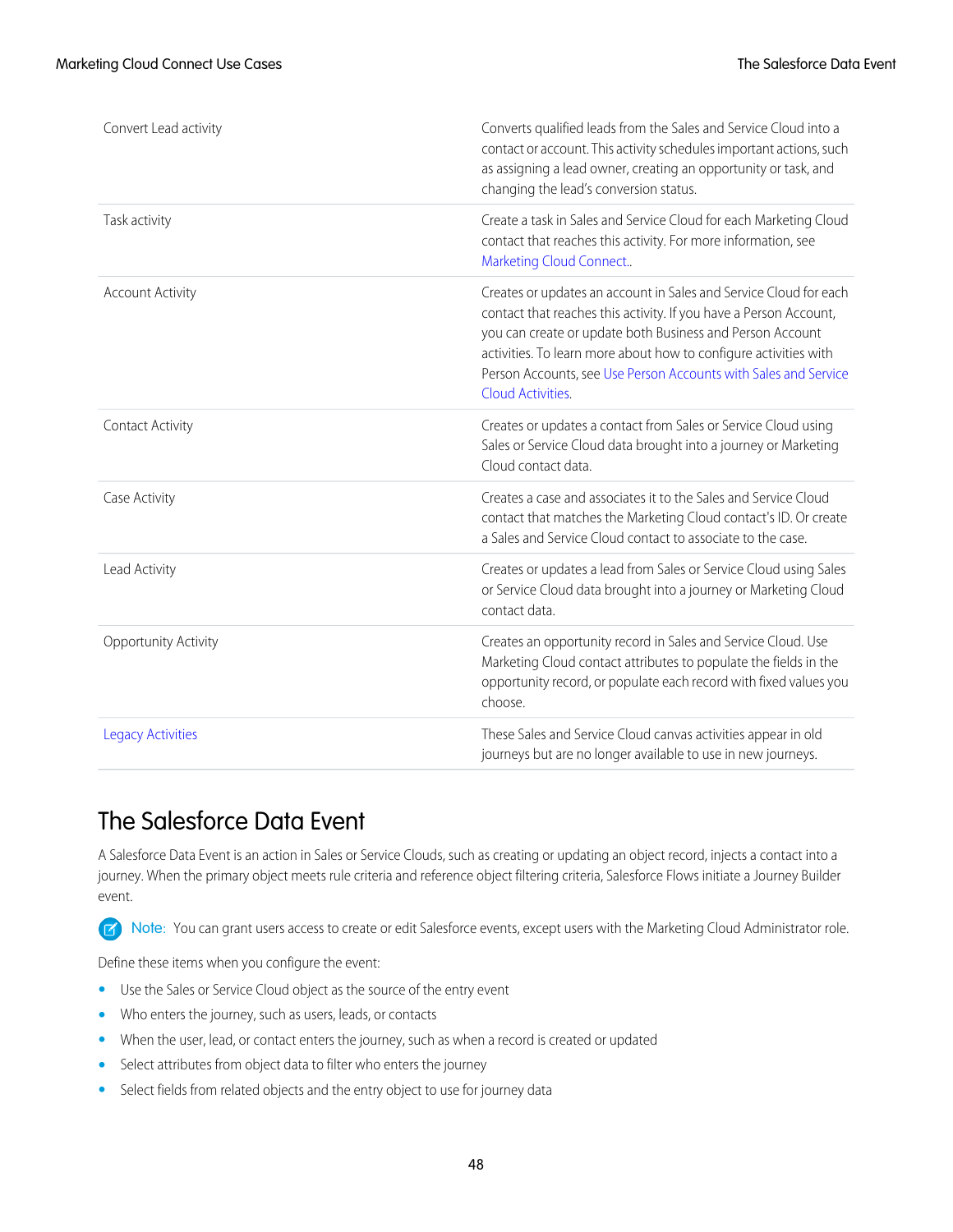| | |
|---|---|
| Convert Lead activity | Converts qualified leads from the Sales and Service Cloud into a contact or account. This activity schedules important actions, such as assigning a lead owner, creating an opportunity or task, and changing the lead's conversion status. |
| Task activity | Create a task in Sales and Service Cloud for each Marketing Cloud contact that reaches this activity. For more information, see Marketing Cloud Connect.. |
| Account Activity | Creates or updates an account in Sales and Service Cloud for each contact that reaches this activity. If you have a Person Account, you can create or update both Business and Person Account activities. To learn more about how to configure activities with Person Accounts, see Use Person Accounts with Sales and Service Cloud Activities. |
| Contact Activity | Creates or updates a contact from Sales or Service Cloud using Sales or Service Cloud data brought into a journey or Marketing Cloud contact data. |
| Case Activity | Creates a case and associates it to the Sales and Service Cloud contact that matches the Marketing Cloud contact's ID. Or create a Sales and Service Cloud contact to associate to the case. |
| Lead Activity | Creates or updates a lead from Sales or Service Cloud using Sales or Service Cloud data brought into a journey or Marketing Cloud contact data. |
| Opportunity Activity | Creates an opportunity record in Sales and Service Cloud. Use Marketing Cloud contact attributes to populate the fields in the opportunity record, or populate each record with fixed values you choose. |
| Legacy Activities | These Sales and Service Cloud canvas activities appear in old journeys but are no longer available to use in new journeys. |

# The Salesforce Data Event

A Salesforce Data Event is an action in Sales or Service Clouds, such as creating or updating an object record, injects a contact into a journey. When the primary object meets rule criteria and reference object filtering criteria, Salesforce Flows initiate a Journey Builder event.

**Note:** You can grant users access to create or edit Salesforce events, except users with the Marketing Cloud Administrator role.

Define these items when you configure the event:

- Use the Sales or Service Cloud object as the source of the entry event
- Who enters the journey, such as users, leads, or contacts
- When the user, lead, or contact enters the journey, such as when a record is created or updated
- Select attributes from object data to filter who enters the journey
- Select fields from related objects and the entry object to use for journey data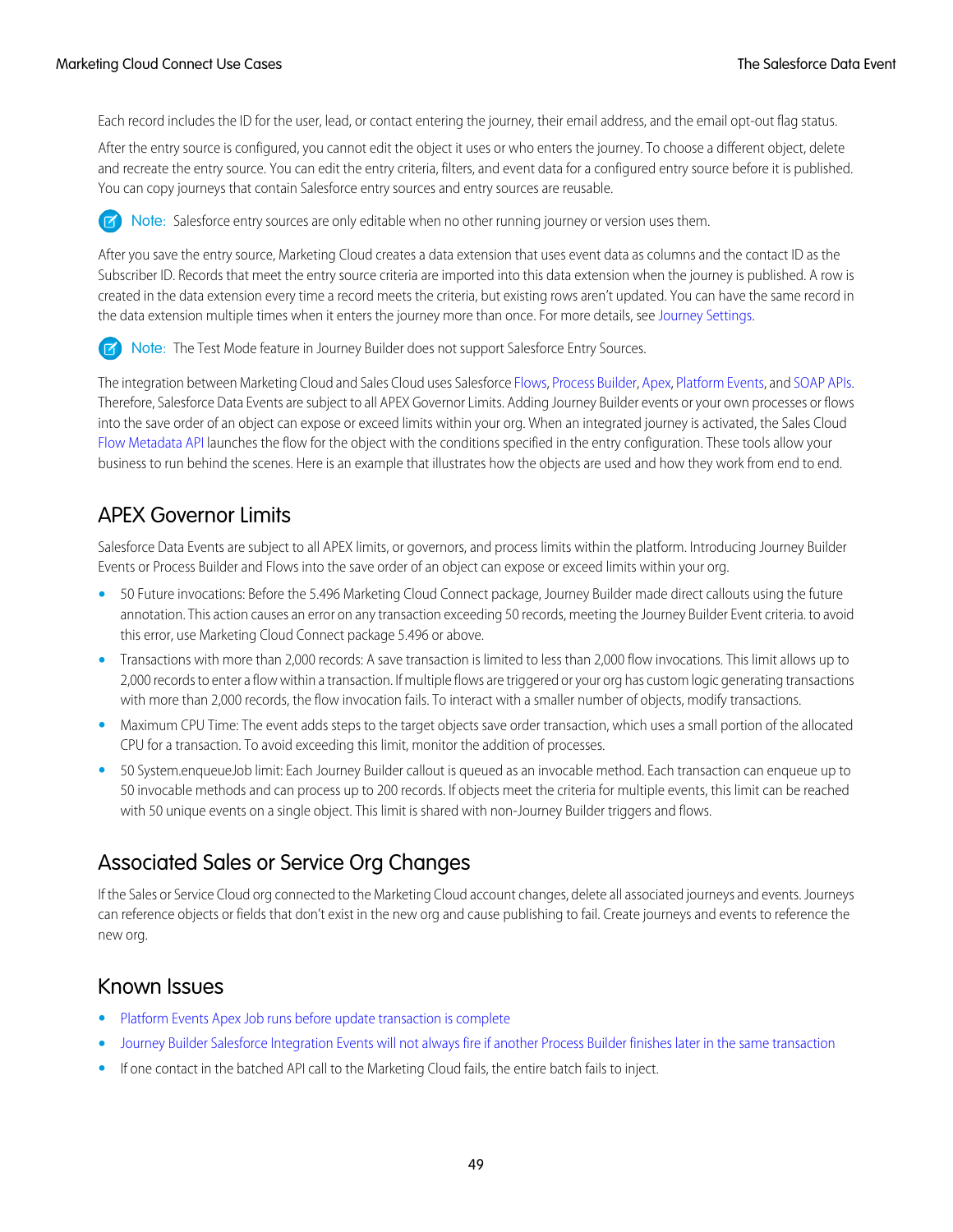Each record includes the ID for the user, lead, or contact entering the journey, their email address, and the email opt-out flag status.

After the entry source is configured, you cannot edit the object it uses or who enters the journey. To choose a different object, delete and recreate the entry source. You can edit the entry criteria, filters, and event data for a configured entry source before it is published. You can copy journeys that contain Salesforce entry sources and entry sources are reusable.

Note: Salesforce entry sources are only editable when no other running journey or version uses them.

After you save the entry source, Marketing Cloud creates a data extension that uses event data as columns and the contact ID as the Subscriber ID. Records that meet the entry source criteria are imported into this data extension when the journey is published. A row is created in the data extension every time a record meets the criteria, but existing rows aren't updated. You can have the same record in the data extension multiple times when it enters the journey more than once. For more details, see Journey Settings.

Note: The Test Mode feature in Journey Builder does not support Salesforce Entry Sources.

The integration between Marketing Cloud and Sales Cloud uses Salesforce Flows, Process Builder, Apex, Platform Events, and SOAP APIs. Therefore, Salesforce Data Events are subject to all APEX Governor Limits. Adding Journey Builder events or your own processes or flows into the save order of an object can expose or exceed limits within your org. When an integrated journey is activated, the Sales Cloud Flow Metadata API launches the flow for the object with the conditions specified in the entry configuration. These tools allow your business to run behind the scenes. Here is an example that illustrates how the objects are used and how they work from end to end.

## APEX Governor Limits

Salesforce Data Events are subject to all APEX limits, or governors, and process limits within the platform. Introducing Journey Builder Events or Process Builder and Flows into the save order of an object can expose or exceed limits within your org.

- 50 Future invocations: Before the 5.496 Marketing Cloud Connect package, Journey Builder made direct callouts using the future annotation. This action causes an error on any transaction exceeding 50 records, meeting the Journey Builder Event criteria. to avoid this error, use Marketing Cloud Connect package 5.496 or above.
- Transactions with more than 2,000 records: A save transaction is limited to less than 2,000 flow invocations. This limit allows up to 2,000 records to enter a flow within a transaction. If multiple flows are triggered or your org has custom logic generating transactions with more than 2,000 records, the flow invocation fails. To interact with a smaller number of objects, modify transactions.
- Maximum CPU Time: The event adds steps to the target objects save order transaction, which uses a small portion of the allocated CPU for a transaction. To avoid exceeding this limit, monitor the addition of processes.
- 50 System.enqueueJob limit: Each Journey Builder callout is queued as an invocable method. Each transaction can enqueue up to 50 invocable methods and can process up to 200 records. If objects meet the criteria for multiple events, this limit can be reached with 50 unique events on a single object. This limit is shared with non-Journey Builder triggers and flows.

## Associated Sales or Service Org Changes

If the Sales or Service Cloud org connected to the Marketing Cloud account changes, delete all associated journeys and events. Journeys can reference objects or fields that don't exist in the new org and cause publishing to fail. Create journeys and events to reference the new org.

## Known Issues

- Platform Events Apex Job runs before update transaction is complete
- Journey Builder Salesforce Integration Events will not always fire if another Process Builder finishes later in the same transaction
- If one contact in the batched API call to the Marketing Cloud fails, the entire batch fails to inject.